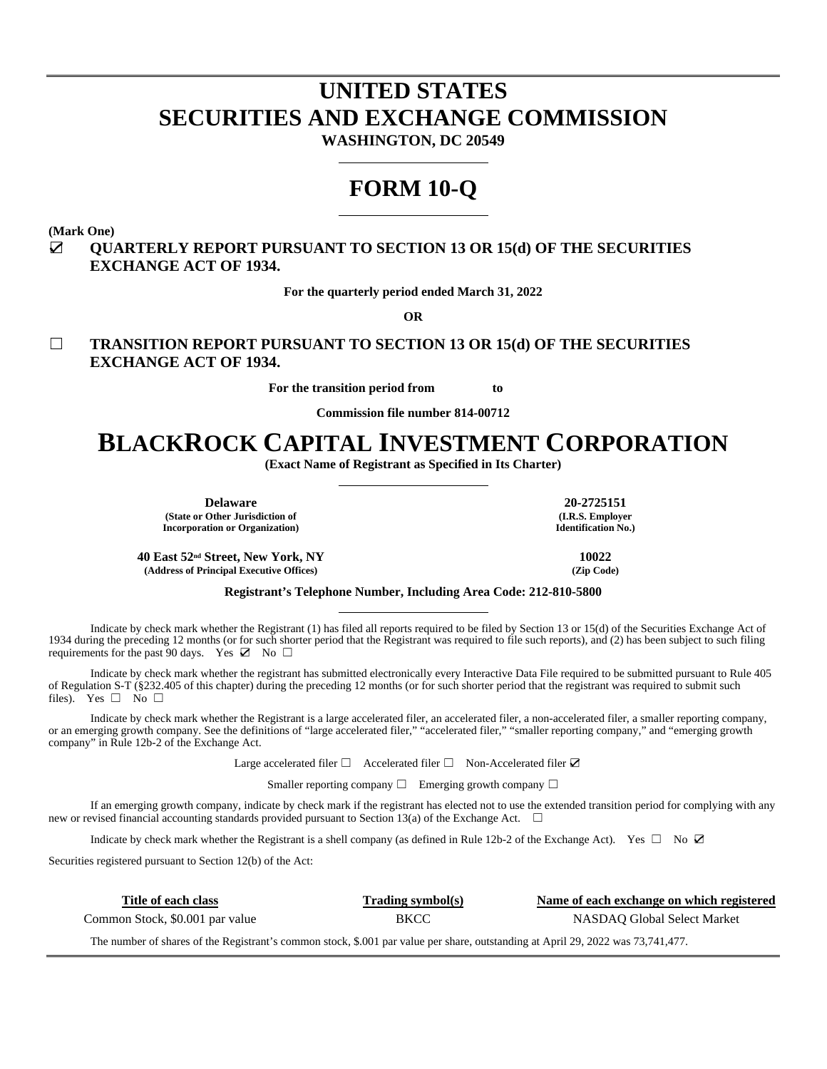# UNITED STATES
# SECURITIES AND EXCHANGE COMMISSION

**WASHINGTON, DC 20549**

# FORM 10-Q

**(Mark One)**

☑ **QUARTERLY REPORT PURSUANT TO SECTION 13 OR 15(d) OF THE SECURITIES EXCHANGE ACT OF 1934.**

**For the quarterly period ended March 31, 2022**

**OR**

☐ **TRANSITION REPORT PURSUANT TO SECTION 13 OR 15(d) OF THE SECURITIES EXCHANGE ACT OF 1934.**

**For the transition period from to**

**Commission file number 814-00712**

# BLACKROCK CAPITAL INVESTMENT CORPORATION

**(Exact Name of Registrant as Specified in Its Charter)**

| | |
|---|---|
| **Delaware** | **20-2725151** |
| **(State or Other Jurisdiction of Incorporation or Organization)** | **(I.R.S. Employer Identification No.)** |
| **40 East 52nd Street, New York, NY** | **10022** |
| **(Address of Principal Executive Offices)** | **(Zip Code)** |

**Registrant's Telephone Number, Including Area Code: 212-810-5800**

Indicate by check mark whether the Registrant (1) has filed all reports required to be filed by Section 13 or 15(d) of the Securities Exchange Act of 1934 during the preceding 12 months (or for such shorter period that the Registrant was required to file such reports), and (2) has been subject to such filing requirements for the past 90 days. Yes ☑ No ☐

Indicate by check mark whether the registrant has submitted electronically every Interactive Data File required to be submitted pursuant to Rule 405 of Regulation S-T (§232.405 of this chapter) during the preceding 12 months (or for such shorter period that the registrant was required to submit such files). Yes ☐ No ☐

Indicate by check mark whether the Registrant is a large accelerated filer, an accelerated filer, a non-accelerated filer, a smaller reporting company, or an emerging growth company. See the definitions of "large accelerated filer," "accelerated filer," "smaller reporting company," and "emerging growth company" in Rule 12b-2 of the Exchange Act.

Large accelerated filer ☐ Accelerated filer ☐ Non-Accelerated filer ☑

Smaller reporting company ☐ Emerging growth company ☐

If an emerging growth company, indicate by check mark if the registrant has elected not to use the extended transition period for complying with any new or revised financial accounting standards provided pursuant to Section 13(a) of the Exchange Act. ☐

Indicate by check mark whether the Registrant is a shell company (as defined in Rule 12b-2 of the Exchange Act). Yes ☐ No ☑

Securities registered pursuant to Section 12(b) of the Act:

| Title of each class | Trading symbol(s) | Name of each exchange on which registered |
|---|---|---|
| Common Stock, $0.001 par value | BKCC | NASDAQ Global Select Market |

The number of shares of the Registrant's common stock, $.001 par value per share, outstanding at April 29, 2022 was 73,741,477.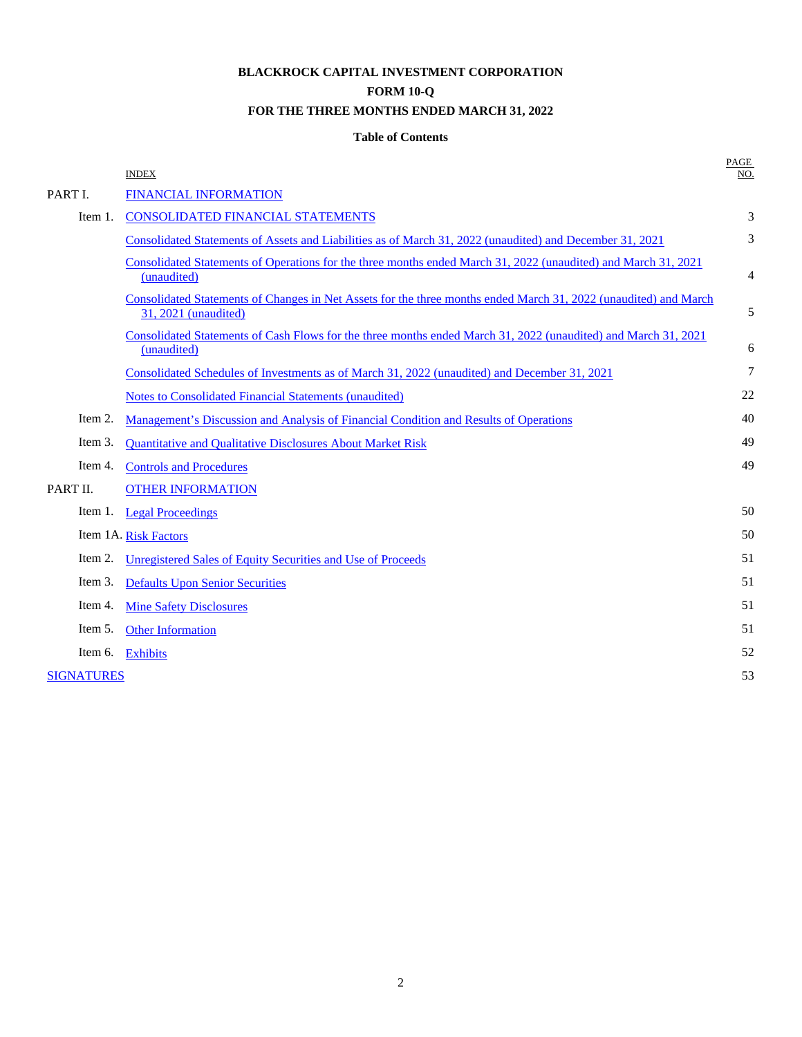**BLACKROCK CAPITAL INVESTMENT CORPORATION**

**FORM 10-Q**

**FOR THE THREE MONTHS ENDED MARCH 31, 2022**

**Table of Contents**

| | INDEX | PAGE NO. |
|---|---|---|
| PART I. | FINANCIAL INFORMATION | |
| Item 1. | CONSOLIDATED FINANCIAL STATEMENTS | 3 |
| | Consolidated Statements of Assets and Liabilities as of March 31, 2022 (unaudited) and December 31, 2021 | 3 |
| | Consolidated Statements of Operations for the three months ended March 31, 2022 (unaudited) and March 31, 2021 (unaudited) | 4 |
| | Consolidated Statements of Changes in Net Assets for the three months ended March 31, 2022 (unaudited) and March 31, 2021 (unaudited) | 5 |
| | Consolidated Statements of Cash Flows for the three months ended March 31, 2022 (unaudited) and March 31, 2021 (unaudited) | 6 |
| | Consolidated Schedules of Investments as of March 31, 2022 (unaudited) and December 31, 2021 | 7 |
| | Notes to Consolidated Financial Statements (unaudited) | 22 |
| Item 2. | Management's Discussion and Analysis of Financial Condition and Results of Operations | 40 |
| Item 3. | Quantitative and Qualitative Disclosures About Market Risk | 49 |
| Item 4. | Controls and Procedures | 49 |
| PART II. | OTHER INFORMATION | |
| Item 1. | Legal Proceedings | 50 |
| Item 1A. | Risk Factors | 50 |
| Item 2. | Unregistered Sales of Equity Securities and Use of Proceeds | 51 |
| Item 3. | Defaults Upon Senior Securities | 51 |
| Item 4. | Mine Safety Disclosures | 51 |
| Item 5. | Other Information | 51 |
| Item 6. | Exhibits | 52 |
| SIGNATURES | | 53 |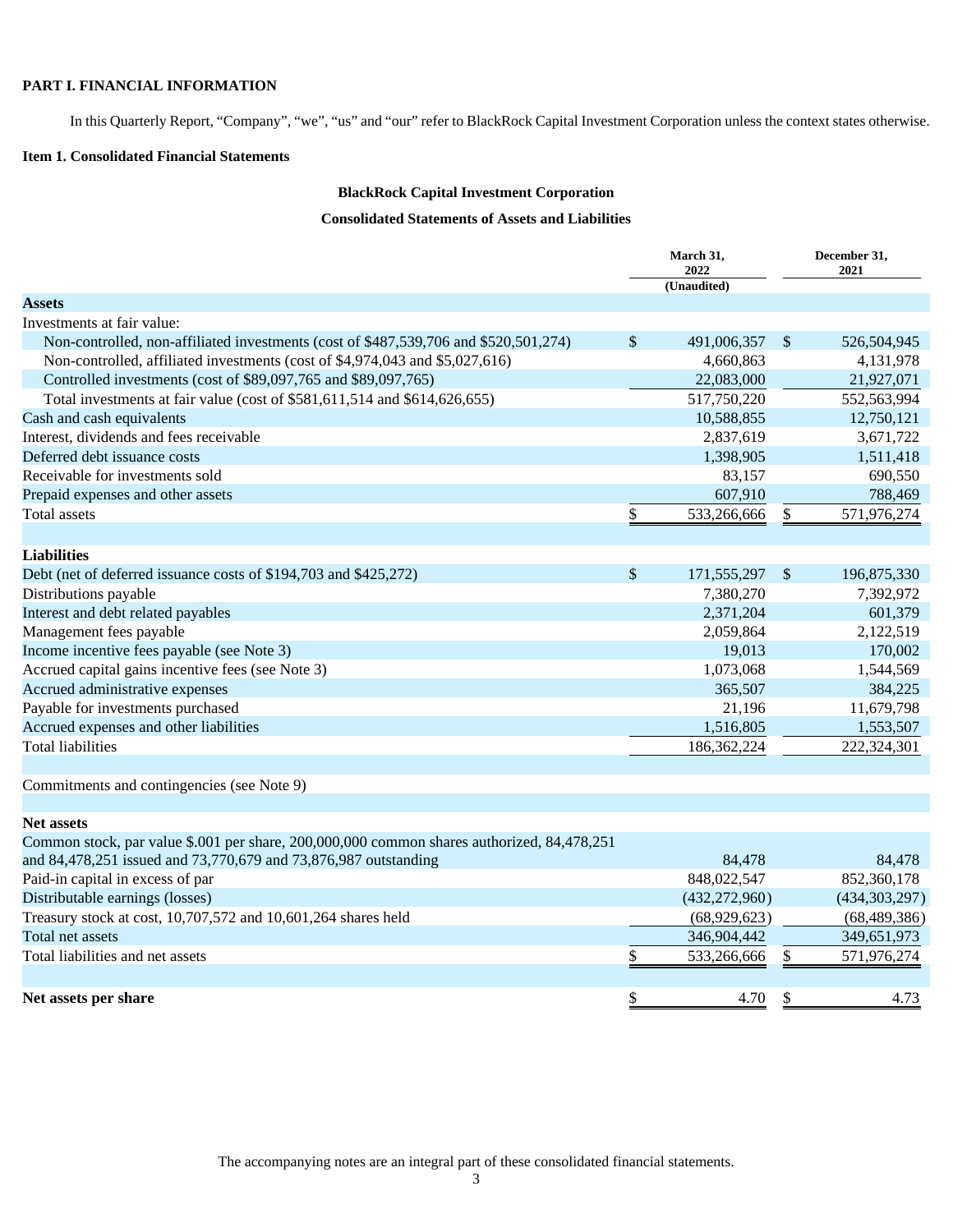# PART I. FINANCIAL INFORMATION

In this Quarterly Report, "Company", "we", "us" and "our" refer to BlackRock Capital Investment Corporation unless the context states otherwise.

## Item 1. Consolidated Financial Statements

### BlackRock Capital Investment Corporation

### Consolidated Statements of Assets and Liabilities

| | March 31, 2022 (Unaudited) | December 31, 2021 |
|---|---|---|
| **Assets** | | |
| Investments at fair value: | | |
| Non-controlled, non-affiliated investments (cost of $487,539,706 and $520,501,274) | $ 491,006,357 | $ 526,504,945 |
| Non-controlled, affiliated investments (cost of $4,974,043 and $5,027,616) | 4,660,863 | 4,131,978 |
| Controlled investments (cost of $89,097,765 and $89,097,765) | 22,083,000 | 21,927,071 |
| Total investments at fair value (cost of $581,611,514 and $614,626,655) | 517,750,220 | 552,563,994 |
| Cash and cash equivalents | 10,588,855 | 12,750,121 |
| Interest, dividends and fees receivable | 2,837,619 | 3,671,722 |
| Deferred debt issuance costs | 1,398,905 | 1,511,418 |
| Receivable for investments sold | 83,157 | 690,550 |
| Prepaid expenses and other assets | 607,910 | 788,469 |
| Total assets | $ 533,266,666 | $ 571,976,274 |
| | | |
| **Liabilities** | | |
| Debt (net of deferred issuance costs of $194,703 and $425,272) | $ 171,555,297 | $ 196,875,330 |
| Distributions payable | 7,380,270 | 7,392,972 |
| Interest and debt related payables | 2,371,204 | 601,379 |
| Management fees payable | 2,059,864 | 2,122,519 |
| Income incentive fees payable (see Note 3) | 19,013 | 170,002 |
| Accrued capital gains incentive fees (see Note 3) | 1,073,068 | 1,544,569 |
| Accrued administrative expenses | 365,507 | 384,225 |
| Payable for investments purchased | 21,196 | 11,679,798 |
| Accrued expenses and other liabilities | 1,516,805 | 1,553,507 |
| Total liabilities | 186,362,224 | 222,324,301 |
| | | |
| Commitments and contingencies (see Note 9) | | |
| | | |
| **Net assets** | | |
| Common stock, par value $.001 per share, 200,000,000 common shares authorized, 84,478,251 and 84,478,251 issued and 73,770,679 and 73,876,987 outstanding | 84,478 | 84,478 |
| Paid-in capital in excess of par | 848,022,547 | 852,360,178 |
| Distributable earnings (losses) | (432,272,960) | (434,303,297) |
| Treasury stock at cost, 10,707,572 and 10,601,264 shares held | (68,929,623) | (68,489,386) |
| Total net assets | 346,904,442 | 349,651,973 |
| Total liabilities and net assets | $ 533,266,666 | $ 571,976,274 |
| | | |
| **Net assets per share** | $ 4.70 | $ 4.73 |

The accompanying notes are an integral part of these consolidated financial statements.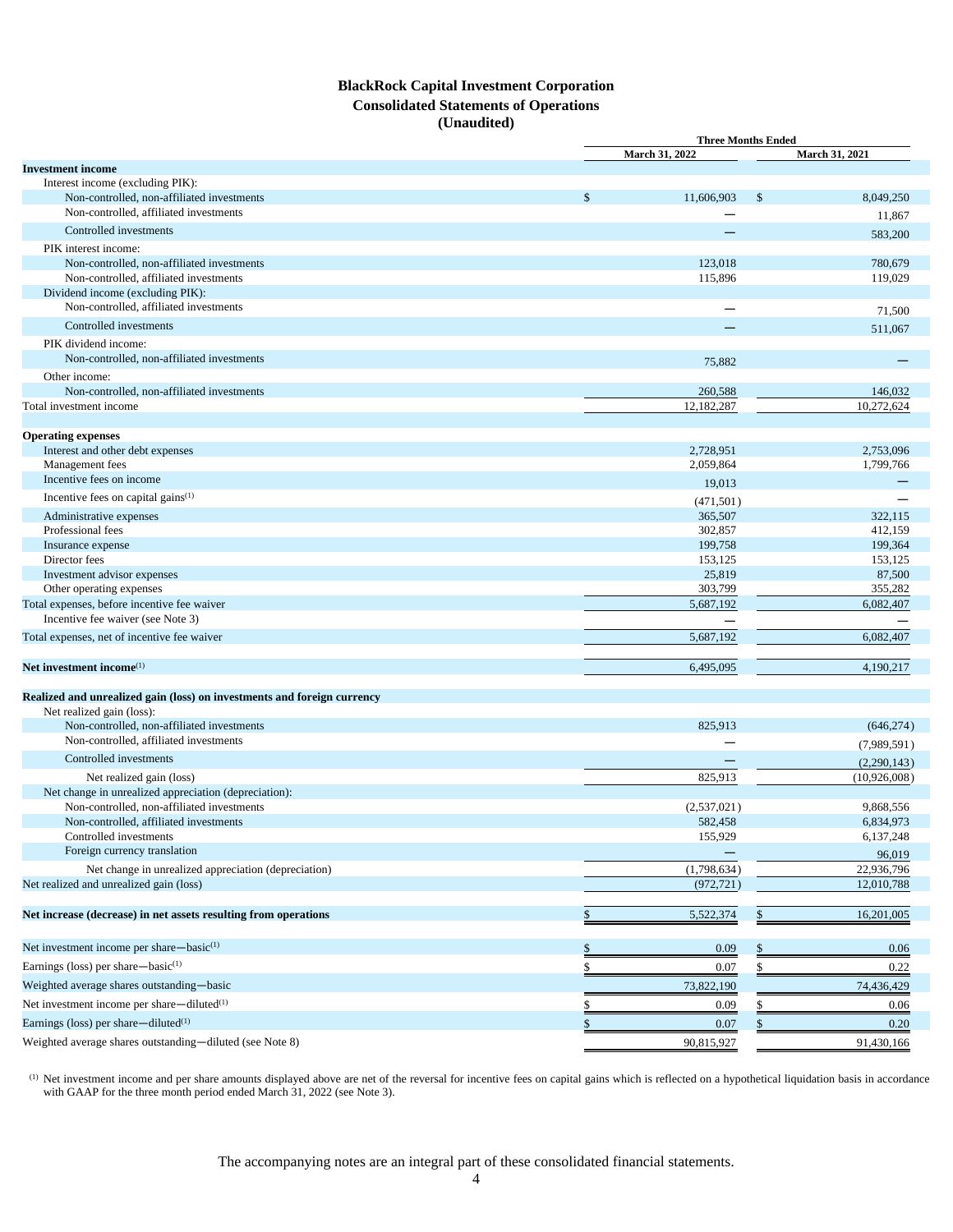# BlackRock Capital Investment Corporation
## Consolidated Statements of Operations
### (Unaudited)

| | Three Months Ended | |
|---|---|---|
| | March 31, 2022 | March 31, 2021 |
| **Investment income** | | |
| Interest income (excluding PIK): | | |
| Non-controlled, non-affiliated investments | $ 11,606,903 | $ 8,049,250 |
| Non-controlled, affiliated investments | — | 11,867 |
| Controlled investments | — | 583,200 |
| PIK interest income: | | |
| Non-controlled, non-affiliated investments | 123,018 | 780,679 |
| Non-controlled, affiliated investments | 115,896 | 119,029 |
| Dividend income (excluding PIK): | | |
| Non-controlled, affiliated investments | — | 71,500 |
| Controlled investments | — | 511,067 |
| PIK dividend income: | | |
| Non-controlled, non-affiliated investments | 75,882 | — |
| Other income: | | |
| Non-controlled, non-affiliated investments | 260,588 | 146,032 |
| Total investment income | 12,182,287 | 10,272,624 |
| **Operating expenses** | | |
| Interest and other debt expenses | 2,728,951 | 2,753,096 |
| Management fees | 2,059,864 | 1,799,766 |
| Incentive fees on income | 19,013 | — |
| Incentive fees on capital gains[(1)] | (471,501) | — |
| Administrative expenses | 365,507 | 322,115 |
| Professional fees | 302,857 | 412,159 |
| Insurance expense | 199,758 | 199,364 |
| Director fees | 153,125 | 153,125 |
| Investment advisor expenses | 25,819 | 87,500 |
| Other operating expenses | 303,799 | 355,282 |
| Total expenses, before incentive fee waiver | 5,687,192 | 6,082,407 |
| Incentive fee waiver (see Note 3) | — | — |
| Total expenses, net of incentive fee waiver | 5,687,192 | 6,082,407 |
| **Net investment income**[(1)] | 6,495,095 | 4,190,217 |
| **Realized and unrealized gain (loss) on investments and foreign currency** | | |
| Net realized gain (loss): | | |
| Non-controlled, non-affiliated investments | 825,913 | (646,274) |
| Non-controlled, affiliated investments | — | (7,989,591) |
| Controlled investments | — | (2,290,143) |
| Net realized gain (loss) | 825,913 | (10,926,008) |
| Net change in unrealized appreciation (depreciation): | | |
| Non-controlled, non-affiliated investments | (2,537,021) | 9,868,556 |
| Non-controlled, affiliated investments | 582,458 | 6,834,973 |
| Controlled investments | 155,929 | 6,137,248 |
| Foreign currency translation | — | 96,019 |
| Net change in unrealized appreciation (depreciation) | (1,798,634) | 22,936,796 |
| Net realized and unrealized gain (loss) | (972,721) | 12,010,788 |
| **Net increase (decrease) in net assets resulting from operations** | $ 5,522,374 | $ 16,201,005 |
| Net investment income per share—basic[(1)] | $ 0.09 | $ 0.06 |
| Earnings (loss) per share—basic[(1)] | $ 0.07 | $ 0.22 |
| Weighted average shares outstanding—basic | 73,822,190 | 74,436,429 |
| Net investment income per share—diluted[(1)] | $ 0.09 | $ 0.06 |
| Earnings (loss) per share—diluted[(1)] | $ 0.07 | $ 0.20 |
| Weighted average shares outstanding—diluted (see Note 8) | 90,815,927 | 91,430,166 |

(1) Net investment income and per share amounts displayed above are net of the reversal for incentive fees on capital gains which is reflected on a hypothetical liquidation basis in accordance with GAAP for the three month period ended March 31, 2022 (see Note 3).

The accompanying notes are an integral part of these consolidated financial statements.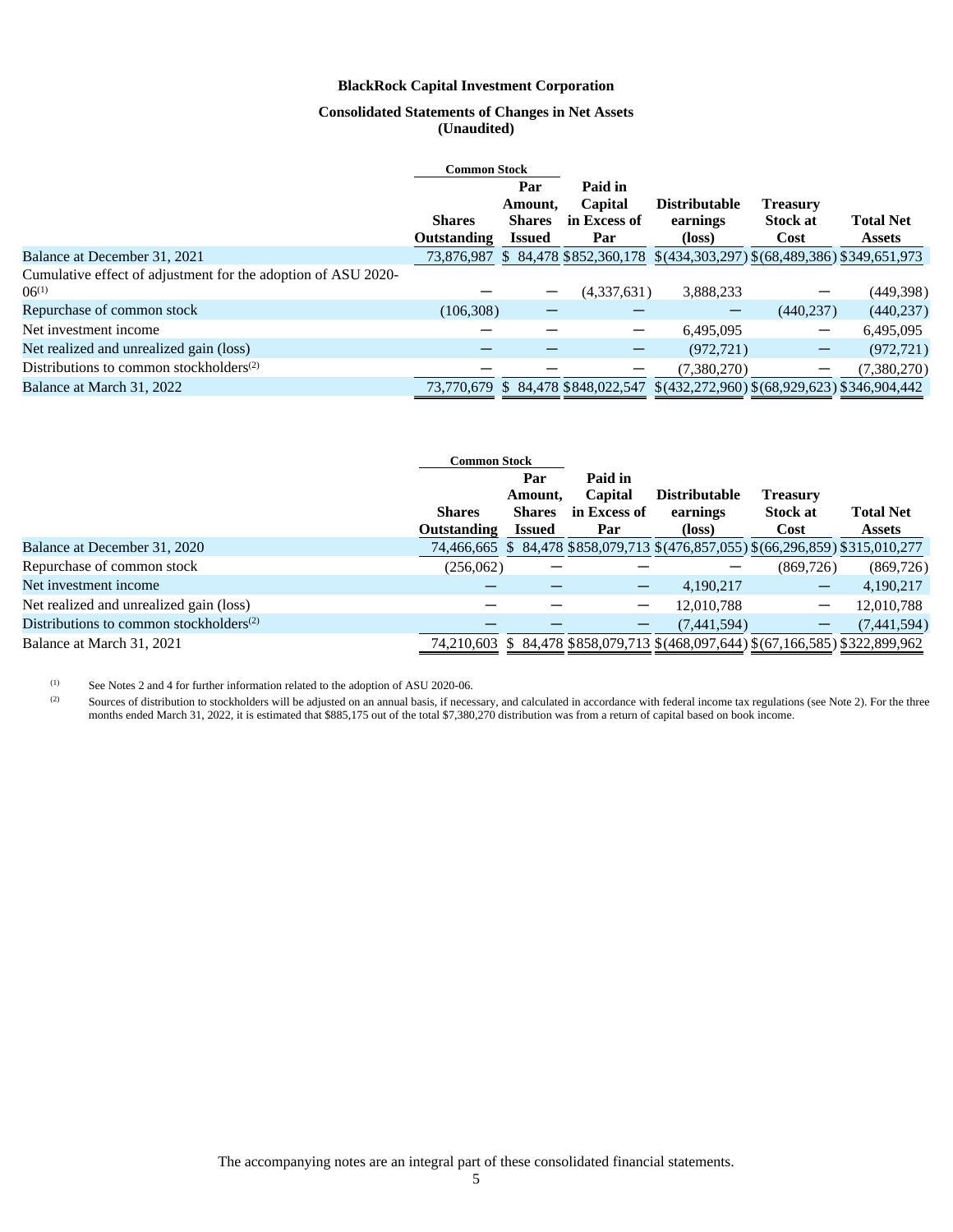**BlackRock Capital Investment Corporation**

**Consolidated Statements of Changes in Net Assets**
**(Unaudited)**

| | Common Stock | | | | | |
|---|---|---|---|---|---|---|
| | Shares Outstanding | Par Amount, Shares Issued | Paid in Capital in Excess of Par | Distributable earnings (loss) | Treasury Stock at Cost | Total Net Assets |
| Balance at December 31, 2021 | 73,876,987 | $ 84,478 | $852,360,178 | $(434,303,297) | $(68,489,386) | $349,651,973 |
| Cumulative effect of adjustment for the adoption of ASU 2020-06[(1)] | — | — | (4,337,631) | 3,888,233 | — | (449,398) |
| Repurchase of common stock | (106,308) | — | — | — | (440,237) | (440,237) |
| Net investment income | — | — | — | 6,495,095 | — | 6,495,095 |
| Net realized and unrealized gain (loss) | — | — | — | (972,721) | — | (972,721) |
| Distributions to common stockholders[(2)] | — | — | — | (7,380,270) | — | (7,380,270) |
| Balance at March 31, 2022 | 73,770,679 | $ 84,478 | $848,022,547 | $(432,272,960) | $(68,929,623) | $346,904,442 |

| | Common Stock | | | | | |
|---|---|---|---|---|---|---|
| | Shares Outstanding | Par Amount, Shares Issued | Paid in Capital in Excess of Par | Distributable earnings (loss) | Treasury Stock at Cost | Total Net Assets |
| Balance at December 31, 2020 | 74,466,665 | $ 84,478 | $858,079,713 | $(476,857,055) | $(66,296,859) | $315,010,277 |
| Repurchase of common stock | (256,062) | — | — | — | (869,726) | (869,726) |
| Net investment income | — | — | — | 4,190,217 | — | 4,190,217 |
| Net realized and unrealized gain (loss) | — | — | — | 12,010,788 | — | 12,010,788 |
| Distributions to common stockholders[(2)] | — | — | — | (7,441,594) | — | (7,441,594) |
| Balance at March 31, 2021 | 74,210,603 | $ 84,478 | $858,079,713 | $(468,097,644) | $(67,166,585) | $322,899,962 |

(1) See Notes 2 and 4 for further information related to the adoption of ASU 2020-06.

(2) Sources of distribution to stockholders will be adjusted on an annual basis, if necessary, and calculated in accordance with federal income tax regulations (see Note 2). For the three months ended March 31, 2022, it is estimated that $885,175 out of the total $7,380,270 distribution was from a return of capital based on book income.

The accompanying notes are an integral part of these consolidated financial statements.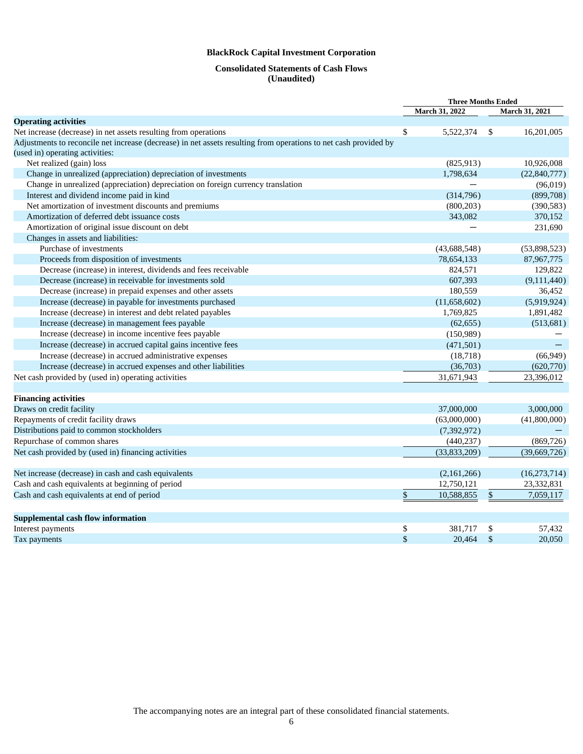**BlackRock Capital Investment Corporation**

**Consolidated Statements of Cash Flows**
**(Unaudited)**

| | Three Months Ended | |
|---|---|---|
| | March 31, 2022 | March 31, 2021 |
| **Operating activities** | | |
| Net increase (decrease) in net assets resulting from operations | $ 5,522,374 | $ 16,201,005 |
| Adjustments to reconcile net increase (decrease) in net assets resulting from operations to net cash provided by (used in) operating activities: | | |
| Net realized (gain) loss | (825,913) | 10,926,008 |
| Change in unrealized (appreciation) depreciation of investments | 1,798,634 | (22,840,777) |
| Change in unrealized (appreciation) depreciation on foreign currency translation | — | (96,019) |
| Interest and dividend income paid in kind | (314,796) | (899,708) |
| Net amortization of investment discounts and premiums | (800,203) | (390,583) |
| Amortization of deferred debt issuance costs | 343,082 | 370,152 |
| Amortization of original issue discount on debt | — | 231,690 |
| Changes in assets and liabilities: | | |
| Purchase of investments | (43,688,548) | (53,898,523) |
| Proceeds from disposition of investments | 78,654,133 | 87,967,775 |
| Decrease (increase) in interest, dividends and fees receivable | 824,571 | 129,822 |
| Decrease (increase) in receivable for investments sold | 607,393 | (9,111,440) |
| Decrease (increase) in prepaid expenses and other assets | 180,559 | 36,452 |
| Increase (decrease) in payable for investments purchased | (11,658,602) | (5,919,924) |
| Increase (decrease) in interest and debt related payables | 1,769,825 | 1,891,482 |
| Increase (decrease) in management fees payable | (62,655) | (513,681) |
| Increase (decrease) in income incentive fees payable | (150,989) | — |
| Increase (decrease) in accrued capital gains incentive fees | (471,501) | — |
| Increase (decrease) in accrued administrative expenses | (18,718) | (66,949) |
| Increase (decrease) in accrued expenses and other liabilities | (36,703) | (620,770) |
| Net cash provided by (used in) operating activities | 31,671,943 | 23,396,012 |
| | | |
| **Financing activities** | | |
| Draws on credit facility | 37,000,000 | 3,000,000 |
| Repayments of credit facility draws | (63,000,000) | (41,800,000) |
| Distributions paid to common stockholders | (7,392,972) | — |
| Repurchase of common shares | (440,237) | (869,726) |
| Net cash provided by (used in) financing activities | (33,833,209) | (39,669,726) |
| | | |
| Net increase (decrease) in cash and cash equivalents | (2,161,266) | (16,273,714) |
| Cash and cash equivalents at beginning of period | 12,750,121 | 23,332,831 |
| Cash and cash equivalents at end of period | $ 10,588,855 | $ 7,059,117 |
| | | |
| **Supplemental cash flow information** | | |
| Interest payments | $ 381,717 | $ 57,432 |
| Tax payments | $ 20,464 | $ 20,050 |

The accompanying notes are an integral part of these consolidated financial statements.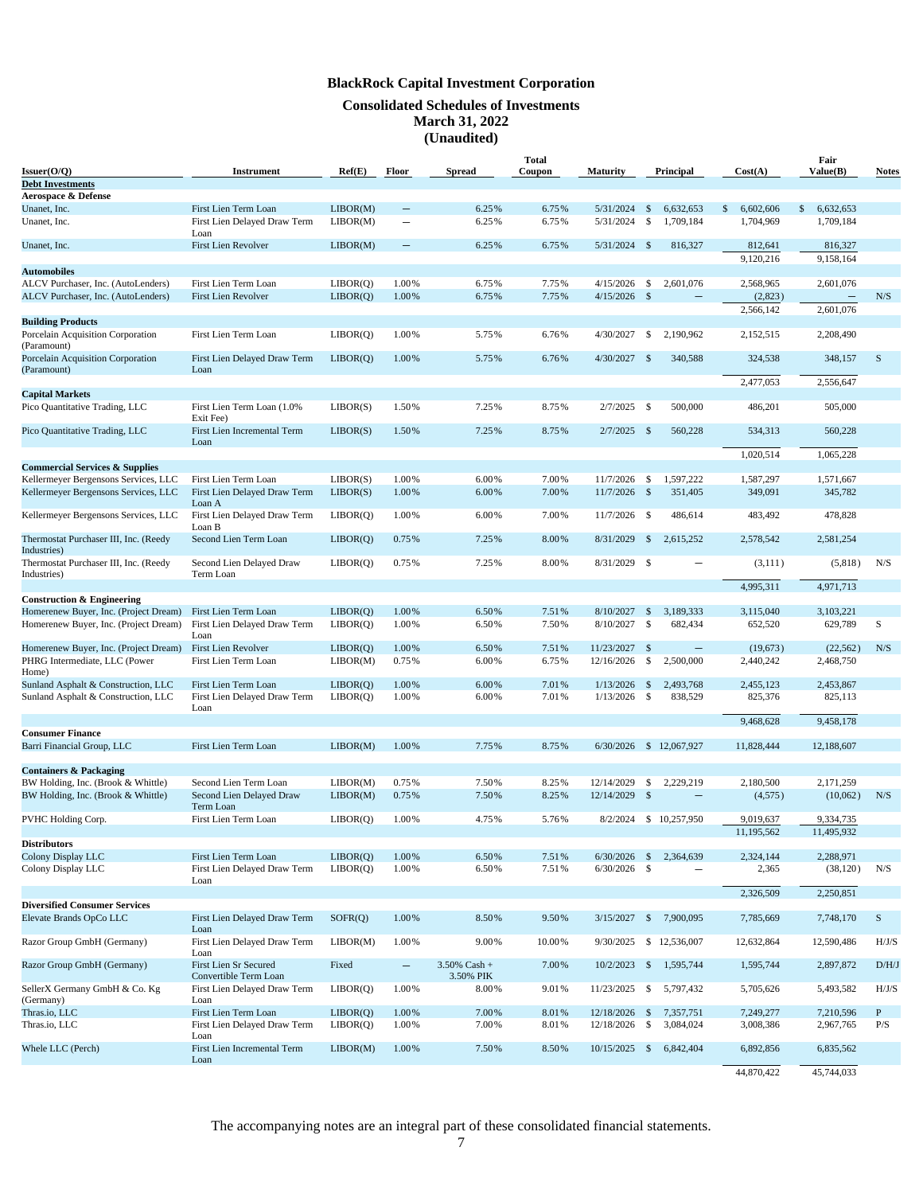# BlackRock Capital Investment Corporation

## Consolidated Schedules of Investments
## March 31, 2022
## (Unaudited)

| Issuer(O/Q) | Instrument | Ref(E) | Floor | Spread | Total Coupon | Maturity | Principal | Cost(A) | Fair Value(B) | Notes |
|---|---|---|---|---|---|---|---|---|---|---|
| **Debt Investments** | | | | | | | | | | |
| **Aerospace & Defense** | | | | | | | | | | |
| Unanet, Inc. | First Lien Term Loan | LIBOR(M) | — | 6.25% | 6.75% | 5/31/2024 | $ 6,632,653 | $ 6,602,606 | $ 6,632,653 | |
| Unanet, Inc. | First Lien Delayed Draw Term Loan | LIBOR(M) | — | 6.25% | 6.75% | 5/31/2024 | $ 1,709,184 | 1,704,969 | 1,709,184 | |
| Unanet, Inc. | First Lien Revolver | LIBOR(M) | — | 6.25% | 6.75% | 5/31/2024 | $ 816,327 | 812,641 | 816,327 | |
| | | | | | | | | 9,120,216 | 9,158,164 | |
| **Automobiles** | | | | | | | | | | |
| ALCV Purchaser, Inc. (AutoLenders) | First Lien Term Loan | LIBOR(Q) | 1.00% | 6.75% | 7.75% | 4/15/2026 | $ 2,601,076 | 2,568,965 | 2,601,076 | |
| ALCV Purchaser, Inc. (AutoLenders) | First Lien Revolver | LIBOR(Q) | 1.00% | 6.75% | 7.75% | 4/15/2026 | $ — | (2,823) | — | N/S |
| | | | | | | | | 2,566,142 | 2,601,076 | |
| **Building Products** | | | | | | | | | | |
| Porcelain Acquisition Corporation (Paramount) | First Lien Term Loan | LIBOR(Q) | 1.00% | 5.75% | 6.76% | 4/30/2027 | $ 2,190,962 | 2,152,515 | 2,208,490 | |
| Porcelain Acquisition Corporation (Paramount) | First Lien Delayed Draw Term Loan | LIBOR(Q) | 1.00% | 5.75% | 6.76% | 4/30/2027 | $ 340,588 | 324,538 | 348,157 | S |
| | | | | | | | | 2,477,053 | 2,556,647 | |
| **Capital Markets** | | | | | | | | | | |
| Pico Quantitative Trading, LLC | First Lien Term Loan (1.0% Exit Fee) | LIBOR(S) | 1.50% | 7.25% | 8.75% | 2/7/2025 | $ 500,000 | 486,201 | 505,000 | |
| Pico Quantitative Trading, LLC | First Lien Incremental Term Loan | LIBOR(S) | 1.50% | 7.25% | 8.75% | 2/7/2025 | $ 560,228 | 534,313 | 560,228 | |
| | | | | | | | | 1,020,514 | 1,065,228 | |
| **Commercial Services & Supplies** | | | | | | | | | | |
| Kellermeyer Bergensons Services, LLC | First Lien Term Loan | LIBOR(S) | 1.00% | 6.00% | 7.00% | 11/7/2026 | $ 1,597,222 | 1,587,297 | 1,571,667 | |
| Kellermeyer Bergensons Services, LLC | First Lien Delayed Draw Term Loan A | LIBOR(S) | 1.00% | 6.00% | 7.00% | 11/7/2026 | $ 351,405 | 349,091 | 345,782 | |
| Kellermeyer Bergensons Services, LLC | First Lien Delayed Draw Term Loan B | LIBOR(Q) | 1.00% | 6.00% | 7.00% | 11/7/2026 | $ 486,614 | 483,492 | 478,828 | |
| Thermostat Purchaser III, Inc. (Reedy Industries) | Second Lien Term Loan | LIBOR(Q) | 0.75% | 7.25% | 8.00% | 8/31/2029 | $ 2,615,252 | 2,578,542 | 2,581,254 | |
| Thermostat Purchaser III, Inc. (Reedy Industries) | Second Lien Delayed Draw Term Loan | LIBOR(Q) | 0.75% | 7.25% | 8.00% | 8/31/2029 | $ — | (3,111) | (5,818) | N/S |
| | | | | | | | | 4,995,311 | 4,971,713 | |
| **Construction & Engineering** | | | | | | | | | | |
| Homerenew Buyer, Inc. (Project Dream) | First Lien Term Loan | LIBOR(Q) | 1.00% | 6.50% | 7.51% | 8/10/2027 | $ 3,189,333 | 3,115,040 | 3,103,221 | |
| Homerenew Buyer, Inc. (Project Dream) | First Lien Delayed Draw Term Loan | LIBOR(Q) | 1.00% | 6.50% | 7.50% | 8/10/2027 | $ 682,434 | 652,520 | 629,789 | S |
| Homerenew Buyer, Inc. (Project Dream) | First Lien Revolver | LIBOR(Q) | 1.00% | 6.50% | 7.51% | 11/23/2027 | $ — | (19,673) | (22,562) | N/S |
| PHRG Intermediate, LLC (Power Home) | First Lien Term Loan | LIBOR(M) | 0.75% | 6.00% | 6.75% | 12/16/2026 | $ 2,500,000 | 2,440,242 | 2,468,750 | |
| Sunland Asphalt & Construction, LLC | First Lien Term Loan | LIBOR(Q) | 1.00% | 6.00% | 7.01% | 1/13/2026 | $ 2,493,768 | 2,455,123 | 2,453,867 | |
| Sunland Asphalt & Construction, LLC | First Lien Delayed Draw Term Loan | LIBOR(Q) | 1.00% | 6.00% | 7.01% | 1/13/2026 | $ 838,529 | 825,376 | 825,113 | |
| | | | | | | | | 9,468,628 | 9,458,178 | |
| **Consumer Finance** | | | | | | | | | | |
| Barri Financial Group, LLC | First Lien Term Loan | LIBOR(M) | 1.00% | 7.75% | 8.75% | 6/30/2026 | $ 12,067,927 | 11,828,444 | 12,188,607 | |
| **Containers & Packaging** | | | | | | | | | | |
| BW Holding, Inc. (Brook & Whittle) | Second Lien Term Loan | LIBOR(M) | 0.75% | 7.50% | 8.25% | 12/14/2029 | $ 2,229,219 | 2,180,500 | 2,171,259 | |
| BW Holding, Inc. (Brook & Whittle) | Second Lien Delayed Draw Term Loan | LIBOR(M) | 0.75% | 7.50% | 8.25% | 12/14/2029 | $ — | (4,575) | (10,062) | N/S |
| PVHC Holding Corp. | First Lien Term Loan | LIBOR(Q) | 1.00% | 4.75% | 5.76% | 8/2/2024 | $ 10,257,950 | 9,019,637 | 9,334,735 | |
| | | | | | | | | 11,195,562 | 11,495,932 | |
| **Distributors** | | | | | | | | | | |
| Colony Display LLC | First Lien Term Loan | LIBOR(Q) | 1.00% | 6.50% | 7.51% | 6/30/2026 | $ 2,364,639 | 2,324,144 | 2,288,971 | |
| Colony Display LLC | First Lien Delayed Draw Term Loan | LIBOR(Q) | 1.00% | 6.50% | 7.51% | 6/30/2026 | $ — | 2,365 | (38,120) | N/S |
| | | | | | | | | 2,326,509 | 2,250,851 | |
| **Diversified Consumer Services** | | | | | | | | | | |
| Elevate Brands OpCo LLC | First Lien Delayed Draw Term Loan | SOFR(Q) | 1.00% | 8.50% | 9.50% | 3/15/2027 | $ 7,900,095 | 7,785,669 | 7,748,170 | S |
| Razor Group GmbH (Germany) | First Lien Delayed Draw Term Loan | LIBOR(M) | 1.00% | 9.00% | 10.00% | 9/30/2025 | $ 12,536,007 | 12,632,864 | 12,590,486 | H/J/S |
| Razor Group GmbH (Germany) | First Lien Sr Secured Convertible Term Loan | Fixed | — | 3.50% Cash + 3.50% PIK | 7.00% | 10/2/2023 | $ 1,595,744 | 1,595,744 | 2,897,872 | D/H/J |
| SellerX Germany GmbH & Co. Kg (Germany) | First Lien Delayed Draw Term Loan | LIBOR(Q) | 1.00% | 8.00% | 9.01% | 11/23/2025 | $ 5,797,432 | 5,705,626 | 5,493,582 | H/J/S |
| Thras.io, LLC | First Lien Term Loan | LIBOR(Q) | 1.00% | 7.00% | 8.01% | 12/18/2026 | $ 7,357,751 | 7,249,277 | 7,210,596 | P |
| Thras.io, LLC | First Lien Delayed Draw Term Loan | LIBOR(Q) | 1.00% | 7.00% | 8.01% | 12/18/2026 | $ 3,084,024 | 3,008,386 | 2,967,765 | P/S |
| Whele LLC (Perch) | First Lien Incremental Term Loan | LIBOR(M) | 1.00% | 7.50% | 8.50% | 10/15/2025 | $ 6,842,404 | 6,892,856 | 6,835,562 | |
| | | | | | | | | 44,870,422 | 45,744,033 | |

The accompanying notes are an integral part of these consolidated financial statements.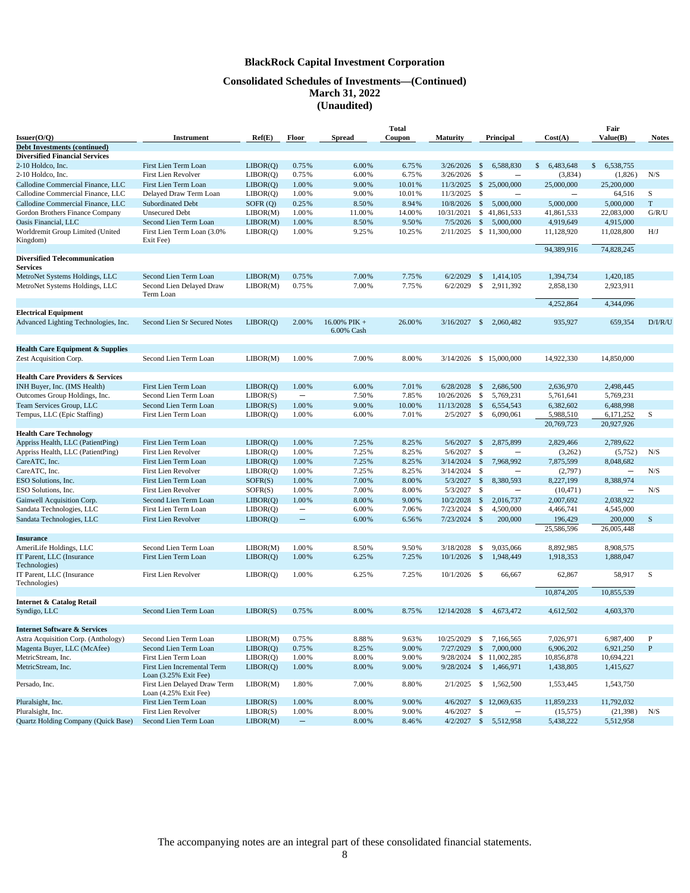# BlackRock Capital Investment Corporation

## Consolidated Schedules of Investments—(Continued)
## March 31, 2022
## (Unaudited)

| Issuer(O/Q) | Instrument | Ref(E) | Floor | Spread | Total Coupon | Maturity | Principal | Cost(A) | Fair Value(B) | Notes |
|---|---|---|---|---|---|---|---|---|---|---|
| **Debt Investments (continued)** | | | | | | | | | | |
| **Diversified Financial Services** | | | | | | | | | | |
| 2-10 Holdco, Inc. | First Lien Term Loan | LIBOR(Q) | 0.75% | 6.00% | 6.75% | 3/26/2026 | $ 6,588,830 | $ 6,483,648 | $ 6,538,755 | |
| 2-10 Holdco, Inc. | First Lien Revolver | LIBOR(Q) | 0.75% | 6.00% | 6.75% | 3/26/2026 | $ — | (3,834) | (1,826) | N/S |
| Callodine Commercial Finance, LLC | First Lien Term Loan | LIBOR(Q) | 1.00% | 9.00% | 10.01% | 11/3/2025 | $ 25,000,000 | 25,000,000 | 25,200,000 | |
| Callodine Commercial Finance, LLC | Delayed Draw Term Loan | LIBOR(Q) | 1.00% | 9.00% | 10.01% | 11/3/2025 | $ — | — | 64,516 | S |
| Callodine Commercial Finance, LLC | Subordinated Debt | SOFR (Q) | 0.25% | 8.50% | 8.94% | 10/8/2026 | $ 5,000,000 | 5,000,000 | 5,000,000 | T |
| Gordon Brothers Finance Company | Unsecured Debt | LIBOR(M) | 1.00% | 11.00% | 14.00% | 10/31/2021 | $ 41,861,533 | 41,861,533 | 22,083,000 | G/R/U |
| Oasis Financial, LLC | Second Lien Term Loan | LIBOR(M) | 1.00% | 8.50% | 9.50% | 7/5/2026 | $ 5,000,000 | 4,919,649 | 4,915,000 | |
| Worldremit Group Limited (United Kingdom) | First Lien Term Loan (3.0% Exit Fee) | LIBOR(Q) | 1.00% | 9.25% | 10.25% | 2/11/2025 | $ 11,300,000 | 11,128,920 | 11,028,800 | H/J |
| | | | | | | | | 94,389,916 | 74,828,245 | |
| **Diversified Telecommunication Services** | | | | | | | | | | |
| MetroNet Systems Holdings, LLC | Second Lien Term Loan | LIBOR(M) | 0.75% | 7.00% | 7.75% | 6/2/2029 | $ 1,414,105 | 1,394,734 | 1,420,185 | |
| MetroNet Systems Holdings, LLC | Second Lien Delayed Draw Term Loan | LIBOR(M) | 0.75% | 7.00% | 7.75% | 6/2/2029 | $ 2,911,392 | 2,858,130 | 2,923,911 | |
| | | | | | | | | 4,252,864 | 4,344,096 | |
| **Electrical Equipment** | | | | | | | | | | |
| Advanced Lighting Technologies, Inc. | Second Lien Sr Secured Notes | LIBOR(Q) | 2.00% | 16.00% PIK + 6.00% Cash | 26.00% | 3/16/2027 | $ 2,060,482 | 935,927 | 659,354 | D/I/R/U |
| **Health Care Equipment & Supplies** | | | | | | | | | | |
| Zest Acquisition Corp. | Second Lien Term Loan | LIBOR(M) | 1.00% | 7.00% | 8.00% | 3/14/2026 | $ 15,000,000 | 14,922,330 | 14,850,000 | |
| **Health Care Providers & Services** | | | | | | | | | | |
| INH Buyer, Inc. (IMS Health) | First Lien Term Loan | LIBOR(Q) | 1.00% | 6.00% | 7.01% | 6/28/2028 | $ 2,686,500 | 2,636,970 | 2,498,445 | |
| Outcomes Group Holdings, Inc. | Second Lien Term Loan | LIBOR(S) | — | 7.50% | 7.85% | 10/26/2026 | $ 5,769,231 | 5,761,641 | 5,769,231 | |
| Team Services Group, LLC | Second Lien Term Loan | LIBOR(S) | 1.00% | 9.00% | 10.00% | 11/13/2028 | $ 6,554,543 | 6,382,602 | 6,488,998 | |
| Tempus, LLC (Epic Staffing) | First Lien Term Loan | LIBOR(Q) | 1.00% | 6.00% | 7.01% | 2/5/2027 | $ 6,090,061 | 5,988,510 | 6,171,252 | S |
| | | | | | | | | 20,769,723 | 20,927,926 | |
| **Health Care Technology** | | | | | | | | | | |
| Appriss Health, LLC (PatientPing) | First Lien Term Loan | LIBOR(Q) | 1.00% | 7.25% | 8.25% | 5/6/2027 | $ 2,875,899 | 2,829,466 | 2,789,622 | |
| Appriss Health, LLC (PatientPing) | First Lien Revolver | LIBOR(Q) | 1.00% | 7.25% | 8.25% | 5/6/2027 | $ — | (3,262) | (5,752) | N/S |
| CareATC, Inc. | First Lien Term Loan | LIBOR(Q) | 1.00% | 7.25% | 8.25% | 3/14/2024 | $ 7,968,992 | 7,875,599 | 8,048,682 | |
| CareATC, Inc. | First Lien Revolver | LIBOR(Q) | 1.00% | 7.25% | 8.25% | 3/14/2024 | $ — | (2,797) | — | N/S |
| ESO Solutions, Inc. | First Lien Term Loan | SOFR(S) | 1.00% | 7.00% | 8.00% | 5/3/2027 | $ 8,380,593 | 8,227,199 | 8,388,974 | |
| ESO Solutions, Inc. | First Lien Revolver | SOFR(S) | 1.00% | 7.00% | 8.00% | 5/3/2027 | $ — | (10,471) | — | N/S |
| Gainwell Acquisition Corp. | Second Lien Term Loan | LIBOR(Q) | 1.00% | 8.00% | 9.00% | 10/2/2028 | $ 2,016,737 | 2,007,692 | 2,038,922 | |
| Sandata Technologies, LLC | First Lien Term Loan | LIBOR(Q) | — | 6.00% | 7.06% | 7/23/2024 | $ 4,500,000 | 4,466,741 | 4,545,000 | |
| Sandata Technologies, LLC | First Lien Revolver | LIBOR(Q) | — | 6.00% | 6.56% | 7/23/2024 | $ 200,000 | 196,429 | 200,000 | S |
| | | | | | | | | 25,586,596 | 26,005,448 | |
| **Insurance** | | | | | | | | | | |
| AmeriLife Holdings, LLC | Second Lien Term Loan | LIBOR(M) | 1.00% | 8.50% | 9.50% | 3/18/2028 | $ 9,035,066 | 8,892,985 | 8,908,575 | |
| IT Parent, LLC (Insurance Technologies) | First Lien Term Loan | LIBOR(Q) | 1.00% | 6.25% | 7.25% | 10/1/2026 | $ 1,948,449 | 1,918,353 | 1,888,047 | |
| IT Parent, LLC (Insurance Technologies) | First Lien Revolver | LIBOR(Q) | 1.00% | 6.25% | 7.25% | 10/1/2026 | $ 66,667 | 62,867 | 58,917 | S |
| | | | | | | | | 10,874,205 | 10,855,539 | |
| **Internet & Catalog Retail** | | | | | | | | | | |
| Syndigo, LLC | Second Lien Term Loan | LIBOR(S) | 0.75% | 8.00% | 8.75% | 12/14/2028 | $ 4,673,472 | 4,612,502 | 4,603,370 | |
| **Internet Software & Services** | | | | | | | | | | |
| Astra Acquisition Corp. (Anthology) | Second Lien Term Loan | LIBOR(M) | 0.75% | 8.88% | 9.63% | 10/25/2029 | $ 7,166,565 | 7,026,971 | 6,987,400 | P |
| Magenta Buyer, LLC (McAfee) | Second Lien Term Loan | LIBOR(Q) | 0.75% | 8.25% | 9.00% | 7/27/2029 | $ 7,000,000 | 6,906,202 | 6,921,250 | P |
| MetricStream, Inc. | First Lien Term Loan | LIBOR(Q) | 1.00% | 8.00% | 9.00% | 9/28/2024 | $ 11,002,285 | 10,856,878 | 10,694,221 | |
| MetricStream, Inc. | First Lien Incremental Term Loan (3.25% Exit Fee) | LIBOR(Q) | 1.00% | 8.00% | 9.00% | 9/28/2024 | $ 1,466,971 | 1,438,805 | 1,415,627 | |
| Persado, Inc. | First Lien Delayed Draw Term Loan (4.25% Exit Fee) | LIBOR(M) | 1.80% | 7.00% | 8.80% | 2/1/2025 | $ 1,562,500 | 1,553,445 | 1,543,750 | |
| Pluralsight, Inc. | First Lien Term Loan | LIBOR(S) | 1.00% | 8.00% | 9.00% | 4/6/2027 | $ 12,069,635 | 11,859,233 | 11,792,032 | |
| Pluralsight, Inc. | First Lien Revolver | LIBOR(S) | 1.00% | 8.00% | 9.00% | 4/6/2027 | $ — | (15,575) | (21,398) | N/S |
| Quartz Holding Company (Quick Base) | Second Lien Term Loan | LIBOR(M) | — | 8.00% | 8.46% | 4/2/2027 | $ 5,512,958 | 5,438,222 | 5,512,958 | |

The accompanying notes are an integral part of these consolidated financial statements.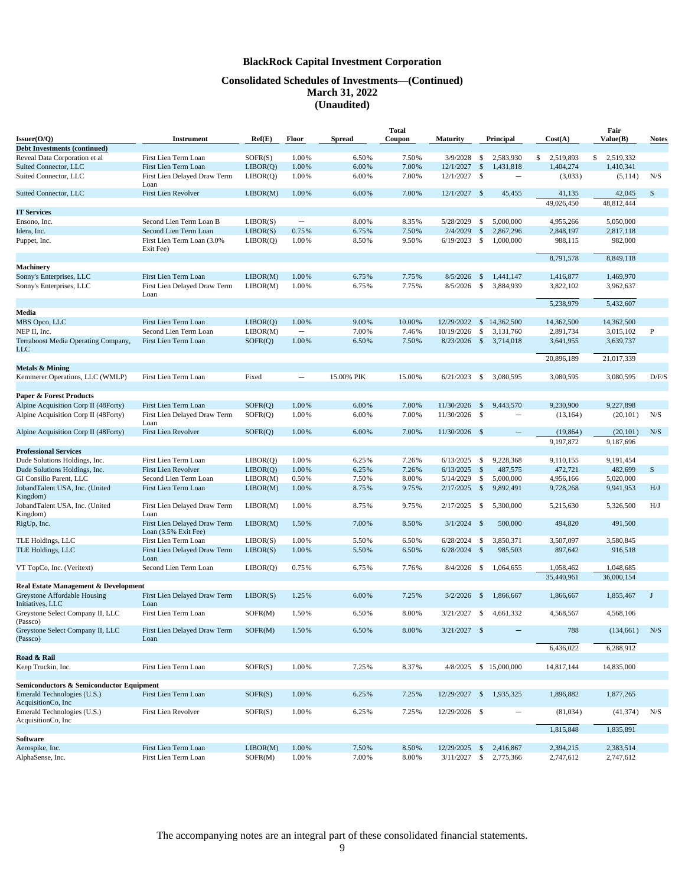# BlackRock Capital Investment Corporation

## Consolidated Schedules of Investments—(Continued)
## March 31, 2022
## (Unaudited)

| Issuer(O/Q) | Instrument | Ref(E) | Floor | Spread | Total Coupon | Maturity | Principal | Cost(A) | Fair Value(B) | Notes |
|---|---|---|---|---|---|---|---|---|---|---|
| **Debt Investments (continued)** | | | | | | | | | | |
| Reveal Data Corporation et al | First Lien Term Loan | SOFR(S) | 1.00% | 6.50% | 7.50% | 3/9/2028 | $ 2,583,930 | $ 2,519,893 | $ 2,519,332 | |
| Suited Connector, LLC | First Lien Term Loan | LIBOR(Q) | 1.00% | 6.00% | 7.00% | 12/1/2027 | $ 1,431,818 | 1,404,274 | 1,410,341 | |
| Suited Connector, LLC | First Lien Delayed Draw Term Loan | LIBOR(Q) | 1.00% | 6.00% | 7.00% | 12/1/2027 | $ — | (3,033) | (5,114) | N/S |
| Suited Connector, LLC | First Lien Revolver | LIBOR(M) | 1.00% | 6.00% | 7.00% | 12/1/2027 | $ 45,455 | 41,135 | 42,045 | S |
| | | | | | | | | 49,026,450 | 48,812,444 | |
| **IT Services** | | | | | | | | | | |
| Ensono, Inc. | Second Lien Term Loan B | LIBOR(S) | — | 8.00% | 8.35% | 5/28/2029 | $ 5,000,000 | 4,955,266 | 5,050,000 | |
| Idera, Inc. | Second Lien Term Loan | LIBOR(S) | 0.75% | 6.75% | 7.50% | 2/4/2029 | $ 2,867,296 | 2,848,197 | 2,817,118 | |
| Puppet, Inc. | First Lien Term Loan (3.0% Exit Fee) | LIBOR(Q) | 1.00% | 8.50% | 9.50% | 6/19/2023 | $ 1,000,000 | 988,115 | 982,000 | |
| | | | | | | | | 8,791,578 | 8,849,118 | |
| **Machinery** | | | | | | | | | | |
| Sonny's Enterprises, LLC | First Lien Term Loan | LIBOR(M) | 1.00% | 6.75% | 7.75% | 8/5/2026 | $ 1,441,147 | 1,416,877 | 1,469,970 | |
| Sonny's Enterprises, LLC | First Lien Delayed Draw Term Loan | LIBOR(M) | 1.00% | 6.75% | 7.75% | 8/5/2026 | $ 3,884,939 | 3,822,102 | 3,962,637 | |
| | | | | | | | | 5,238,979 | 5,432,607 | |
| **Media** | | | | | | | | | | |
| MBS Opco, LLC | First Lien Term Loan | LIBOR(Q) | 1.00% | 9.00% | 10.00% | 12/29/2022 | $ 14,362,500 | 14,362,500 | 14,362,500 | |
| NEP II, Inc. | Second Lien Term Loan | LIBOR(M) | — | 7.00% | 7.46% | 10/19/2026 | $ 3,131,760 | 2,891,734 | 3,015,102 | P |
| Terraboost Media Operating Company, LLC | First Lien Term Loan | SOFR(Q) | 1.00% | 6.50% | 7.50% | 8/23/2026 | $ 3,714,018 | 3,641,955 | 3,639,737 | |
| | | | | | | | | 20,896,189 | 21,017,339 | |
| **Metals & Mining** | | | | | | | | | | |
| Kemmerer Operations, LLC (WMLP) | First Lien Term Loan | Fixed | — | 15.00% PIK | 15.00% | 6/21/2023 | $ 3,080,595 | 3,080,595 | 3,080,595 | D/F/S |
| **Paper & Forest Products** | | | | | | | | | | |
| Alpine Acquisition Corp II (48Forty) | First Lien Term Loan | SOFR(Q) | 1.00% | 6.00% | 7.00% | 11/30/2026 | $ 9,443,570 | 9,230,900 | 9,227,898 | |
| Alpine Acquisition Corp II (48Forty) | First Lien Delayed Draw Term Loan | SOFR(Q) | 1.00% | 6.00% | 7.00% | 11/30/2026 | $ — | (13,164) | (20,101) | N/S |
| Alpine Acquisition Corp II (48Forty) | First Lien Revolver | SOFR(Q) | 1.00% | 6.00% | 7.00% | 11/30/2026 | $ — | (19,864) | (20,101) | N/S |
| | | | | | | | | 9,197,872 | 9,187,696 | |
| **Professional Services** | | | | | | | | | | |
| Dude Solutions Holdings, Inc. | First Lien Term Loan | LIBOR(Q) | 1.00% | 6.25% | 7.26% | 6/13/2025 | $ 9,228,368 | 9,110,155 | 9,191,454 | |
| Dude Solutions Holdings, Inc. | First Lien Revolver | LIBOR(Q) | 1.00% | 6.25% | 7.26% | 6/13/2025 | $ 487,575 | 472,721 | 482,699 | S |
| GI Consilio Parent, LLC | Second Lien Term Loan | LIBOR(M) | 0.50% | 7.50% | 8.00% | 5/14/2029 | $ 5,000,000 | 4,956,166 | 5,020,000 | |
| JobandTalent USA, Inc. (United Kingdom) | First Lien Term Loan | LIBOR(M) | 1.00% | 8.75% | 9.75% | 2/17/2025 | $ 9,892,491 | 9,728,268 | 9,941,953 | H/J |
| JobandTalent USA, Inc. (United Kingdom) | First Lien Delayed Draw Term Loan | LIBOR(M) | 1.00% | 8.75% | 9.75% | 2/17/2025 | $ 5,300,000 | 5,215,630 | 5,326,500 | H/J |
| RigUp, Inc. | First Lien Delayed Draw Term Loan (3.5% Exit Fee) | LIBOR(M) | 1.50% | 7.00% | 8.50% | 3/1/2024 | $ 500,000 | 494,820 | 491,500 | |
| TLE Holdings, LLC | First Lien Term Loan | LIBOR(S) | 1.00% | 5.50% | 6.50% | 6/28/2024 | $ 3,850,371 | 3,507,097 | 3,580,845 | |
| TLE Holdings, LLC | First Lien Delayed Draw Term Loan | LIBOR(S) | 1.00% | 5.50% | 6.50% | 6/28/2024 | $ 985,503 | 897,642 | 916,518 | |
| VT TopCo, Inc. (Veritext) | Second Lien Term Loan | LIBOR(Q) | 0.75% | 6.75% | 7.76% | 8/4/2026 | $ 1,064,655 | 1,058,462 | 1,048,685 | |
| | | | | | | | | 35,440,961 | 36,000,154 | |
| **Real Estate Management & Development** | | | | | | | | | | |
| Greystone Affordable Housing Initiatives, LLC | First Lien Delayed Draw Term Loan | LIBOR(S) | 1.25% | 6.00% | 7.25% | 3/2/2026 | $ 1,866,667 | 1,866,667 | 1,855,467 | J |
| Greystone Select Company II, LLC (Passco) | First Lien Term Loan | SOFR(M) | 1.50% | 6.50% | 8.00% | 3/21/2027 | $ 4,661,332 | 4,568,567 | 4,568,106 | |
| Greystone Select Company II, LLC (Passco) | First Lien Delayed Draw Term Loan | SOFR(M) | 1.50% | 6.50% | 8.00% | 3/21/2027 | $ — | 788 | (134,661) | N/S |
| | | | | | | | | 6,436,022 | 6,288,912 | |
| **Road & Rail** | | | | | | | | | | |
| Keep Truckin, Inc. | First Lien Term Loan | SOFR(S) | 1.00% | 7.25% | 8.37% | 4/8/2025 | $ 15,000,000 | 14,817,144 | 14,835,000 | |
| **Semiconductors & Semiconductor Equipment** | | | | | | | | | | |
| Emerald Technologies (U.S.) AcquisitionCo, Inc | First Lien Term Loan | SOFR(S) | 1.00% | 6.25% | 7.25% | 12/29/2027 | $ 1,935,325 | 1,896,882 | 1,877,265 | |
| Emerald Technologies (U.S.) AcquisitionCo, Inc | First Lien Revolver | SOFR(S) | 1.00% | 6.25% | 7.25% | 12/29/2026 | $ — | (81,034) | (41,374) | N/S |
| | | | | | | | | 1,815,848 | 1,835,891 | |
| **Software** | | | | | | | | | | |
| Aerospike, Inc. | First Lien Term Loan | LIBOR(M) | 1.00% | 7.50% | 8.50% | 12/29/2025 | $ 2,416,867 | 2,394,215 | 2,383,514 | |
| AlphaSense, Inc. | First Lien Term Loan | SOFR(M) | 1.00% | 7.00% | 8.00% | 3/11/2027 | $ 2,775,366 | 2,747,612 | 2,747,612 | |

The accompanying notes are an integral part of these consolidated financial statements.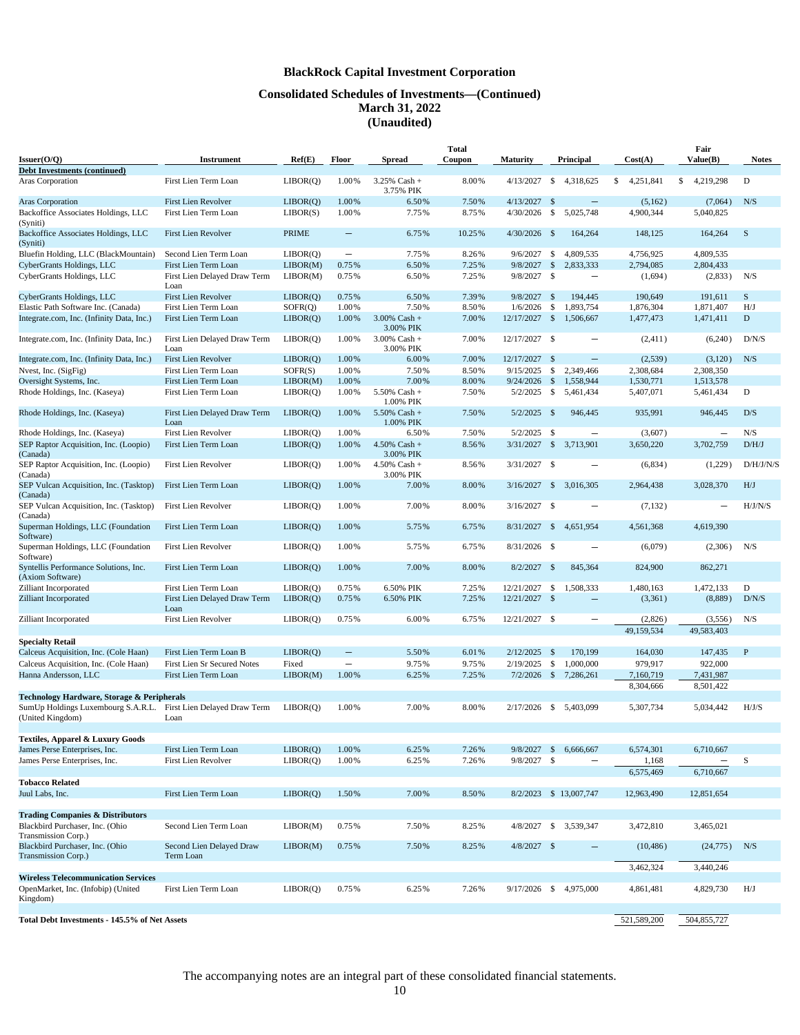# BlackRock Capital Investment Corporation

## Consolidated Schedules of Investments—(Continued)
## March 31, 2022
## (Unaudited)

| Issuer(O/Q) | Instrument | Ref(E) | Floor | Spread | Total Coupon | Maturity | Principal | Cost(A) | Fair Value(B) | Notes |
|---|---|---|---|---|---|---|---|---|---|---|
| **Debt Investments (continued)** | | | | | | | | | | |
| Aras Corporation | First Lien Term Loan | LIBOR(Q) | 1.00% | 3.25% Cash + 3.75% PIK | 8.00% | 4/13/2027 | $ 4,318,625 | $ 4,251,841 | $ 4,219,298 | D |
| Aras Corporation | First Lien Revolver | LIBOR(Q) | 1.00% | 6.50% | 7.50% | 4/13/2027 | $ — | (5,162) | (7,064) | N/S |
| Backoffice Associates Holdings, LLC (Syniti) | First Lien Term Loan | LIBOR(S) | 1.00% | 7.75% | 8.75% | 4/30/2026 | $ 5,025,748 | 4,900,344 | 5,040,825 | |
| Backoffice Associates Holdings, LLC (Syniti) | First Lien Revolver | PRIME | — | 6.75% | 10.25% | 4/30/2026 | $ 164,264 | 148,125 | 164,264 | S |
| Bluefin Holding, LLC (BlackMountain) | Second Lien Term Loan | LIBOR(Q) | — | 7.75% | 8.26% | 9/6/2027 | $ 4,809,535 | 4,756,925 | 4,809,535 | |
| CyberGrants Holdings, LLC | First Lien Term Loan | LIBOR(M) | 0.75% | 6.50% | 7.25% | 9/8/2027 | $ 2,833,333 | 2,794,085 | 2,804,433 | |
| CyberGrants Holdings, LLC | First Lien Delayed Draw Term Loan | LIBOR(M) | 0.75% | 6.50% | 7.25% | 9/8/2027 | $ — | (1,694) | (2,833) | N/S |
| CyberGrants Holdings, LLC | First Lien Revolver | LIBOR(Q) | 0.75% | 6.50% | 7.39% | 9/8/2027 | $ 194,445 | 190,649 | 191,611 | S |
| Elastic Path Software Inc. (Canada) | First Lien Term Loan | SOFR(Q) | 1.00% | 7.50% | 8.50% | 1/6/2026 | $ 1,893,754 | 1,876,304 | 1,871,407 | H/J |
| Integrate.com, Inc. (Infinity Data, Inc.) | First Lien Term Loan | LIBOR(Q) | 1.00% | 3.00% Cash + 3.00% PIK | 7.00% | 12/17/2027 | $ 1,506,667 | 1,477,473 | 1,471,411 | D |
| Integrate.com, Inc. (Infinity Data, Inc.) | First Lien Delayed Draw Term Loan | LIBOR(Q) | 1.00% | 3.00% Cash + 3.00% PIK | 7.00% | 12/17/2027 | $ — | (2,411) | (6,240) | D/N/S |
| Integrate.com, Inc. (Infinity Data, Inc.) | First Lien Revolver | LIBOR(Q) | 1.00% | 6.00% | 7.00% | 12/17/2027 | $ — | (2,539) | (3,120) | N/S |
| Nvest, Inc. (SigFig) | First Lien Term Loan | SOFR(S) | 1.00% | 7.50% | 8.50% | 9/15/2025 | $ 2,349,466 | 2,308,684 | 2,308,350 | |
| Oversight Systems, Inc. | First Lien Term Loan | LIBOR(M) | 1.00% | 7.00% | 8.00% | 9/24/2026 | $ 1,558,944 | 1,530,771 | 1,513,578 | |
| Rhode Holdings, Inc. (Kaseya) | First Lien Term Loan | LIBOR(Q) | 1.00% | 5.50% Cash + 1.00% PIK | 7.50% | 5/2/2025 | $ 5,461,434 | 5,407,071 | 5,461,434 | D |
| Rhode Holdings, Inc. (Kaseya) | First Lien Delayed Draw Term Loan | LIBOR(Q) | 1.00% | 5.50% Cash + 1.00% PIK | 7.50% | 5/2/2025 | $ 946,445 | 935,991 | 946,445 | D/S |
| Rhode Holdings, Inc. (Kaseya) | First Lien Revolver | LIBOR(Q) | 1.00% | 6.50% | 7.50% | 5/2/2025 | $ — | (3,607) | — | N/S |
| SEP Raptor Acquisition, Inc. (Loopio) (Canada) | First Lien Term Loan | LIBOR(Q) | 1.00% | 4.50% Cash + 3.00% PIK | 8.56% | 3/31/2027 | $ 3,713,901 | 3,650,220 | 3,702,759 | D/H/J |
| SEP Raptor Acquisition, Inc. (Loopio) (Canada) | First Lien Revolver | LIBOR(Q) | 1.00% | 4.50% Cash + 3.00% PIK | 8.56% | 3/31/2027 | $ — | (6,834) | (1,229) | D/H/J/N/S |
| SEP Vulcan Acquisition, Inc. (Tasktop) (Canada) | First Lien Term Loan | LIBOR(Q) | 1.00% | 7.00% | 8.00% | 3/16/2027 | $ 3,016,305 | 2,964,438 | 3,028,370 | H/J |
| SEP Vulcan Acquisition, Inc. (Tasktop) (Canada) | First Lien Revolver | LIBOR(Q) | 1.00% | 7.00% | 8.00% | 3/16/2027 | $ — | (7,132) | — | H/J/N/S |
| Superman Holdings, LLC (Foundation Software) | First Lien Term Loan | LIBOR(Q) | 1.00% | 5.75% | 6.75% | 8/31/2027 | $ 4,651,954 | 4,561,368 | 4,619,390 | |
| Superman Holdings, LLC (Foundation Software) | First Lien Revolver | LIBOR(Q) | 1.00% | 5.75% | 6.75% | 8/31/2026 | $ — | (6,079) | (2,306) | N/S |
| Syntellis Performance Solutions, Inc. (Axiom Software) | First Lien Term Loan | LIBOR(Q) | 1.00% | 7.00% | 8.00% | 8/2/2027 | $ 845,364 | 824,900 | 862,271 | |
| Zilliant Incorporated | First Lien Term Loan | LIBOR(Q) | 0.75% | 6.50% PIK | 7.25% | 12/21/2027 | $ 1,508,333 | 1,480,163 | 1,472,133 | D |
| Zilliant Incorporated | First Lien Delayed Draw Term Loan | LIBOR(Q) | 0.75% | 6.50% PIK | 7.25% | 12/21/2027 | $ — | (3,361) | (8,889) | D/N/S |
| Zilliant Incorporated | First Lien Revolver | LIBOR(Q) | 0.75% | 6.00% | 6.75% | 12/21/2027 | $ — | (2,826) | (3,556) | N/S |
| | | | | | | | | 49,159,534 | 49,583,403 | |
| **Specialty Retail** | | | | | | | | | | |
| Calceus Acquisition, Inc. (Cole Haan) | First Lien Term Loan B | LIBOR(Q) | — | 5.50% | 6.01% | 2/12/2025 | $ 170,199 | 164,030 | 147,435 | P |
| Calceus Acquisition, Inc. (Cole Haan) | First Lien Sr Secured Notes | Fixed | — | 9.75% | 9.75% | 2/19/2025 | $ 1,000,000 | 979,917 | 922,000 | |
| Hanna Andersson, LLC | First Lien Term Loan | LIBOR(M) | 1.00% | 6.25% | 7.25% | 7/2/2026 | $ 7,286,261 | 7,160,719 | 7,431,987 | |
| | | | | | | | | 8,304,666 | 8,501,422 | |
| **Technology Hardware, Storage & Peripherals** | | | | | | | | | | |
| SumUp Holdings Luxembourg S.A.R.L. (United Kingdom) | First Lien Delayed Draw Term Loan | LIBOR(Q) | 1.00% | 7.00% | 8.00% | 2/17/2026 | $ 5,403,099 | 5,307,734 | 5,034,442 | H/J/S |
| **Textiles, Apparel & Luxury Goods** | | | | | | | | | | |
| James Perse Enterprises, Inc. | First Lien Term Loan | LIBOR(Q) | 1.00% | 6.25% | 7.26% | 9/8/2027 | $ 6,666,667 | 6,574,301 | 6,710,667 | |
| James Perse Enterprises, Inc. | First Lien Revolver | LIBOR(Q) | 1.00% | 6.25% | 7.26% | 9/8/2027 | $ — | 1,168 | — | S |
| | | | | | | | | 6,575,469 | 6,710,667 | |
| **Tobacco Related** | | | | | | | | | | |
| Juul Labs, Inc. | First Lien Term Loan | LIBOR(Q) | 1.50% | 7.00% | 8.50% | 8/2/2023 | $ 13,007,747 | 12,963,490 | 12,851,654 | |
| **Trading Companies & Distributors** | | | | | | | | | | |
| Blackbird Purchaser, Inc. (Ohio Transmission Corp.) | Second Lien Term Loan | LIBOR(M) | 0.75% | 7.50% | 8.25% | 4/8/2027 | $ 3,539,347 | 3,472,810 | 3,465,021 | |
| Blackbird Purchaser, Inc. (Ohio Transmission Corp.) | Second Lien Delayed Draw Term Loan | LIBOR(M) | 0.75% | 7.50% | 8.25% | 4/8/2027 | $ — | (10,486) | (24,775) | N/S |
| | | | | | | | | 3,462,324 | 3,440,246 | |
| **Wireless Telecommunication Services** | | | | | | | | | | |
| OpenMarket, Inc. (Infobip) (United Kingdom) | First Lien Term Loan | LIBOR(Q) | 0.75% | 6.25% | 7.26% | 9/17/2026 | $ 4,975,000 | 4,861,481 | 4,829,730 | H/J |
| **Total Debt Investments - 145.5% of Net Assets** | | | | | | | | 521,589,200 | 504,855,727 | |

The accompanying notes are an integral part of these consolidated financial statements.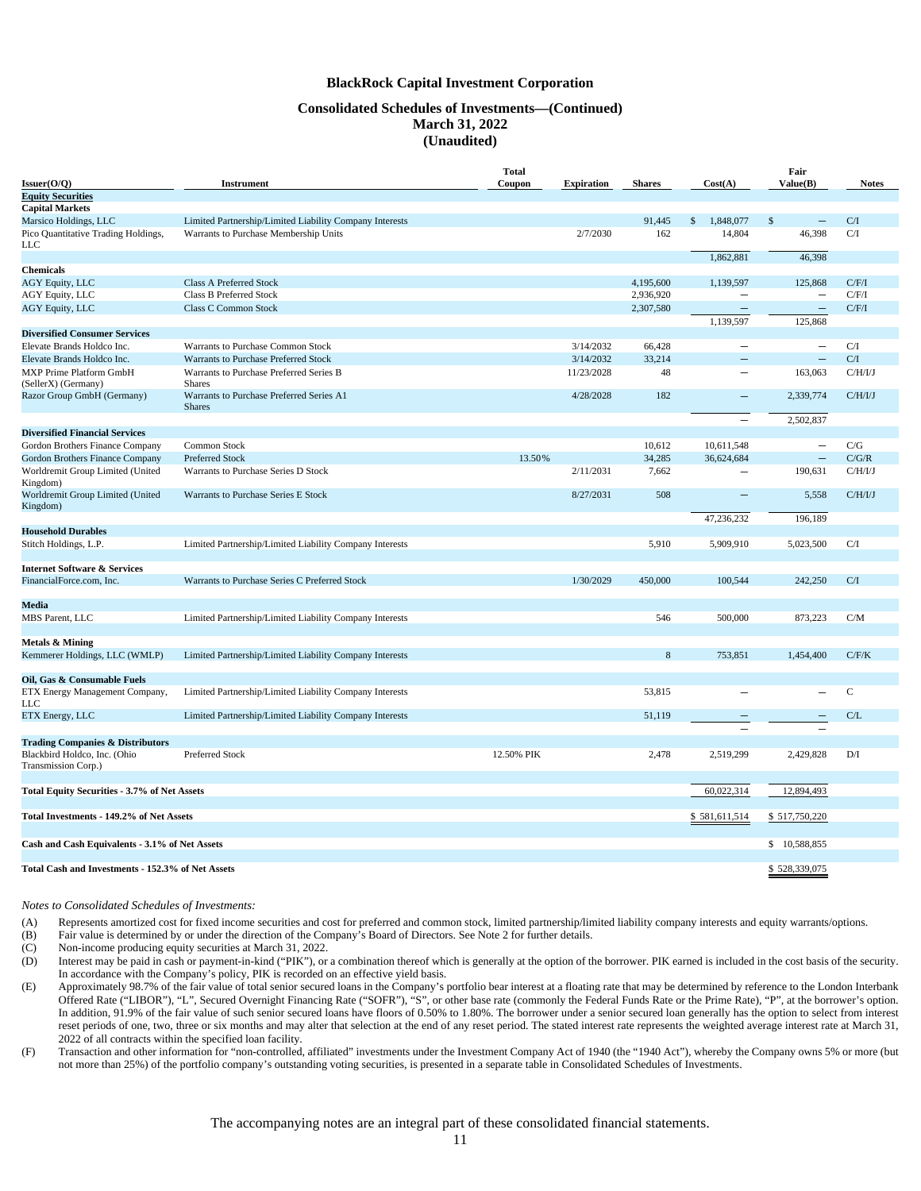# BlackRock Capital Investment Corporation

## Consolidated Schedules of Investments—(Continued)
## March 31, 2022
## (Unaudited)

| Issuer(O/Q) | Instrument | Total Coupon | Expiration | Shares | Cost(A) | Fair Value(B) | Notes |
|---|---|---|---|---|---|---|---|
| **Equity Securities** | | | | | | | |
| **Capital Markets** | | | | | | | |
| Marsico Holdings, LLC | Limited Partnership/Limited Liability Company Interests | | | 91,445 | $ 1,848,077 | $ — | C/I |
| Pico Quantitative Trading Holdings, LLC | Warrants to Purchase Membership Units | | 2/7/2030 | 162 | 14,804 | 46,398 | C/I |
| | | | | | 1,862,881 | 46,398 | |
| **Chemicals** | | | | | | | |
| AGY Equity, LLC | Class A Preferred Stock | | | 4,195,600 | 1,139,597 | 125,868 | C/F/I |
| AGY Equity, LLC | Class B Preferred Stock | | | 2,936,920 | — | — | C/F/I |
| AGY Equity, LLC | Class C Common Stock | | | 2,307,580 | — | — | C/F/I |
| | | | | | 1,139,597 | 125,868 | |
| **Diversified Consumer Services** | | | | | | | |
| Elevate Brands Holdco Inc. | Warrants to Purchase Common Stock | | 3/14/2032 | 66,428 | — | — | C/I |
| Elevate Brands Holdco Inc. | Warrants to Purchase Preferred Stock | | 3/14/2032 | 33,214 | — | — | C/I |
| MXP Prime Platform GmbH (SellerX) (Germany) | Warrants to Purchase Preferred Series B Shares | | 11/23/2028 | 48 | — | 163,063 | C/H/I/J |
| Razor Group GmbH (Germany) | Warrants to Purchase Preferred Series A1 Shares | | 4/28/2028 | 182 | — | 2,339,774 | C/H/I/J |
| | | | | | — | 2,502,837 | |
| **Diversified Financial Services** | | | | | | | |
| Gordon Brothers Finance Company | Common Stock | | | 10,612 | 10,611,548 | — | C/G |
| Gordon Brothers Finance Company | Preferred Stock | 13.50% | | 34,285 | 36,624,684 | — | C/G/R |
| Worldremit Group Limited (United Kingdom) | Warrants to Purchase Series D Stock | | 2/11/2031 | 7,662 | — | 190,631 | C/H/I/J |
| Worldremit Group Limited (United Kingdom) | Warrants to Purchase Series E Stock | | 8/27/2031 | 508 | — | 5,558 | C/H/I/J |
| | | | | | 47,236,232 | 196,189 | |
| **Household Durables** | | | | | | | |
| Stitch Holdings, L.P. | Limited Partnership/Limited Liability Company Interests | | | 5,910 | 5,909,910 | 5,023,500 | C/I |
| **Internet Software & Services** | | | | | | | |
| FinancialForce.com, Inc. | Warrants to Purchase Series C Preferred Stock | | 1/30/2029 | 450,000 | 100,544 | 242,250 | C/I |
| **Media** | | | | | | | |
| MBS Parent, LLC | Limited Partnership/Limited Liability Company Interests | | | 546 | 500,000 | 873,223 | C/M |
| **Metals & Mining** | | | | | | | |
| Kemmerer Holdings, LLC (WMLP) | Limited Partnership/Limited Liability Company Interests | | | 8 | 753,851 | 1,454,400 | C/F/K |
| **Oil, Gas & Consumable Fuels** | | | | | | | |
| ETX Energy Management Company, LLC | Limited Partnership/Limited Liability Company Interests | | | 53,815 | — | — | C |
| ETX Energy, LLC | Limited Partnership/Limited Liability Company Interests | | | 51,119 | — | — | C/L |
| | | | | | — | — | |
| **Trading Companies & Distributors** | | | | | | | |
| Blackbird Holdco, Inc. (Ohio Transmission Corp.) | Preferred Stock | 12.50% PIK | | 2,478 | 2,519,299 | 2,429,828 | D/I |
| **Total Equity Securities - 3.7% of Net Assets** | | | | | 60,022,314 | 12,894,493 | |
| **Total Investments - 149.2% of Net Assets** | | | | | $ 581,611,514 | $ 517,750,220 | |
| **Cash and Cash Equivalents - 3.1% of Net Assets** | | | | | | $ 10,588,855 | |
| **Total Cash and Investments - 152.3% of Net Assets** | | | | | | $ 528,339,075 | |

*Notes to Consolidated Schedules of Investments:*

(A) Represents amortized cost for fixed income securities and cost for preferred and common stock, limited partnership/limited liability company interests and equity warrants/options.

(B) Fair value is determined by or under the direction of the Company's Board of Directors. See Note 2 for further details.

(C) Non-income producing equity securities at March 31, 2022.

(D) Interest may be paid in cash or payment-in-kind ("PIK"), or a combination thereof which is generally at the option of the borrower. PIK earned is included in the cost basis of the security. In accordance with the Company's policy, PIK is recorded on an effective yield basis.

(E) Approximately 98.7% of the fair value of total senior secured loans in the Company's portfolio bear interest at a floating rate that may be determined by reference to the London Interbank Offered Rate ("LIBOR"), "L", Secured Overnight Financing Rate ("SOFR"), "S", or other base rate (commonly the Federal Funds Rate or the Prime Rate), "P", at the borrower's option. In addition, 91.9% of the fair value of such senior secured loans have floors of 0.50% to 1.80%. The borrower under a senior secured loan generally has the option to select from interest reset periods of one, two, three or six months and may alter that selection at the end of any reset period. The stated interest rate represents the weighted average interest rate at March 31, 2022 of all contracts within the specified loan facility.

(F) Transaction and other information for "non-controlled, affiliated" investments under the Investment Company Act of 1940 (the "1940 Act"), whereby the Company owns 5% or more (but not more than 25%) of the portfolio company's outstanding voting securities, is presented in a separate table in Consolidated Schedules of Investments.

The accompanying notes are an integral part of these consolidated financial statements.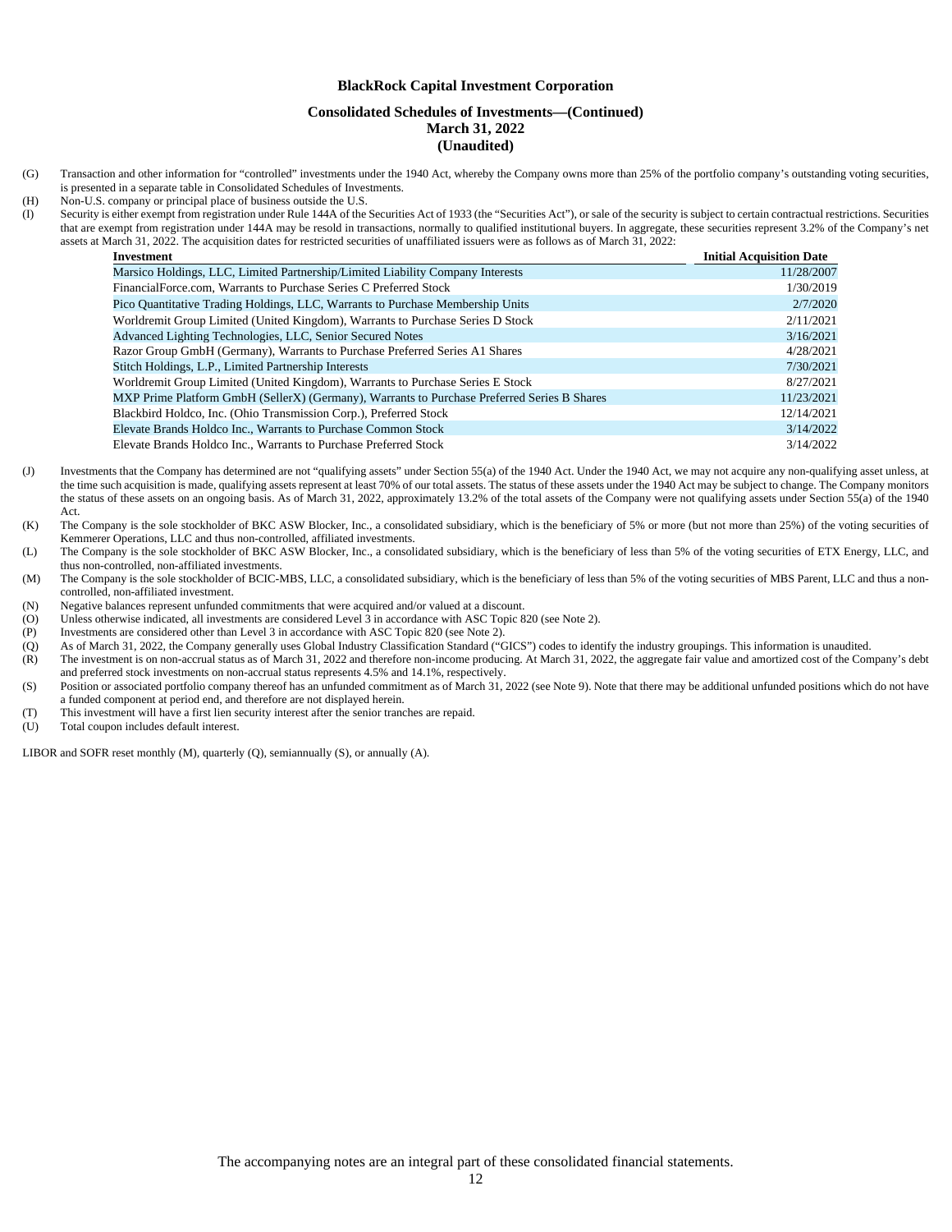**BlackRock Capital Investment Corporation**

**Consolidated Schedules of Investments—(Continued)**
**March 31, 2022**
**(Unaudited)**

(G) Transaction and other information for "controlled" investments under the 1940 Act, whereby the Company owns more than 25% of the portfolio company's outstanding voting securities, is presented in a separate table in Consolidated Schedules of Investments.

(H) Non-U.S. company or principal place of business outside the U.S.

(I) Security is either exempt from registration under Rule 144A of the Securities Act of 1933 (the "Securities Act"), or sale of the security is subject to certain contractual restrictions. Securities that are exempt from registration under 144A may be resold in transactions, normally to qualified institutional buyers. In aggregate, these securities represent 3.2% of the Company's net assets at March 31, 2022. The acquisition dates for restricted securities of unaffiliated issuers were as follows as of March 31, 2022:

| Investment | Initial Acquisition Date |
|---|---|
| Marsico Holdings, LLC, Limited Partnership/Limited Liability Company Interests | 11/28/2007 |
| FinancialForce.com, Warrants to Purchase Series C Preferred Stock | 1/30/2019 |
| Pico Quantitative Trading Holdings, LLC, Warrants to Purchase Membership Units | 2/7/2020 |
| Worldremit Group Limited (United Kingdom), Warrants to Purchase Series D Stock | 2/11/2021 |
| Advanced Lighting Technologies, LLC, Senior Secured Notes | 3/16/2021 |
| Razor Group GmbH (Germany), Warrants to Purchase Preferred Series A1 Shares | 4/28/2021 |
| Stitch Holdings, L.P., Limited Partnership Interests | 7/30/2021 |
| Worldremit Group Limited (United Kingdom), Warrants to Purchase Series E Stock | 8/27/2021 |
| MXP Prime Platform GmbH (SellerX) (Germany), Warrants to Purchase Preferred Series B Shares | 11/23/2021 |
| Blackbird Holdco, Inc. (Ohio Transmission Corp.), Preferred Stock | 12/14/2021 |
| Elevate Brands Holdco Inc., Warrants to Purchase Common Stock | 3/14/2022 |
| Elevate Brands Holdco Inc., Warrants to Purchase Preferred Stock | 3/14/2022 |

(J) Investments that the Company has determined are not "qualifying assets" under Section 55(a) of the 1940 Act. Under the 1940 Act, we may not acquire any non-qualifying asset unless, at the time such acquisition is made, qualifying assets represent at least 70% of our total assets. The status of these assets under the 1940 Act may be subject to change. The Company monitors the status of these assets on an ongoing basis. As of March 31, 2022, approximately 13.2% of the total assets of the Company were not qualifying assets under Section 55(a) of the 1940 Act.

(K) The Company is the sole stockholder of BKC ASW Blocker, Inc., a consolidated subsidiary, which is the beneficiary of 5% or more (but not more than 25%) of the voting securities of Kemmerer Operations, LLC and thus non-controlled, affiliated investments.

(L) The Company is the sole stockholder of BKC ASW Blocker, Inc., a consolidated subsidiary, which is the beneficiary of less than 5% of the voting securities of ETX Energy, LLC, and thus non-controlled, non-affiliated investments.

(M) The Company is the sole stockholder of BCIC-MBS, LLC, a consolidated subsidiary, which is the beneficiary of less than 5% of the voting securities of MBS Parent, LLC and thus a non-controlled, non-affiliated investment.

(N) Negative balances represent unfunded commitments that were acquired and/or valued at a discount.

(O) Unless otherwise indicated, all investments are considered Level 3 in accordance with ASC Topic 820 (see Note 2).

(P) Investments are considered other than Level 3 in accordance with ASC Topic 820 (see Note 2).

(Q) As of March 31, 2022, the Company generally uses Global Industry Classification Standard ("GICS") codes to identify the industry groupings. This information is unaudited.

(R) The investment is on non-accrual status as of March 31, 2022 and therefore non-income producing. At March 31, 2022, the aggregate fair value and amortized cost of the Company's debt and preferred stock investments on non-accrual status represents 4.5% and 14.1%, respectively.

(S) Position or associated portfolio company thereof has an unfunded commitment as of March 31, 2022 (see Note 9). Note that there may be additional unfunded positions which do not have a funded component at period end, and therefore are not displayed herein.

(T) This investment will have a first lien security interest after the senior tranches are repaid.

(U) Total coupon includes default interest.

LIBOR and SOFR reset monthly (M), quarterly (Q), semiannually (S), or annually (A).

The accompanying notes are an integral part of these consolidated financial statements.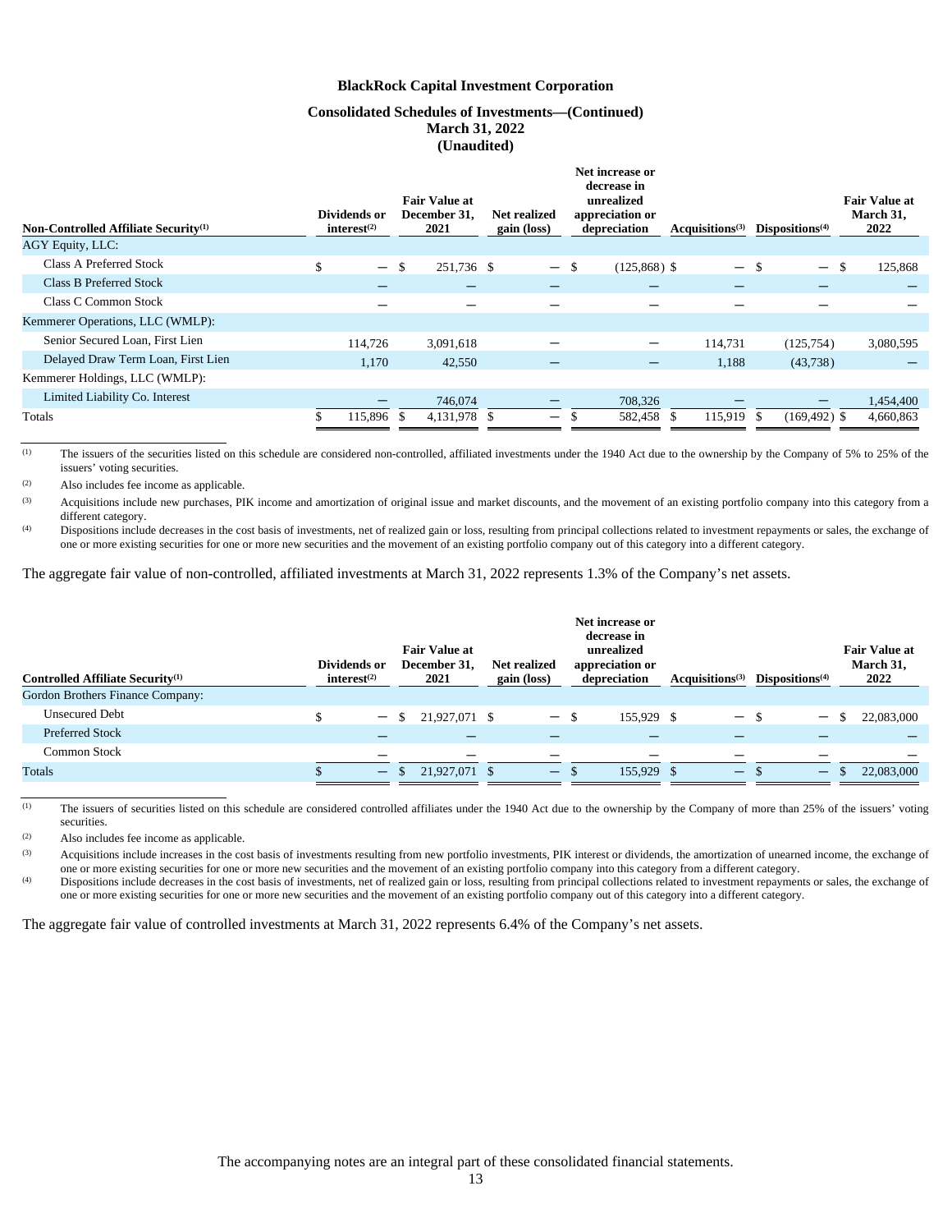**BlackRock Capital Investment Corporation**

**Consolidated Schedules of Investments—(Continued)**
**March 31, 2022**
**(Unaudited)**

| Non-Controlled Affiliate Security[(1)] | Dividends or interest[(2)] | Fair Value at December 31, 2021 | Net realized gain (loss) | Net increase or decrease in unrealized appreciation or depreciation | Acquisitions[(3)] | Dispositions[(4)] | Fair Value at March 31, 2022 |
|---|---|---|---|---|---|---|---|
| AGY Equity, LLC: | | | | | | | |
| Class A Preferred Stock | $ — | $ 251,736 | $ — | $ (125,868) | $ — | $ — | $ 125,868 |
| Class B Preferred Stock | — | — | — | — | — | — | — |
| Class C Common Stock | — | — | — | — | — | — | — |
| Kemmerer Operations, LLC (WMLP): | | | | | | | |
| Senior Secured Loan, First Lien | 114,726 | 3,091,618 | — | — | 114,731 | (125,754) | 3,080,595 |
| Delayed Draw Term Loan, First Lien | 1,170 | 42,550 | — | — | 1,188 | (43,738) | — |
| Kemmerer Holdings, LLC (WMLP): | | | | | | | |
| Limited Liability Co. Interest | — | 746,074 | — | 708,326 | — | — | 1,454,400 |
| Totals | $ 115,896 | $ 4,131,978 | $ — | $ 582,458 | $ 115,919 | $ (169,492) | $ 4,660,863 |

(1) The issuers of the securities listed on this schedule are considered non-controlled, affiliated investments under the 1940 Act due to the ownership by the Company of 5% to 25% of the issuers' voting securities.

(2) Also includes fee income as applicable.

(3) Acquisitions include new purchases, PIK income and amortization of original issue and market discounts, and the movement of an existing portfolio company into this category from a different category.

(4) Dispositions include decreases in the cost basis of investments, net of realized gain or loss, resulting from principal collections related to investment repayments or sales, the exchange of one or more existing securities for one or more new securities and the movement of an existing portfolio company out of this category into a different category.

The aggregate fair value of non-controlled, affiliated investments at March 31, 2022 represents 1.3% of the Company's net assets.

| Controlled Affiliate Security[(1)] | Dividends or interest[(2)] | Fair Value at December 31, 2021 | Net realized gain (loss) | Net increase or decrease in unrealized appreciation or depreciation | Acquisitions[(3)] | Dispositions[(4)] | Fair Value at March 31, 2022 |
|---|---|---|---|---|---|---|---|
| Gordon Brothers Finance Company: | | | | | | | |
| Unsecured Debt | $ — | $ 21,927,071 | $ — | $ 155,929 | $ — | $ — | $ 22,083,000 |
| Preferred Stock | — | — | — | — | — | — | — |
| Common Stock | — | — | — | — | — | — | — |
| Totals | $ — | $ 21,927,071 | $ — | $ 155,929 | $ — | $ — | $ 22,083,000 |

(1) The issuers of securities listed on this schedule are considered controlled affiliates under the 1940 Act due to the ownership by the Company of more than 25% of the issuers' voting securities.

(2) Also includes fee income as applicable.

(3) Acquisitions include increases in the cost basis of investments resulting from new portfolio investments, PIK interest or dividends, the amortization of unearned income, the exchange of one or more existing securities for one or more new securities and the movement of an existing portfolio company into this category from a different category.

(4) Dispositions include decreases in the cost basis of investments, net of realized gain or loss, resulting from principal collections related to investment repayments or sales, the exchange of one or more existing securities for one or more new securities and the movement of an existing portfolio company out of this category into a different category.

The aggregate fair value of controlled investments at March 31, 2022 represents 6.4% of the Company's net assets.

The accompanying notes are an integral part of these consolidated financial statements.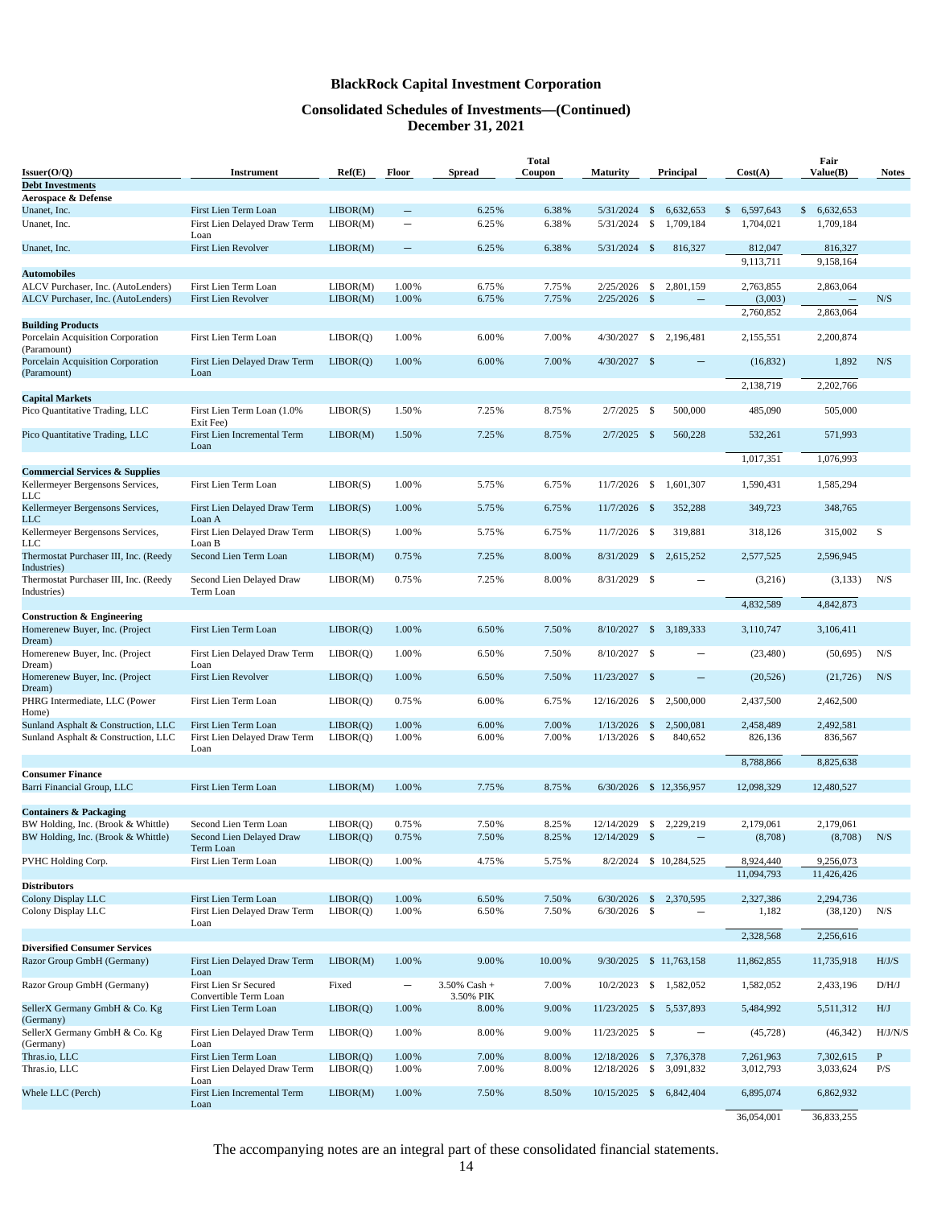# BlackRock Capital Investment Corporation

## Consolidated Schedules of Investments—(Continued)
## December 31, 2021

| Issuer(O/Q) | Instrument | Ref(E) | Floor | Spread | Total Coupon | Maturity | Principal | Cost(A) | Fair Value(B) | Notes |
|---|---|---|---|---|---|---|---|---|---|---|
| **Debt Investments** | | | | | | | | | | |
| **Aerospace & Defense** | | | | | | | | | | |
| Unanet, Inc. | First Lien Term Loan | LIBOR(M) | — | 6.25% | 6.38% | 5/31/2024 | $ 6,632,653 | $ 6,597,643 | $ 6,632,653 | |
| Unanet, Inc. | First Lien Delayed Draw Term Loan | LIBOR(M) | — | 6.25% | 6.38% | 5/31/2024 | $ 1,709,184 | 1,704,021 | 1,709,184 | |
| Unanet, Inc. | First Lien Revolver | LIBOR(M) | — | 6.25% | 6.38% | 5/31/2024 | $ 816,327 | 812,047 | 816,327 | |
| | | | | | | | | 9,113,711 | 9,158,164 | |
| **Automobiles** | | | | | | | | | | |
| ALCV Purchaser, Inc. (AutoLenders) | First Lien Term Loan | LIBOR(M) | 1.00% | 6.75% | 7.75% | 2/25/2026 | $ 2,801,159 | 2,763,855 | 2,863,064 | |
| ALCV Purchaser, Inc. (AutoLenders) | First Lien Revolver | LIBOR(M) | 1.00% | 6.75% | 7.75% | 2/25/2026 | $ — | (3,003) | — | N/S |
| | | | | | | | | 2,760,852 | 2,863,064 | |
| **Building Products** | | | | | | | | | | |
| Porcelain Acquisition Corporation (Paramount) | First Lien Term Loan | LIBOR(Q) | 1.00% | 6.00% | 7.00% | 4/30/2027 | $ 2,196,481 | 2,155,551 | 2,200,874 | |
| Porcelain Acquisition Corporation (Paramount) | First Lien Delayed Draw Term Loan | LIBOR(Q) | 1.00% | 6.00% | 7.00% | 4/30/2027 | $ — | (16,832) | 1,892 | N/S |
| | | | | | | | | 2,138,719 | 2,202,766 | |
| **Capital Markets** | | | | | | | | | | |
| Pico Quantitative Trading, LLC | First Lien Term Loan (1.0% Exit Fee) | LIBOR(S) | 1.50% | 7.25% | 8.75% | 2/7/2025 | $ 500,000 | 485,090 | 505,000 | |
| Pico Quantitative Trading, LLC | First Lien Incremental Term Loan | LIBOR(M) | 1.50% | 7.25% | 8.75% | 2/7/2025 | $ 560,228 | 532,261 | 571,993 | |
| | | | | | | | | 1,017,351 | 1,076,993 | |
| **Commercial Services & Supplies** | | | | | | | | | | |
| Kellermeyer Bergensons Services, LLC | First Lien Term Loan | LIBOR(S) | 1.00% | 5.75% | 6.75% | 11/7/2026 | $ 1,601,307 | 1,590,431 | 1,585,294 | |
| Kellermeyer Bergensons Services, LLC | First Lien Delayed Draw Term Loan A | LIBOR(S) | 1.00% | 5.75% | 6.75% | 11/7/2026 | $ 352,288 | 349,723 | 348,765 | |
| Kellermeyer Bergensons Services, LLC | First Lien Delayed Draw Term Loan B | LIBOR(S) | 1.00% | 5.75% | 6.75% | 11/7/2026 | $ 319,881 | 318,126 | 315,002 | S |
| Thermostat Purchaser III, Inc. (Reedy Industries) | Second Lien Term Loan | LIBOR(M) | 0.75% | 7.25% | 8.00% | 8/31/2029 | $ 2,615,252 | 2,577,525 | 2,596,945 | |
| Thermostat Purchaser III, Inc. (Reedy Industries) | Second Lien Delayed Draw Term Loan | LIBOR(M) | 0.75% | 7.25% | 8.00% | 8/31/2029 | $ — | (3,216) | (3,133) | N/S |
| | | | | | | | | 4,832,589 | 4,842,873 | |
| **Construction & Engineering** | | | | | | | | | | |
| Homerenew Buyer, Inc. (Project Dream) | First Lien Term Loan | LIBOR(Q) | 1.00% | 6.50% | 7.50% | 8/10/2027 | $ 3,189,333 | 3,110,747 | 3,106,411 | |
| Homerenew Buyer, Inc. (Project Dream) | First Lien Delayed Draw Term Loan | LIBOR(Q) | 1.00% | 6.50% | 7.50% | 8/10/2027 | $ — | (23,480) | (50,695) | N/S |
| Homerenew Buyer, Inc. (Project Dream) | First Lien Revolver | LIBOR(Q) | 1.00% | 6.50% | 7.50% | 11/23/2027 | $ — | (20,526) | (21,726) | N/S |
| PHRG Intermediate, LLC (Power Home) | First Lien Term Loan | LIBOR(Q) | 0.75% | 6.00% | 6.75% | 12/16/2026 | $ 2,500,000 | 2,437,500 | 2,462,500 | |
| Sunland Asphalt & Construction, LLC | First Lien Term Loan | LIBOR(Q) | 1.00% | 6.00% | 7.00% | 1/13/2026 | $ 2,500,081 | 2,458,489 | 2,492,581 | |
| Sunland Asphalt & Construction, LLC | First Lien Delayed Draw Term Loan | LIBOR(Q) | 1.00% | 6.00% | 7.00% | 1/13/2026 | $ 840,652 | 826,136 | 836,567 | |
| | | | | | | | | 8,788,866 | 8,825,638 | |
| **Consumer Finance** | | | | | | | | | | |
| Barri Financial Group, LLC | First Lien Term Loan | LIBOR(M) | 1.00% | 7.75% | 8.75% | 6/30/2026 | $ 12,356,957 | 12,098,329 | 12,480,527 | |
| **Containers & Packaging** | | | | | | | | | | |
| BW Holding, Inc. (Brook & Whittle) | Second Lien Term Loan | LIBOR(Q) | 0.75% | 7.50% | 8.25% | 12/14/2029 | $ 2,229,219 | 2,179,061 | 2,179,061 | |
| BW Holding, Inc. (Brook & Whittle) | Second Lien Delayed Draw Term Loan | LIBOR(Q) | 0.75% | 7.50% | 8.25% | 12/14/2029 | $ — | (8,708) | (8,708) | N/S |
| PVHC Holding Corp. | First Lien Term Loan | LIBOR(Q) | 1.00% | 4.75% | 5.75% | 8/2/2024 | $ 10,284,525 | 8,924,440 | 9,256,073 | |
| | | | | | | | | 11,094,793 | 11,426,426 | |
| **Distributors** | | | | | | | | | | |
| Colony Display LLC | First Lien Term Loan | LIBOR(Q) | 1.00% | 6.50% | 7.50% | 6/30/2026 | $ 2,370,595 | 2,327,386 | 2,294,736 | |
| Colony Display LLC | First Lien Delayed Draw Term Loan | LIBOR(Q) | 1.00% | 6.50% | 7.50% | 6/30/2026 | $ — | 1,182 | (38,120) | N/S |
| | | | | | | | | 2,328,568 | 2,256,616 | |
| **Diversified Consumer Services** | | | | | | | | | | |
| Razor Group GmbH (Germany) | First Lien Delayed Draw Term Loan | LIBOR(M) | 1.00% | 9.00% | 10.00% | 9/30/2025 | $ 11,763,158 | 11,862,855 | 11,735,918 | H/J/S |
| Razor Group GmbH (Germany) | First Lien Sr Secured Convertible Term Loan | Fixed | — | 3.50% Cash + 3.50% PIK | 7.00% | 10/2/2023 | $ 1,582,052 | 1,582,052 | 2,433,196 | D/H/J |
| SellerX Germany GmbH & Co. Kg (Germany) | First Lien Term Loan | LIBOR(Q) | 1.00% | 8.00% | 9.00% | 11/23/2025 | $ 5,537,893 | 5,484,992 | 5,511,312 | H/J |
| SellerX Germany GmbH & Co. Kg (Germany) | First Lien Delayed Draw Term Loan | LIBOR(Q) | 1.00% | 8.00% | 9.00% | 11/23/2025 | $ — | (45,728) | (46,342) | H/J/N/S |
| Thras.io, LLC | First Lien Term Loan | LIBOR(Q) | 1.00% | 7.00% | 8.00% | 12/18/2026 | $ 7,376,378 | 7,261,963 | 7,302,615 | P |
| Thras.io, LLC | First Lien Delayed Draw Term Loan | LIBOR(Q) | 1.00% | 7.00% | 8.00% | 12/18/2026 | $ 3,091,832 | 3,012,793 | 3,033,624 | P/S |
| Whele LLC (Perch) | First Lien Incremental Term Loan | LIBOR(M) | 1.00% | 7.50% | 8.50% | 10/15/2025 | $ 6,842,404 | 6,895,074 | 6,862,932 | |
| | | | | | | | | 36,054,001 | 36,833,255 | |

The accompanying notes are an integral part of these consolidated financial statements.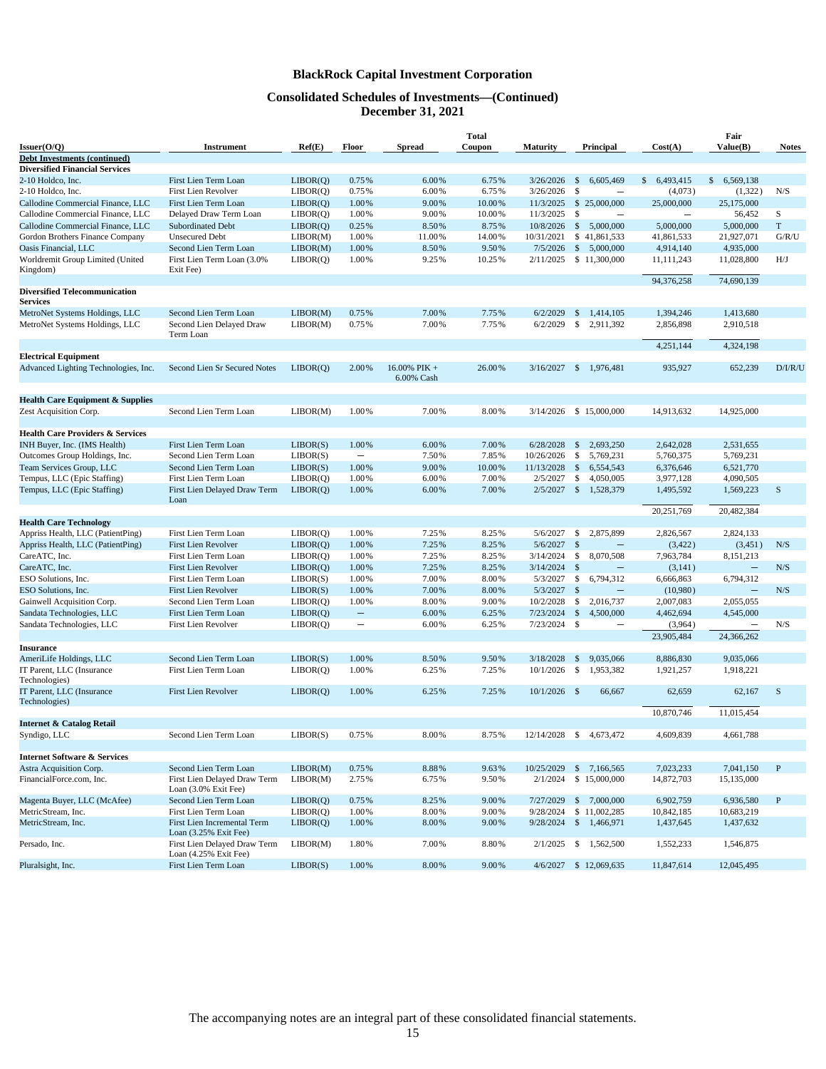# BlackRock Capital Investment Corporation

## Consolidated Schedules of Investments—(Continued)
## December 31, 2021

| Issuer(O/Q) | Instrument | Ref(E) | Floor | Spread | Total Coupon | Maturity | Principal | Cost(A) | Fair Value(B) | Notes |
|---|---|---|---|---|---|---|---|---|---|---|
| **Debt Investments (continued)** | | | | | | | | | | |
| **Diversified Financial Services** | | | | | | | | | | |
| 2-10 Holdco, Inc. | First Lien Term Loan | LIBOR(Q) | 0.75% | 6.00% | 6.75% | 3/26/2026 | $ 6,605,469 | $ 6,493,415 | $ 6,569,138 | |
| 2-10 Holdco, Inc. | First Lien Revolver | LIBOR(Q) | 0.75% | 6.00% | 6.75% | 3/26/2026 | $ — | (4,073) | (1,322) | N/S |
| Callodine Commercial Finance, LLC | First Lien Term Loan | LIBOR(Q) | 1.00% | 9.00% | 10.00% | 11/3/2025 | $ 25,000,000 | 25,000,000 | 25,175,000 | |
| Callodine Commercial Finance, LLC | Delayed Draw Term Loan | LIBOR(Q) | 1.00% | 9.00% | 10.00% | 11/3/2025 | $ — | — | 56,452 | S |
| Callodine Commercial Finance, LLC | Subordinated Debt | LIBOR(Q) | 0.25% | 8.50% | 8.75% | 10/8/2026 | $ 5,000,000 | 5,000,000 | 5,000,000 | T |
| Gordon Brothers Finance Company | Unsecured Debt | LIBOR(M) | 1.00% | 11.00% | 14.00% | 10/31/2021 | $ 41,861,533 | 41,861,533 | 21,927,071 | G/R/U |
| Oasis Financial, LLC | Second Lien Term Loan | LIBOR(M) | 1.00% | 8.50% | 9.50% | 7/5/2026 | $ 5,000,000 | 4,914,140 | 4,935,000 | |
| Worldremit Group Limited (United Kingdom) | First Lien Term Loan (3.0% Exit Fee) | LIBOR(Q) | 1.00% | 9.25% | 10.25% | 2/11/2025 | $ 11,300,000 | 11,111,243 | 11,028,800 | H/J |
| | | | | | | | | 94,376,258 | 74,690,139 | |
| **Diversified Telecommunication Services** | | | | | | | | | | |
| MetroNet Systems Holdings, LLC | Second Lien Term Loan | LIBOR(M) | 0.75% | 7.00% | 7.75% | 6/2/2029 | $ 1,414,105 | 1,394,246 | 1,413,680 | |
| MetroNet Systems Holdings, LLC | Second Lien Delayed Draw Term Loan | LIBOR(M) | 0.75% | 7.00% | 7.75% | 6/2/2029 | $ 2,911,392 | 2,856,898 | 2,910,518 | |
| | | | | | | | | 4,251,144 | 4,324,198 | |
| **Electrical Equipment** | | | | | | | | | | |
| Advanced Lighting Technologies, Inc. | Second Lien Sr Secured Notes | LIBOR(Q) | 2.00% | 16.00% PIK + 6.00% Cash | 26.00% | 3/16/2027 | $ 1,976,481 | 935,927 | 652,239 | D/I/R/U |
| **Health Care Equipment & Supplies** | | | | | | | | | | |
| Zest Acquisition Corp. | Second Lien Term Loan | LIBOR(M) | 1.00% | 7.00% | 8.00% | 3/14/2026 | $ 15,000,000 | 14,913,632 | 14,925,000 | |
| **Health Care Providers & Services** | | | | | | | | | | |
| INH Buyer, Inc. (IMS Health) | First Lien Term Loan | LIBOR(S) | 1.00% | 6.00% | 7.00% | 6/28/2028 | $ 2,693,250 | 2,642,028 | 2,531,655 | |
| Outcomes Group Holdings, Inc. | Second Lien Term Loan | LIBOR(S) | — | 7.50% | 7.85% | 10/26/2026 | $ 5,769,231 | 5,760,375 | 5,769,231 | |
| Team Services Group, LLC | Second Lien Term Loan | LIBOR(S) | 1.00% | 9.00% | 10.00% | 11/13/2028 | $ 6,554,543 | 6,376,646 | 6,521,770 | |
| Tempus, LLC (Epic Staffing) | First Lien Term Loan | LIBOR(Q) | 1.00% | 6.00% | 7.00% | 2/5/2027 | $ 4,050,005 | 3,977,128 | 4,090,505 | |
| Tempus, LLC (Epic Staffing) | First Lien Delayed Draw Term Loan | LIBOR(Q) | 1.00% | 6.00% | 7.00% | 2/5/2027 | $ 1,528,379 | 1,495,592 | 1,569,223 | S |
| | | | | | | | | 20,251,769 | 20,482,384 | |
| **Health Care Technology** | | | | | | | | | | |
| Appriss Health, LLC (PatientPing) | First Lien Term Loan | LIBOR(Q) | 1.00% | 7.25% | 8.25% | 5/6/2027 | $ 2,875,899 | 2,826,567 | 2,824,133 | |
| Appriss Health, LLC (PatientPing) | First Lien Revolver | LIBOR(Q) | 1.00% | 7.25% | 8.25% | 5/6/2027 | $ — | (3,422) | (3,451) | N/S |
| CareATC, Inc. | First Lien Term Loan | LIBOR(Q) | 1.00% | 7.25% | 8.25% | 3/14/2024 | $ 8,070,508 | 7,963,784 | 8,151,213 | |
| CareATC, Inc. | First Lien Revolver | LIBOR(Q) | 1.00% | 7.25% | 8.25% | 3/14/2024 | $ — | (3,141) | — | N/S |
| ESO Solutions, Inc. | First Lien Term Loan | LIBOR(S) | 1.00% | 7.00% | 8.00% | 5/3/2027 | $ 6,794,312 | 6,666,863 | 6,794,312 | |
| ESO Solutions, Inc. | First Lien Revolver | LIBOR(S) | 1.00% | 7.00% | 8.00% | 5/3/2027 | $ — | (10,980) | — | N/S |
| Gainwell Acquisition Corp. | Second Lien Term Loan | LIBOR(Q) | 1.00% | 8.00% | 9.00% | 10/2/2028 | $ 2,016,737 | 2,007,083 | 2,055,055 | |
| Sandata Technologies, LLC | First Lien Term Loan | LIBOR(Q) | — | 6.00% | 6.25% | 7/23/2024 | $ 4,500,000 | 4,462,694 | 4,545,000 | |
| Sandata Technologies, LLC | First Lien Revolver | LIBOR(Q) | — | 6.00% | 6.25% | 7/23/2024 | $ — | (3,964) | — | N/S |
| | | | | | | | | 23,905,484 | 24,366,262 | |
| **Insurance** | | | | | | | | | | |
| AmeriLife Holdings, LLC | Second Lien Term Loan | LIBOR(S) | 1.00% | 8.50% | 9.50% | 3/18/2028 | $ 9,035,066 | 8,886,830 | 9,035,066 | |
| IT Parent, LLC (Insurance Technologies) | First Lien Term Loan | LIBOR(Q) | 1.00% | 6.25% | 7.25% | 10/1/2026 | $ 1,953,382 | 1,921,257 | 1,918,221 | |
| IT Parent, LLC (Insurance Technologies) | First Lien Revolver | LIBOR(Q) | 1.00% | 6.25% | 7.25% | 10/1/2026 | $ 66,667 | 62,659 | 62,167 | S |
| | | | | | | | | 10,870,746 | 11,015,454 | |
| **Internet & Catalog Retail** | | | | | | | | | | |
| Syndigo, LLC | Second Lien Term Loan | LIBOR(S) | 0.75% | 8.00% | 8.75% | 12/14/2028 | $ 4,673,472 | 4,609,839 | 4,661,788 | |
| **Internet Software & Services** | | | | | | | | | | |
| Astra Acquisition Corp. | Second Lien Term Loan | LIBOR(M) | 0.75% | 8.88% | 9.63% | 10/25/2029 | $ 7,166,565 | 7,023,233 | 7,041,150 | P |
| FinancialForce.com, Inc. | First Lien Delayed Draw Term Loan (3.0% Exit Fee) | LIBOR(M) | 2.75% | 6.75% | 9.50% | 2/1/2024 | $ 15,000,000 | 14,872,703 | 15,135,000 | |
| Magenta Buyer, LLC (McAfee) | Second Lien Term Loan | LIBOR(Q) | 0.75% | 8.25% | 9.00% | 7/27/2029 | $ 7,000,000 | 6,902,759 | 6,936,580 | P |
| MetricStream, Inc. | First Lien Term Loan | LIBOR(Q) | 1.00% | 8.00% | 9.00% | 9/28/2024 | $ 11,002,285 | 10,842,185 | 10,683,219 | |
| MetricStream, Inc. | First Lien Incremental Term Loan (3.25% Exit Fee) | LIBOR(Q) | 1.00% | 8.00% | 9.00% | 9/28/2024 | $ 1,466,971 | 1,437,645 | 1,437,632 | |
| Persado, Inc. | First Lien Delayed Draw Term Loan (4.25% Exit Fee) | LIBOR(M) | 1.80% | 7.00% | 8.80% | 2/1/2025 | $ 1,562,500 | 1,552,233 | 1,546,875 | |
| Pluralsight, Inc. | First Lien Term Loan | LIBOR(S) | 1.00% | 8.00% | 9.00% | 4/6/2027 | $ 12,069,635 | 11,847,614 | 12,045,495 | |

The accompanying notes are an integral part of these consolidated financial statements.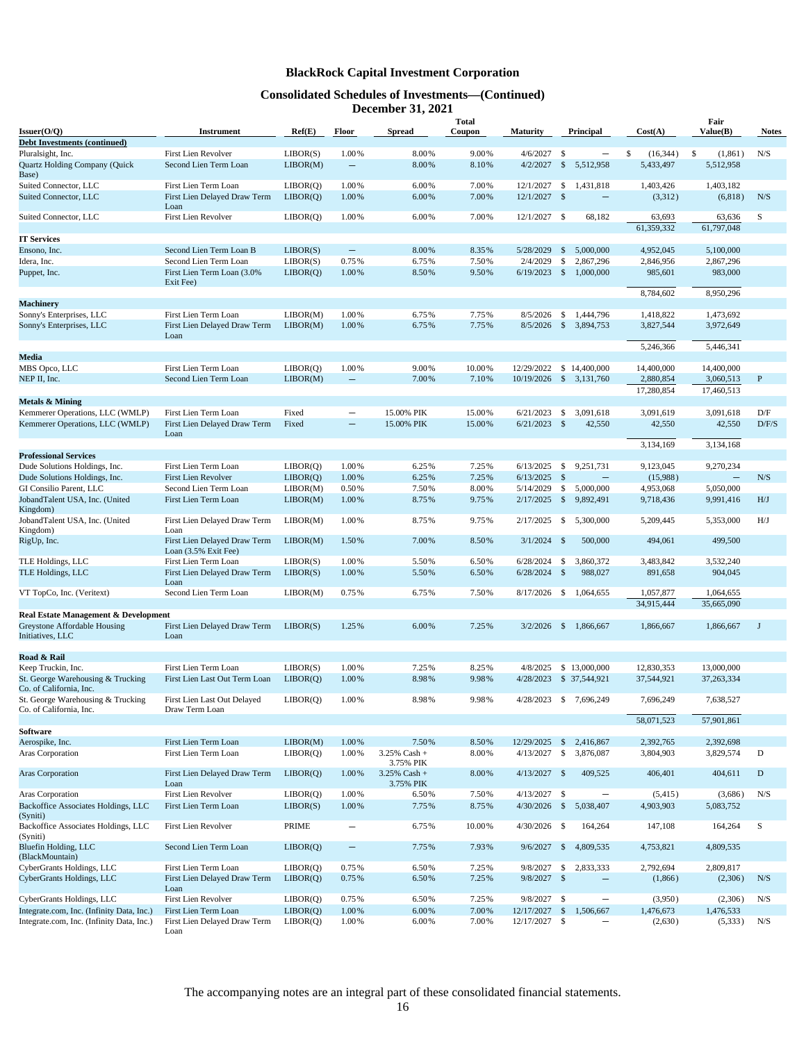# BlackRock Capital Investment Corporation

## Consolidated Schedules of Investments—(Continued)

## December 31, 2021

| Issuer(O/Q) | Instrument | Ref(E) | Floor | Spread | Total Coupon | Maturity | Principal | Cost(A) | Fair Value(B) | Notes |
|---|---|---|---|---|---|---|---|---|---|---|
| **Debt Investments (continued)** | | | | | | | | | | |
| Pluralsight, Inc. | First Lien Revolver | LIBOR(S) | 1.00% | 8.00% | 9.00% | 4/6/2027 | $ — | $ (16,344) | $ (1,861) | N/S |
| Quartz Holding Company (Quick Base) | Second Lien Term Loan | LIBOR(M) | — | 8.00% | 8.10% | 4/2/2027 | $ 5,512,958 | 5,433,497 | 5,512,958 | |
| Suited Connector, LLC | First Lien Term Loan | LIBOR(Q) | 1.00% | 6.00% | 7.00% | 12/1/2027 | $ 1,431,818 | 1,403,426 | 1,403,182 | |
| Suited Connector, LLC | First Lien Delayed Draw Term Loan | LIBOR(Q) | 1.00% | 6.00% | 7.00% | 12/1/2027 | $ — | (3,312) | (6,818) | N/S |
| Suited Connector, LLC | First Lien Revolver | LIBOR(Q) | 1.00% | 6.00% | 7.00% | 12/1/2027 | $ 68,182 | 63,693 | 63,636 | S |
| | | | | | | | | 61,359,332 | 61,797,048 | |
| **IT Services** | | | | | | | | | | |
| Ensono, Inc. | Second Lien Term Loan B | LIBOR(S) | — | 8.00% | 8.35% | 5/28/2029 | $ 5,000,000 | 4,952,045 | 5,100,000 | |
| Idera, Inc. | Second Lien Term Loan | LIBOR(S) | 0.75% | 6.75% | 7.50% | 2/4/2029 | $ 2,867,296 | 2,846,956 | 2,867,296 | |
| Puppet, Inc. | First Lien Term Loan (3.0% Exit Fee) | LIBOR(Q) | 1.00% | 8.50% | 9.50% | 6/19/2023 | $ 1,000,000 | 985,601 | 983,000 | |
| | | | | | | | | 8,784,602 | 8,950,296 | |
| **Machinery** | | | | | | | | | | |
| Sonny's Enterprises, LLC | First Lien Term Loan | LIBOR(M) | 1.00% | 6.75% | 7.75% | 8/5/2026 | $ 1,444,796 | 1,418,822 | 1,473,692 | |
| Sonny's Enterprises, LLC | First Lien Delayed Draw Term Loan | LIBOR(M) | 1.00% | 6.75% | 7.75% | 8/5/2026 | $ 3,894,753 | 3,827,544 | 3,972,649 | |
| | | | | | | | | 5,246,366 | 5,446,341 | |
| **Media** | | | | | | | | | | |
| MBS Opco, LLC | First Lien Term Loan | LIBOR(Q) | 1.00% | 9.00% | 10.00% | 12/29/2022 | $ 14,400,000 | 14,400,000 | 14,400,000 | |
| NEP II, Inc. | Second Lien Term Loan | LIBOR(M) | — | 7.00% | 7.10% | 10/19/2026 | $ 3,131,760 | 2,880,854 | 3,060,513 | P |
| | | | | | | | | 17,280,854 | 17,460,513 | |
| **Metals & Mining** | | | | | | | | | | |
| Kemmerer Operations, LLC (WMLP) | First Lien Term Loan | Fixed | — | 15.00% PIK | 15.00% | 6/21/2023 | $ 3,091,618 | 3,091,619 | 3,091,618 | D/F |
| Kemmerer Operations, LLC (WMLP) | First Lien Delayed Draw Term Loan | Fixed | — | 15.00% PIK | 15.00% | 6/21/2023 | $ 42,550 | 42,550 | 42,550 | D/F/S |
| | | | | | | | | 3,134,169 | 3,134,168 | |
| **Professional Services** | | | | | | | | | | |
| Dude Solutions Holdings, Inc. | First Lien Term Loan | LIBOR(Q) | 1.00% | 6.25% | 7.25% | 6/13/2025 | $ 9,251,731 | 9,123,045 | 9,270,234 | |
| Dude Solutions Holdings, Inc. | First Lien Revolver | LIBOR(Q) | 1.00% | 6.25% | 7.25% | 6/13/2025 | $ — | (15,988) | — | N/S |
| GI Consilio Parent, LLC | Second Lien Term Loan | LIBOR(M) | 0.50% | 7.50% | 8.00% | 5/14/2029 | $ 5,000,000 | 4,953,068 | 5,050,000 | |
| JobandTalent USA, Inc. (United Kingdom) | First Lien Term Loan | LIBOR(M) | 1.00% | 8.75% | 9.75% | 2/17/2025 | $ 9,892,491 | 9,718,436 | 9,991,416 | H/J |
| JobandTalent USA, Inc. (United Kingdom) | First Lien Delayed Draw Term Loan | LIBOR(M) | 1.00% | 8.75% | 9.75% | 2/17/2025 | $ 5,300,000 | 5,209,445 | 5,353,000 | H/J |
| RigUp, Inc. | First Lien Delayed Draw Term Loan (3.5% Exit Fee) | LIBOR(M) | 1.50% | 7.00% | 8.50% | 3/1/2024 | $ 500,000 | 494,061 | 499,500 | |
| TLE Holdings, LLC | First Lien Term Loan | LIBOR(S) | 1.00% | 5.50% | 6.50% | 6/28/2024 | $ 3,860,372 | 3,483,842 | 3,532,240 | |
| TLE Holdings, LLC | First Lien Delayed Draw Term Loan | LIBOR(S) | 1.00% | 5.50% | 6.50% | 6/28/2024 | $ 988,027 | 891,658 | 904,045 | |
| VT TopCo, Inc. (Veritext) | Second Lien Term Loan | LIBOR(M) | 0.75% | 6.75% | 7.50% | 8/17/2026 | $ 1,064,655 | 1,057,877 | 1,064,655 | |
| | | | | | | | | 34,915,444 | 35,665,090 | |
| **Real Estate Management & Development** | | | | | | | | | | |
| Greystone Affordable Housing Initiatives, LLC | First Lien Delayed Draw Term Loan | LIBOR(S) | 1.25% | 6.00% | 7.25% | 3/2/2026 | $ 1,866,667 | 1,866,667 | 1,866,667 | J |
| **Road & Rail** | | | | | | | | | | |
| Keep Truckin, Inc. | First Lien Term Loan | LIBOR(S) | 1.00% | 7.25% | 8.25% | 4/8/2025 | $ 13,000,000 | 12,830,353 | 13,000,000 | |
| St. George Warehousing & Trucking Co. of California, Inc. | First Lien Last Out Term Loan | LIBOR(Q) | 1.00% | 8.98% | 9.98% | 4/28/2023 | $ 37,544,921 | 37,544,921 | 37,263,334 | |
| St. George Warehousing & Trucking Co. of California, Inc. | First Lien Last Out Delayed Draw Term Loan | LIBOR(Q) | 1.00% | 8.98% | 9.98% | 4/28/2023 | $ 7,696,249 | 7,696,249 | 7,638,527 | |
| | | | | | | | | 58,071,523 | 57,901,861 | |
| **Software** | | | | | | | | | | |
| Aerospike, Inc. | First Lien Term Loan | LIBOR(M) | 1.00% | 7.50% | 8.50% | 12/29/2025 | $ 2,416,867 | 2,392,765 | 2,392,698 | |
| Aras Corporation | First Lien Term Loan | LIBOR(Q) | 1.00% | 3.25% Cash + 3.75% PIK | 8.00% | 4/13/2027 | $ 3,876,087 | 3,804,903 | 3,829,574 | D |
| Aras Corporation | First Lien Delayed Draw Term Loan | LIBOR(Q) | 1.00% | 3.25% Cash + 3.75% PIK | 8.00% | 4/13/2027 | $ 409,525 | 406,401 | 404,611 | D |
| Aras Corporation | First Lien Revolver | LIBOR(Q) | 1.00% | 6.50% | 7.50% | 4/13/2027 | $ — | (5,415) | (3,686) | N/S |
| Backoffice Associates Holdings, LLC (Syniti) | First Lien Term Loan | LIBOR(S) | 1.00% | 7.75% | 8.75% | 4/30/2026 | $ 5,038,407 | 4,903,903 | 5,083,752 | |
| Backoffice Associates Holdings, LLC (Syniti) | First Lien Revolver | PRIME | — | 6.75% | 10.00% | 4/30/2026 | $ 164,264 | 147,108 | 164,264 | S |
| Bluefin Holding, LLC (BlackMountain) | Second Lien Term Loan | LIBOR(Q) | — | 7.75% | 7.93% | 9/6/2027 | $ 4,809,535 | 4,753,821 | 4,809,535 | |
| CyberGrants Holdings, LLC | First Lien Term Loan | LIBOR(Q) | 0.75% | 6.50% | 7.25% | 9/8/2027 | $ 2,833,333 | 2,792,694 | 2,809,817 | |
| CyberGrants Holdings, LLC | First Lien Delayed Draw Term Loan | LIBOR(Q) | 0.75% | 6.50% | 7.25% | 9/8/2027 | $ — | (1,866) | (2,306) | N/S |
| CyberGrants Holdings, LLC | First Lien Revolver | LIBOR(Q) | 0.75% | 6.50% | 7.25% | 9/8/2027 | $ — | (3,950) | (2,306) | N/S |
| Integrate.com, Inc. (Infinity Data, Inc.) | First Lien Term Loan | LIBOR(Q) | 1.00% | 6.00% | 7.00% | 12/17/2027 | $ 1,506,667 | 1,476,673 | 1,476,533 | |
| Integrate.com, Inc. (Infinity Data, Inc.) | First Lien Delayed Draw Term Loan | LIBOR(Q) | 1.00% | 6.00% | 7.00% | 12/17/2027 | $ — | (2,630) | (5,333) | N/S |

The accompanying notes are an integral part of these consolidated financial statements.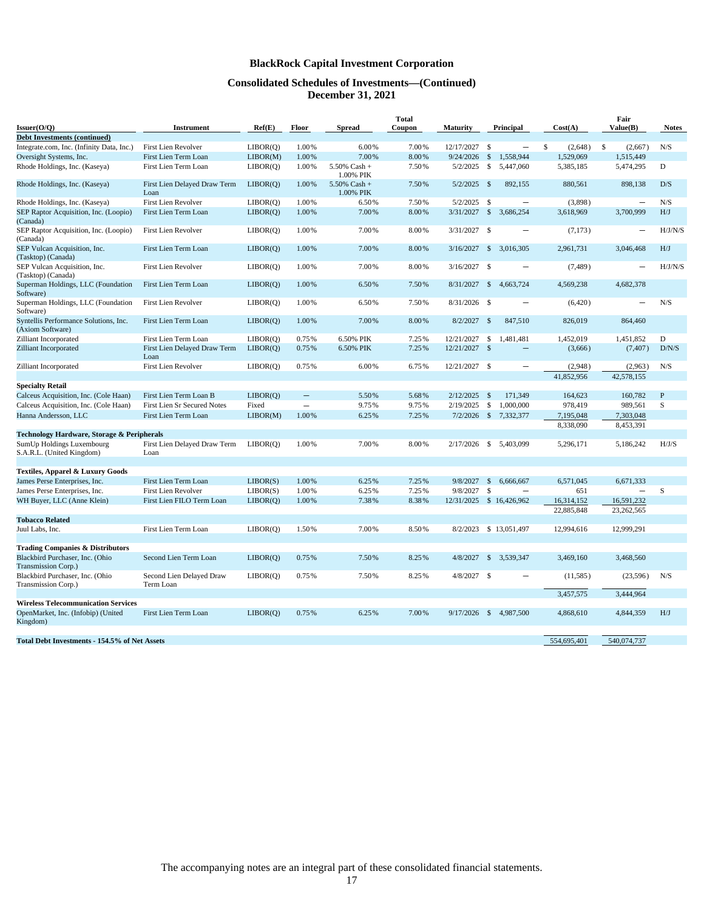## BlackRock Capital Investment Corporation

### Consolidated Schedules of Investments—(Continued)
### December 31, 2021

| Issuer(O/Q) | Instrument | Ref(E) | Floor | Spread | Total Coupon | Maturity | Principal | Cost(A) | Fair Value(B) | Notes |
|---|---|---|---|---|---|---|---|---|---|---|
| **Debt Investments (continued)** | | | | | | | | | | |
| Integrate.com, Inc. (Infinity Data, Inc.) | First Lien Revolver | LIBOR(Q) | 1.00% | 6.00% | 7.00% | 12/17/2027 | $ — | $ (2,648) | $ (2,667) | N/S |
| Oversight Systems, Inc. | First Lien Term Loan | LIBOR(M) | 1.00% | 7.00% | 8.00% | 9/24/2026 | $ 1,558,944 | 1,529,069 | 1,515,449 | |
| Rhode Holdings, Inc. (Kaseya) | First Lien Term Loan | LIBOR(Q) | 1.00% | 5.50% Cash + 1.00% PIK | 7.50% | 5/2/2025 | $ 5,447,060 | 5,385,185 | 5,474,295 | D |
| Rhode Holdings, Inc. (Kaseya) | First Lien Delayed Draw Term Loan | LIBOR(Q) | 1.00% | 5.50% Cash + 1.00% PIK | 7.50% | 5/2/2025 | $ 892,155 | 880,561 | 898,138 | D/S |
| Rhode Holdings, Inc. (Kaseya) | First Lien Revolver | LIBOR(Q) | 1.00% | 6.50% | 7.50% | 5/2/2025 | $ — | (3,898) | — | N/S |
| SEP Raptor Acquisition, Inc. (Loopio) (Canada) | First Lien Term Loan | LIBOR(Q) | 1.00% | 7.00% | 8.00% | 3/31/2027 | $ 3,686,254 | 3,618,969 | 3,700,999 | H/J |
| SEP Raptor Acquisition, Inc. (Loopio) (Canada) | First Lien Revolver | LIBOR(Q) | 1.00% | 7.00% | 8.00% | 3/31/2027 | $ — | (7,173) | — | H/J/N/S |
| SEP Vulcan Acquisition, Inc. (Tasktop) (Canada) | First Lien Term Loan | LIBOR(Q) | 1.00% | 7.00% | 8.00% | 3/16/2027 | $ 3,016,305 | 2,961,731 | 3,046,468 | H/J |
| SEP Vulcan Acquisition, Inc. (Tasktop) (Canada) | First Lien Revolver | LIBOR(Q) | 1.00% | 7.00% | 8.00% | 3/16/2027 | $ — | (7,489) | — | H/J/N/S |
| Superman Holdings, LLC (Foundation Software) | First Lien Term Loan | LIBOR(Q) | 1.00% | 6.50% | 7.50% | 8/31/2027 | $ 4,663,724 | 4,569,238 | 4,682,378 | |
| Superman Holdings, LLC (Foundation Software) | First Lien Revolver | LIBOR(Q) | 1.00% | 6.50% | 7.50% | 8/31/2026 | $ — | (6,420) | — | N/S |
| Syntellis Performance Solutions, Inc. (Axiom Software) | First Lien Term Loan | LIBOR(Q) | 1.00% | 7.00% | 8.00% | 8/2/2027 | $ 847,510 | 826,019 | 864,460 | |
| Zilliant Incorporated | First Lien Term Loan | LIBOR(Q) | 0.75% | 6.50% PIK | 7.25% | 12/21/2027 | $ 1,481,481 | 1,452,019 | 1,451,852 | D |
| Zilliant Incorporated | First Lien Delayed Draw Term Loan | LIBOR(Q) | 0.75% | 6.50% PIK | 7.25% | 12/21/2027 | $ — | (3,666) | (7,407) | D/N/S |
| Zilliant Incorporated | First Lien Revolver | LIBOR(Q) | 0.75% | 6.00% | 6.75% | 12/21/2027 | $ — | (2,948) | (2,963) | N/S |
| | | | | | | | | 41,852,956 | 42,578,155 | |
| **Specialty Retail** | | | | | | | | | | |
| Calceus Acquisition, Inc. (Cole Haan) | First Lien Term Loan B | LIBOR(Q) | — | 5.50% | 5.68% | 2/12/2025 | $ 171,349 | 164,623 | 160,782 | P |
| Calceus Acquisition, Inc. (Cole Haan) | First Lien Sr Secured Notes | Fixed | — | 9.75% | 9.75% | 2/19/2025 | $ 1,000,000 | 978,419 | 989,561 | S |
| Hanna Andersson, LLC | First Lien Term Loan | LIBOR(M) | 1.00% | 6.25% | 7.25% | 7/2/2026 | $ 7,332,377 | 7,195,048 | 7,303,048 | |
| | | | | | | | | 8,338,090 | 8,453,391 | |
| **Technology Hardware, Storage & Peripherals** | | | | | | | | | | |
| SumUp Holdings Luxembourg S.A.R.L. (United Kingdom) | First Lien Delayed Draw Term Loan | LIBOR(Q) | 1.00% | 7.00% | 8.00% | 2/17/2026 | $ 5,403,099 | 5,296,171 | 5,186,242 | H/J/S |
| **Textiles, Apparel & Luxury Goods** | | | | | | | | | | |
| James Perse Enterprises, Inc. | First Lien Term Loan | LIBOR(S) | 1.00% | 6.25% | 7.25% | 9/8/2027 | $ 6,666,667 | 6,571,045 | 6,671,333 | |
| James Perse Enterprises, Inc. | First Lien Revolver | LIBOR(S) | 1.00% | 6.25% | 7.25% | 9/8/2027 | $ — | 651 | — | S |
| WH Buyer, LLC (Anne Klein) | First Lien FILO Term Loan | LIBOR(Q) | 1.00% | 7.38% | 8.38% | 12/31/2025 | $ 16,426,962 | 16,314,152 | 16,591,232 | |
| | | | | | | | | 22,885,848 | 23,262,565 | |
| **Tobacco Related** | | | | | | | | | | |
| Juul Labs, Inc. | First Lien Term Loan | LIBOR(Q) | 1.50% | 7.00% | 8.50% | 8/2/2023 | $ 13,051,497 | 12,994,616 | 12,999,291 | |
| **Trading Companies & Distributors** | | | | | | | | | | |
| Blackbird Purchaser, Inc. (Ohio Transmission Corp.) | Second Lien Term Loan | LIBOR(Q) | 0.75% | 7.50% | 8.25% | 4/8/2027 | $ 3,539,347 | 3,469,160 | 3,468,560 | |
| Blackbird Purchaser, Inc. (Ohio Transmission Corp.) | Second Lien Delayed Draw Term Loan | LIBOR(Q) | 0.75% | 7.50% | 8.25% | 4/8/2027 | $ — | (11,585) | (23,596) | N/S |
| | | | | | | | | 3,457,575 | 3,444,964 | |
| **Wireless Telecommunication Services** | | | | | | | | | | |
| OpenMarket, Inc. (Infobip) (United Kingdom) | First Lien Term Loan | LIBOR(Q) | 0.75% | 6.25% | 7.00% | 9/17/2026 | $ 4,987,500 | 4,868,610 | 4,844,359 | H/J |
| **Total Debt Investments - 154.5% of Net Assets** | | | | | | | | 554,695,401 | 540,074,737 | |

The accompanying notes are an integral part of these consolidated financial statements.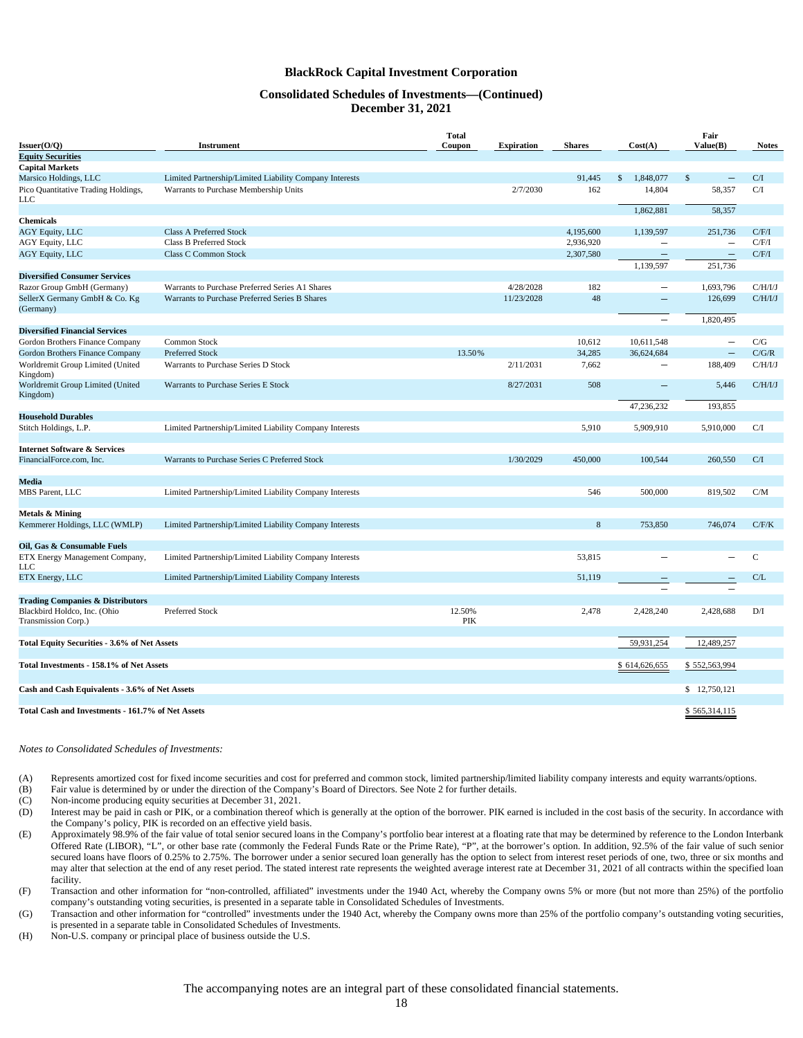# BlackRock Capital Investment Corporation

## Consolidated Schedules of Investments—(Continued)
## December 31, 2021

| Issuer(O/Q) | Instrument | Total Coupon | Expiration | Shares | Cost(A) | Fair Value(B) | Notes |
|---|---|---|---|---|---|---|---|
| **Equity Securities** | | | | | | | |
| **Capital Markets** | | | | | | | |
| Marsico Holdings, LLC | Limited Partnership/Limited Liability Company Interests | | | 91,445 | $ 1,848,077 | $ — | C/I |
| Pico Quantitative Trading Holdings, LLC | Warrants to Purchase Membership Units | | 2/7/2030 | 162 | 14,804 | 58,357 | C/I |
| | | | | | 1,862,881 | 58,357 | |
| **Chemicals** | | | | | | | |
| AGY Equity, LLC | Class A Preferred Stock | | | 4,195,600 | 1,139,597 | 251,736 | C/F/I |
| AGY Equity, LLC | Class B Preferred Stock | | | 2,936,920 | — | — | C/F/I |
| AGY Equity, LLC | Class C Common Stock | | | 2,307,580 | — | — | C/F/I |
| | | | | | 1,139,597 | 251,736 | |
| **Diversified Consumer Services** | | | | | | | |
| Razor Group GmbH (Germany) | Warrants to Purchase Preferred Series A1 Shares | | 4/28/2028 | 182 | — | 1,693,796 | C/H/I/J |
| SellerX Germany GmbH & Co. Kg (Germany) | Warrants to Purchase Preferred Series B Shares | | 11/23/2028 | 48 | — | 126,699 | C/H/I/J |
| | | | | | — | 1,820,495 | |
| **Diversified Financial Services** | | | | | | | |
| Gordon Brothers Finance Company | Common Stock | | | 10,612 | 10,611,548 | — | C/G |
| Gordon Brothers Finance Company | Preferred Stock | 13.50% | | 34,285 | 36,624,684 | — | C/G/R |
| Worldremit Group Limited (United Kingdom) | Warrants to Purchase Series D Stock | | 2/11/2031 | 7,662 | — | 188,409 | C/H/I/J |
| Worldremit Group Limited (United Kingdom) | Warrants to Purchase Series E Stock | | 8/27/2031 | 508 | — | 5,446 | C/H/I/J |
| | | | | | 47,236,232 | 193,855 | |
| **Household Durables** | | | | | | | |
| Stitch Holdings, L.P. | Limited Partnership/Limited Liability Company Interests | | | 5,910 | 5,909,910 | 5,910,000 | C/I |
| **Internet Software & Services** | | | | | | | |
| FinancialForce.com, Inc. | Warrants to Purchase Series C Preferred Stock | | 1/30/2029 | 450,000 | 100,544 | 260,550 | C/I |
| **Media** | | | | | | | |
| MBS Parent, LLC | Limited Partnership/Limited Liability Company Interests | | | 546 | 500,000 | 819,502 | C/M |
| **Metals & Mining** | | | | | | | |
| Kemmerer Holdings, LLC (WMLP) | Limited Partnership/Limited Liability Company Interests | | | 8 | 753,850 | 746,074 | C/F/K |
| **Oil, Gas & Consumable Fuels** | | | | | | | |
| ETX Energy Management Company, LLC | Limited Partnership/Limited Liability Company Interests | | | 53,815 | — | — | C |
| ETX Energy, LLC | Limited Partnership/Limited Liability Company Interests | | | 51,119 | — | — | C/L |
| | | | | | — | — | |
| **Trading Companies & Distributors** | | | | | | | |
| Blackbird Holdco, Inc. (Ohio Transmission Corp.) | Preferred Stock | 12.50% PIK | | 2,478 | 2,428,240 | 2,428,688 | D/I |
| **Total Equity Securities - 3.6% of Net Assets** | | | | | 59,931,254 | 12,489,257 | |
| **Total Investments - 158.1% of Net Assets** | | | | | $ 614,626,655 | $ 552,563,994 | |
| **Cash and Cash Equivalents - 3.6% of Net Assets** | | | | | | $ 12,750,121 | |
| **Total Cash and Investments - 161.7% of Net Assets** | | | | | | $ 565,314,115 | |

*Notes to Consolidated Schedules of Investments:*

(A) Represents amortized cost for fixed income securities and cost for preferred and common stock, limited partnership/limited liability company interests and equity warrants/options.

(B) Fair value is determined by or under the direction of the Company's Board of Directors. See Note 2 for further details.

(C) Non-income producing equity securities at December 31, 2021.

(D) Interest may be paid in cash or PIK, or a combination thereof which is generally at the option of the borrower. PIK earned is included in the cost basis of the security. In accordance with the Company's policy, PIK is recorded on an effective yield basis.

(E) Approximately 98.9% of the fair value of total senior secured loans in the Company's portfolio bear interest at a floating rate that may be determined by reference to the London Interbank Offered Rate (LIBOR), "L", or other base rate (commonly the Federal Funds Rate or the Prime Rate), "P", at the borrower's option. In addition, 92.5% of the fair value of such senior secured loans have floors of 0.25% to 2.75%. The borrower under a senior secured loan generally has the option to select from interest reset periods of one, two, three or six months and may alter that selection at the end of any reset period. The stated interest rate represents the weighted average interest rate at December 31, 2021 of all contracts within the specified loan facility.

(F) Transaction and other information for "non-controlled, affiliated" investments under the 1940 Act, whereby the Company owns 5% or more (but not more than 25%) of the portfolio company's outstanding voting securities, is presented in a separate table in Consolidated Schedules of Investments.

(G) Transaction and other information for "controlled" investments under the 1940 Act, whereby the Company owns more than 25% of the portfolio company's outstanding voting securities, is presented in a separate table in Consolidated Schedules of Investments.

(H) Non-U.S. company or principal place of business outside the U.S.

The accompanying notes are an integral part of these consolidated financial statements.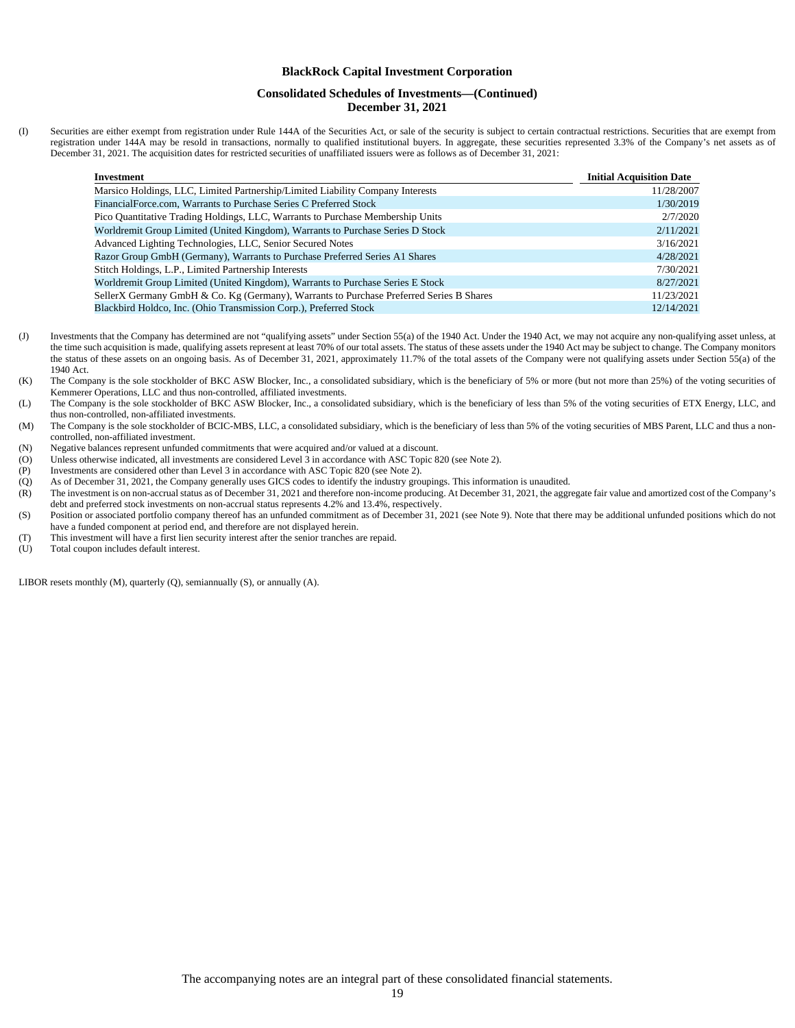**BlackRock Capital Investment Corporation**

**Consolidated Schedules of Investments—(Continued)**
**December 31, 2021**

(I) Securities are either exempt from registration under Rule 144A of the Securities Act, or sale of the security is subject to certain contractual restrictions. Securities that are exempt from registration under 144A may be resold in transactions, normally to qualified institutional buyers. In aggregate, these securities represented 3.3% of the Company's net assets as of December 31, 2021. The acquisition dates for restricted securities of unaffiliated issuers were as follows as of December 31, 2021:

| Investment | Initial Acquisition Date |
|---|---|
| Marsico Holdings, LLC, Limited Partnership/Limited Liability Company Interests | 11/28/2007 |
| FinancialForce.com, Warrants to Purchase Series C Preferred Stock | 1/30/2019 |
| Pico Quantitative Trading Holdings, LLC, Warrants to Purchase Membership Units | 2/7/2020 |
| Worldremit Group Limited (United Kingdom), Warrants to Purchase Series D Stock | 2/11/2021 |
| Advanced Lighting Technologies, LLC, Senior Secured Notes | 3/16/2021 |
| Razor Group GmbH (Germany), Warrants to Purchase Preferred Series A1 Shares | 4/28/2021 |
| Stitch Holdings, L.P., Limited Partnership Interests | 7/30/2021 |
| Worldremit Group Limited (United Kingdom), Warrants to Purchase Series E Stock | 8/27/2021 |
| SellerX Germany GmbH & Co. Kg (Germany), Warrants to Purchase Preferred Series B Shares | 11/23/2021 |
| Blackbird Holdco, Inc. (Ohio Transmission Corp.), Preferred Stock | 12/14/2021 |

(J) Investments that the Company has determined are not "qualifying assets" under Section 55(a) of the 1940 Act. Under the 1940 Act, we may not acquire any non-qualifying asset unless, at the time such acquisition is made, qualifying assets represent at least 70% of our total assets. The status of these assets under the 1940 Act may be subject to change. The Company monitors the status of these assets on an ongoing basis. As of December 31, 2021, approximately 11.7% of the total assets of the Company were not qualifying assets under Section 55(a) of the 1940 Act.

(K) The Company is the sole stockholder of BKC ASW Blocker, Inc., a consolidated subsidiary, which is the beneficiary of 5% or more (but not more than 25%) of the voting securities of Kemmerer Operations, LLC and thus non-controlled, affiliated investments.

(L) The Company is the sole stockholder of BKC ASW Blocker, Inc., a consolidated subsidiary, which is the beneficiary of less than 5% of the voting securities of ETX Energy, LLC, and thus non-controlled, non-affiliated investments.

(M) The Company is the sole stockholder of BCIC-MBS, LLC, a consolidated subsidiary, which is the beneficiary of less than 5% of the voting securities of MBS Parent, LLC and thus a non-controlled, non-affiliated investment.

(N) Negative balances represent unfunded commitments that were acquired and/or valued at a discount.

(O) Unless otherwise indicated, all investments are considered Level 3 in accordance with ASC Topic 820 (see Note 2).

(P) Investments are considered other than Level 3 in accordance with ASC Topic 820 (see Note 2).

(Q) As of December 31, 2021, the Company generally uses GICS codes to identify the industry groupings. This information is unaudited.

(R) The investment is on non-accrual status as of December 31, 2021 and therefore non-income producing. At December 31, 2021, the aggregate fair value and amortized cost of the Company's debt and preferred stock investments on non-accrual status represents 4.2% and 13.4%, respectively.

(S) Position or associated portfolio company thereof has an unfunded commitment as of December 31, 2021 (see Note 9). Note that there may be additional unfunded positions which do not have a funded component at period end, and therefore are not displayed herein.

(T) This investment will have a first lien security interest after the senior tranches are repaid.

(U) Total coupon includes default interest.

LIBOR resets monthly (M), quarterly (Q), semiannually (S), or annually (A).

The accompanying notes are an integral part of these consolidated financial statements.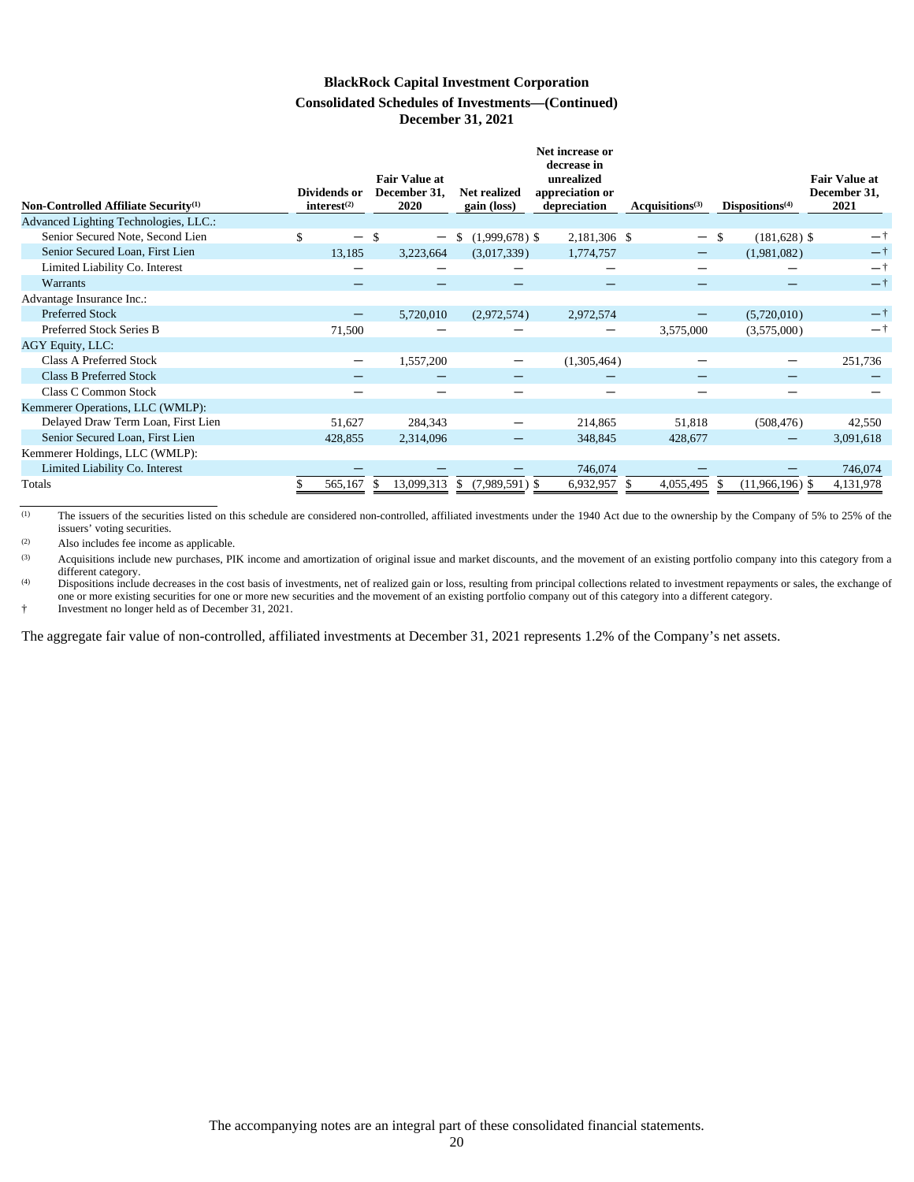**BlackRock Capital Investment Corporation**

**Consolidated Schedules of Investments—(Continued)**

**December 31, 2021**

| Non-Controlled Affiliate Security[(1)] | Dividends or interest[(2)] | Fair Value at December 31, 2020 | Net realized gain (loss) | Net increase or decrease in unrealized appreciation or depreciation | Acquisitions[(3)] | Dispositions[(4)] | Fair Value at December 31, 2021 |
|---|---|---|---|---|---|---|---|
| Advanced Lighting Technologies, LLC.: | | | | | | | |
| Senior Secured Note, Second Lien | $ — | $ — | $ (1,999,678) | $ 2,181,306 | $ — | $ (181,628) | $ —† |
| Senior Secured Loan, First Lien | 13,185 | 3,223,664 | (3,017,339) | 1,774,757 | — | (1,981,082) | —† |
| Limited Liability Co. Interest | — | — | — | — | — | — | —† |
| Warrants | — | — | — | — | — | — | —† |
| Advantage Insurance Inc.: | | | | | | | |
| Preferred Stock | — | 5,720,010 | (2,972,574) | 2,972,574 | — | (5,720,010) | —† |
| Preferred Stock Series B | 71,500 | — | — | — | 3,575,000 | (3,575,000) | —† |
| AGY Equity, LLC: | | | | | | | |
| Class A Preferred Stock | — | 1,557,200 | — | (1,305,464) | — | — | 251,736 |
| Class B Preferred Stock | — | — | — | — | — | — | — |
| Class C Common Stock | — | — | — | — | — | — | — |
| Kemmerer Operations, LLC (WMLP): | | | | | | | |
| Delayed Draw Term Loan, First Lien | 51,627 | 284,343 | — | 214,865 | 51,818 | (508,476) | 42,550 |
| Senior Secured Loan, First Lien | 428,855 | 2,314,096 | — | 348,845 | 428,677 | — | 3,091,618 |
| Kemmerer Holdings, LLC (WMLP): | | | | | | | |
| Limited Liability Co. Interest | — | — | — | 746,074 | — | — | 746,074 |
| Totals | $ 565,167 | $ 13,099,313 | $ (7,989,591) | $ 6,932,957 | $ 4,055,495 | $ (11,966,196) | $ 4,131,978 |

(1) The issuers of the securities listed on this schedule are considered non-controlled, affiliated investments under the 1940 Act due to the ownership by the Company of 5% to 25% of the issuers' voting securities.

(2) Also includes fee income as applicable.

(3) Acquisitions include new purchases, PIK income and amortization of original issue and market discounts, and the movement of an existing portfolio company into this category from a different category.

(4) Dispositions include decreases in the cost basis of investments, net of realized gain or loss, resulting from principal collections related to investment repayments or sales, the exchange of one or more existing securities for one or more new securities and the movement of an existing portfolio company out of this category into a different category.

† Investment no longer held as of December 31, 2021.

The aggregate fair value of non-controlled, affiliated investments at December 31, 2021 represents 1.2% of the Company's net assets.

The accompanying notes are an integral part of these consolidated financial statements.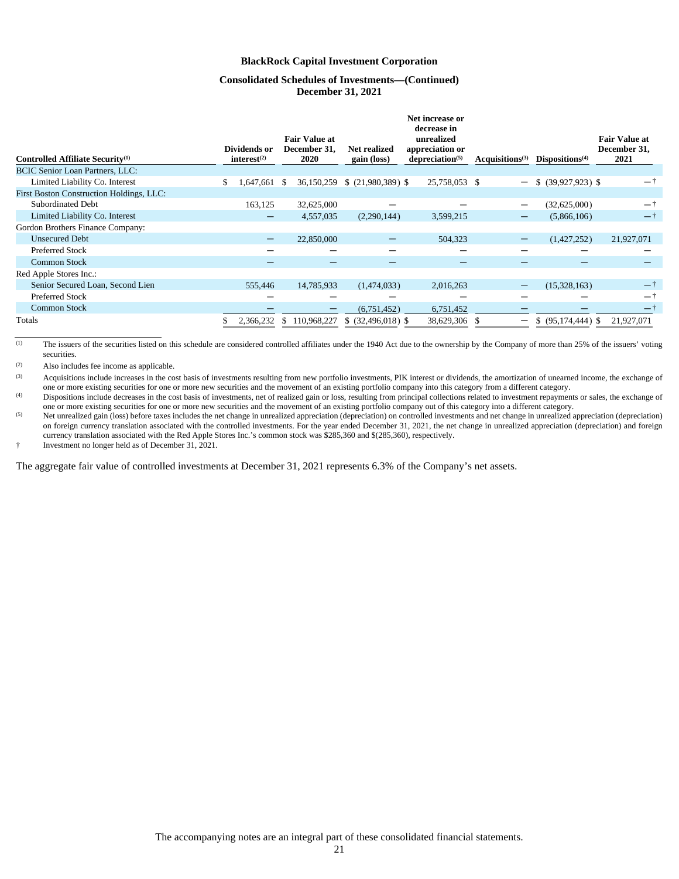**BlackRock Capital Investment Corporation**

**Consolidated Schedules of Investments—(Continued)**
**December 31, 2021**

| Controlled Affiliate Security[(1)] | Dividends or interest[(2)] | Fair Value at December 31, 2020 | Net realized gain (loss) | Net increase or decrease in unrealized appreciation or depreciation[(5)] | Acquisitions[(3)] | Dispositions[(4)] | Fair Value at December 31, 2021 |
|---|---|---|---|---|---|---|---|
| BCIC Senior Loan Partners, LLC: | | | | | | | |
| Limited Liability Co. Interest | $ 1,647,661 | $ 36,150,259 | $ (21,980,389) | $ 25,758,053 | $ — | $ (39,927,923) | $ —† |
| First Boston Construction Holdings, LLC: | | | | | | | |
| Subordinated Debt | 163,125 | 32,625,000 | — | — | — | (32,625,000) | —† |
| Limited Liability Co. Interest | — | 4,557,035 | (2,290,144) | 3,599,215 | — | (5,866,106) | —† |
| Gordon Brothers Finance Company: | | | | | | | |
| Unsecured Debt | — | 22,850,000 | — | 504,323 | — | (1,427,252) | 21,927,071 |
| Preferred Stock | — | — | — | — | — | — | — |
| Common Stock | — | — | — | — | — | — | — |
| Red Apple Stores Inc.: | | | | | | | |
| Senior Secured Loan, Second Lien | 555,446 | 14,785,933 | (1,474,033) | 2,016,263 | — | (15,328,163) | —† |
| Preferred Stock | — | — | — | — | — | — | —† |
| Common Stock | — | — | (6,751,452) | 6,751,452 | — | — | —† |
| Totals | $ 2,366,232 | $ 110,968,227 | $ (32,496,018) | $ 38,629,306 | $ — | $ (95,174,444) | $ 21,927,071 |

(1) The issuers of the securities listed on this schedule are considered controlled affiliates under the 1940 Act due to the ownership by the Company of more than 25% of the issuers' voting securities.

(2) Also includes fee income as applicable.

(3) Acquisitions include increases in the cost basis of investments resulting from new portfolio investments, PIK interest or dividends, the amortization of unearned income, the exchange of one or more existing securities for one or more new securities and the movement of an existing portfolio company into this category from a different category.

(4) Dispositions include decreases in the cost basis of investments, net of realized gain or loss, resulting from principal collections related to investment repayments or sales, the exchange of one or more existing securities for one or more new securities and the movement of an existing portfolio company out of this category into a different category.

(5) Net unrealized gain (loss) before taxes includes the net change in unrealized appreciation (depreciation) on controlled investments and net change in unrealized appreciation (depreciation) on foreign currency translation associated with the controlled investments. For the year ended December 31, 2021, the net change in unrealized appreciation (depreciation) and foreign currency translation associated with the Red Apple Stores Inc.'s common stock was $285,360 and $(285,360), respectively.

† Investment no longer held as of December 31, 2021.

The aggregate fair value of controlled investments at December 31, 2021 represents 6.3% of the Company's net assets.

The accompanying notes are an integral part of these consolidated financial statements.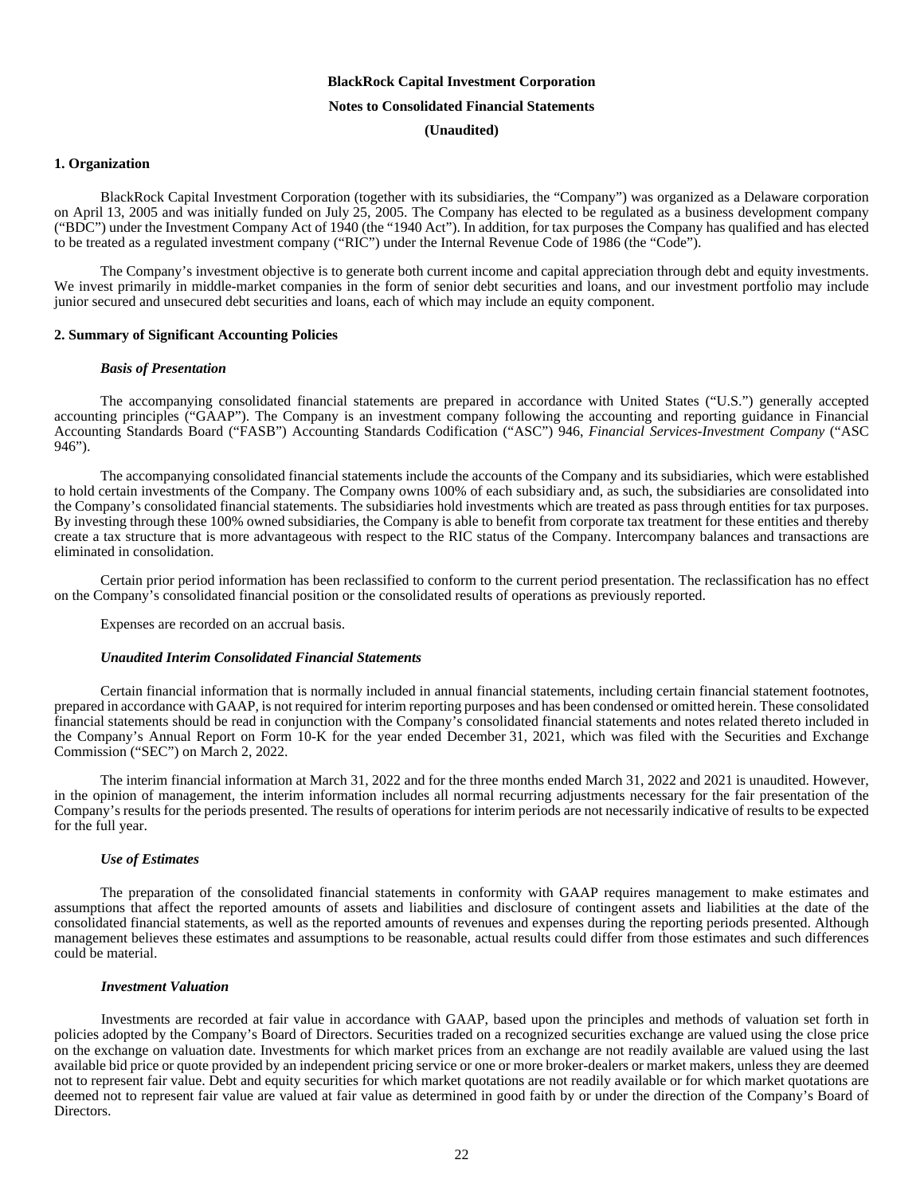**BlackRock Capital Investment Corporation**

**Notes to Consolidated Financial Statements**

**(Unaudited)**

## 1. Organization

BlackRock Capital Investment Corporation (together with its subsidiaries, the "Company") was organized as a Delaware corporation on April 13, 2005 and was initially funded on July 25, 2005. The Company has elected to be regulated as a business development company ("BDC") under the Investment Company Act of 1940 (the "1940 Act"). In addition, for tax purposes the Company has qualified and has elected to be treated as a regulated investment company ("RIC") under the Internal Revenue Code of 1986 (the "Code").

The Company's investment objective is to generate both current income and capital appreciation through debt and equity investments. We invest primarily in middle-market companies in the form of senior debt securities and loans, and our investment portfolio may include junior secured and unsecured debt securities and loans, each of which may include an equity component.

## 2. Summary of Significant Accounting Policies

### *Basis of Presentation*

The accompanying consolidated financial statements are prepared in accordance with United States ("U.S.") generally accepted accounting principles ("GAAP"). The Company is an investment company following the accounting and reporting guidance in Financial Accounting Standards Board ("FASB") Accounting Standards Codification ("ASC") 946, *Financial Services-Investment Company* ("ASC 946").

The accompanying consolidated financial statements include the accounts of the Company and its subsidiaries, which were established to hold certain investments of the Company. The Company owns 100% of each subsidiary and, as such, the subsidiaries are consolidated into the Company's consolidated financial statements. The subsidiaries hold investments which are treated as pass through entities for tax purposes. By investing through these 100% owned subsidiaries, the Company is able to benefit from corporate tax treatment for these entities and thereby create a tax structure that is more advantageous with respect to the RIC status of the Company. Intercompany balances and transactions are eliminated in consolidation.

Certain prior period information has been reclassified to conform to the current period presentation. The reclassification has no effect on the Company's consolidated financial position or the consolidated results of operations as previously reported.

Expenses are recorded on an accrual basis.

### *Unaudited Interim Consolidated Financial Statements*

Certain financial information that is normally included in annual financial statements, including certain financial statement footnotes, prepared in accordance with GAAP, is not required for interim reporting purposes and has been condensed or omitted herein. These consolidated financial statements should be read in conjunction with the Company's consolidated financial statements and notes related thereto included in the Company's Annual Report on Form 10-K for the year ended December 31, 2021, which was filed with the Securities and Exchange Commission ("SEC") on March 2, 2022.

The interim financial information at March 31, 2022 and for the three months ended March 31, 2022 and 2021 is unaudited. However, in the opinion of management, the interim information includes all normal recurring adjustments necessary for the fair presentation of the Company's results for the periods presented. The results of operations for interim periods are not necessarily indicative of results to be expected for the full year.

### *Use of Estimates*

The preparation of the consolidated financial statements in conformity with GAAP requires management to make estimates and assumptions that affect the reported amounts of assets and liabilities and disclosure of contingent assets and liabilities at the date of the consolidated financial statements, as well as the reported amounts of revenues and expenses during the reporting periods presented. Although management believes these estimates and assumptions to be reasonable, actual results could differ from those estimates and such differences could be material.

### *Investment Valuation*

Investments are recorded at fair value in accordance with GAAP, based upon the principles and methods of valuation set forth in policies adopted by the Company's Board of Directors. Securities traded on a recognized securities exchange are valued using the close price on the exchange on valuation date. Investments for which market prices from an exchange are not readily available are valued using the last available bid price or quote provided by an independent pricing service or one or more broker-dealers or market makers, unless they are deemed not to represent fair value. Debt and equity securities for which market quotations are not readily available or for which market quotations are deemed not to represent fair value are valued at fair value as determined in good faith by or under the direction of the Company's Board of Directors.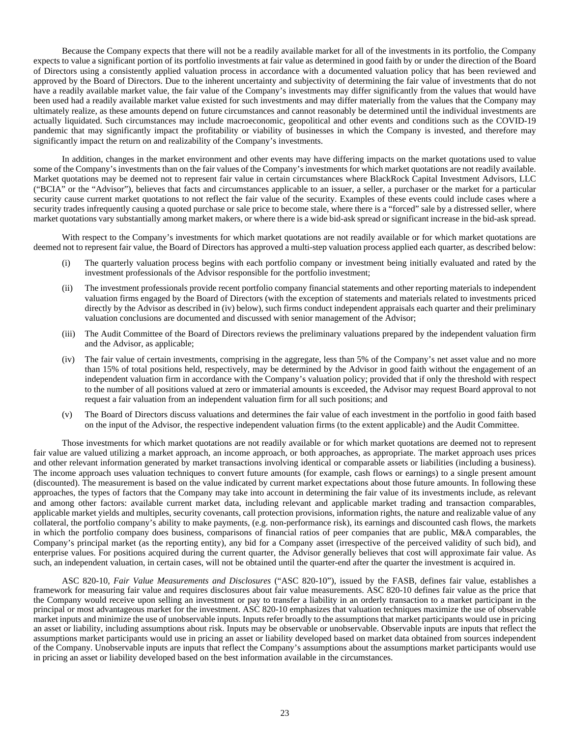Because the Company expects that there will not be a readily available market for all of the investments in its portfolio, the Company expects to value a significant portion of its portfolio investments at fair value as determined in good faith by or under the direction of the Board of Directors using a consistently applied valuation process in accordance with a documented valuation policy that has been reviewed and approved by the Board of Directors. Due to the inherent uncertainty and subjectivity of determining the fair value of investments that do not have a readily available market value, the fair value of the Company's investments may differ significantly from the values that would have been used had a readily available market value existed for such investments and may differ materially from the values that the Company may ultimately realize, as these amounts depend on future circumstances and cannot reasonably be determined until the individual investments are actually liquidated. Such circumstances may include macroeconomic, geopolitical and other events and conditions such as the COVID-19 pandemic that may significantly impact the profitability or viability of businesses in which the Company is invested, and therefore may significantly impact the return on and realizability of the Company's investments.

In addition, changes in the market environment and other events may have differing impacts on the market quotations used to value some of the Company's investments than on the fair values of the Company's investments for which market quotations are not readily available. Market quotations may be deemed not to represent fair value in certain circumstances where BlackRock Capital Investment Advisors, LLC ("BCIA" or the "Advisor"), believes that facts and circumstances applicable to an issuer, a seller, a purchaser or the market for a particular security cause current market quotations to not reflect the fair value of the security. Examples of these events could include cases where a security trades infrequently causing a quoted purchase or sale price to become stale, where there is a "forced" sale by a distressed seller, where market quotations vary substantially among market makers, or where there is a wide bid-ask spread or significant increase in the bid-ask spread.

With respect to the Company's investments for which market quotations are not readily available or for which market quotations are deemed not to represent fair value, the Board of Directors has approved a multi-step valuation process applied each quarter, as described below:

(i) The quarterly valuation process begins with each portfolio company or investment being initially evaluated and rated by the investment professionals of the Advisor responsible for the portfolio investment;

(ii) The investment professionals provide recent portfolio company financial statements and other reporting materials to independent valuation firms engaged by the Board of Directors (with the exception of statements and materials related to investments priced directly by the Advisor as described in (iv) below), such firms conduct independent appraisals each quarter and their preliminary valuation conclusions are documented and discussed with senior management of the Advisor;

(iii) The Audit Committee of the Board of Directors reviews the preliminary valuations prepared by the independent valuation firm and the Advisor, as applicable;

(iv) The fair value of certain investments, comprising in the aggregate, less than 5% of the Company's net asset value and no more than 15% of total positions held, respectively, may be determined by the Advisor in good faith without the engagement of an independent valuation firm in accordance with the Company's valuation policy; provided that if only the threshold with respect to the number of all positions valued at zero or immaterial amounts is exceeded, the Advisor may request Board approval to not request a fair valuation from an independent valuation firm for all such positions; and

(v) The Board of Directors discuss valuations and determines the fair value of each investment in the portfolio in good faith based on the input of the Advisor, the respective independent valuation firms (to the extent applicable) and the Audit Committee.

Those investments for which market quotations are not readily available or for which market quotations are deemed not to represent fair value are valued utilizing a market approach, an income approach, or both approaches, as appropriate. The market approach uses prices and other relevant information generated by market transactions involving identical or comparable assets or liabilities (including a business). The income approach uses valuation techniques to convert future amounts (for example, cash flows or earnings) to a single present amount (discounted). The measurement is based on the value indicated by current market expectations about those future amounts. In following these approaches, the types of factors that the Company may take into account in determining the fair value of its investments include, as relevant and among other factors: available current market data, including relevant and applicable market trading and transaction comparables, applicable market yields and multiples, security covenants, call protection provisions, information rights, the nature and realizable value of any collateral, the portfolio company's ability to make payments, (e.g. non-performance risk), its earnings and discounted cash flows, the markets in which the portfolio company does business, comparisons of financial ratios of peer companies that are public, M&A comparables, the Company's principal market (as the reporting entity), any bid for a Company asset (irrespective of the perceived validity of such bid), and enterprise values. For positions acquired during the current quarter, the Advisor generally believes that cost will approximate fair value. As such, an independent valuation, in certain cases, will not be obtained until the quarter-end after the quarter the investment is acquired in.

ASC 820-10, *Fair Value Measurements and Disclosures* ("ASC 820-10"), issued by the FASB, defines fair value, establishes a framework for measuring fair value and requires disclosures about fair value measurements. ASC 820-10 defines fair value as the price that the Company would receive upon selling an investment or pay to transfer a liability in an orderly transaction to a market participant in the principal or most advantageous market for the investment. ASC 820-10 emphasizes that valuation techniques maximize the use of observable market inputs and minimize the use of unobservable inputs. Inputs refer broadly to the assumptions that market participants would use in pricing an asset or liability, including assumptions about risk. Inputs may be observable or unobservable. Observable inputs are inputs that reflect the assumptions market participants would use in pricing an asset or liability developed based on market data obtained from sources independent of the Company. Unobservable inputs are inputs that reflect the Company's assumptions about the assumptions market participants would use in pricing an asset or liability developed based on the best information available in the circumstances.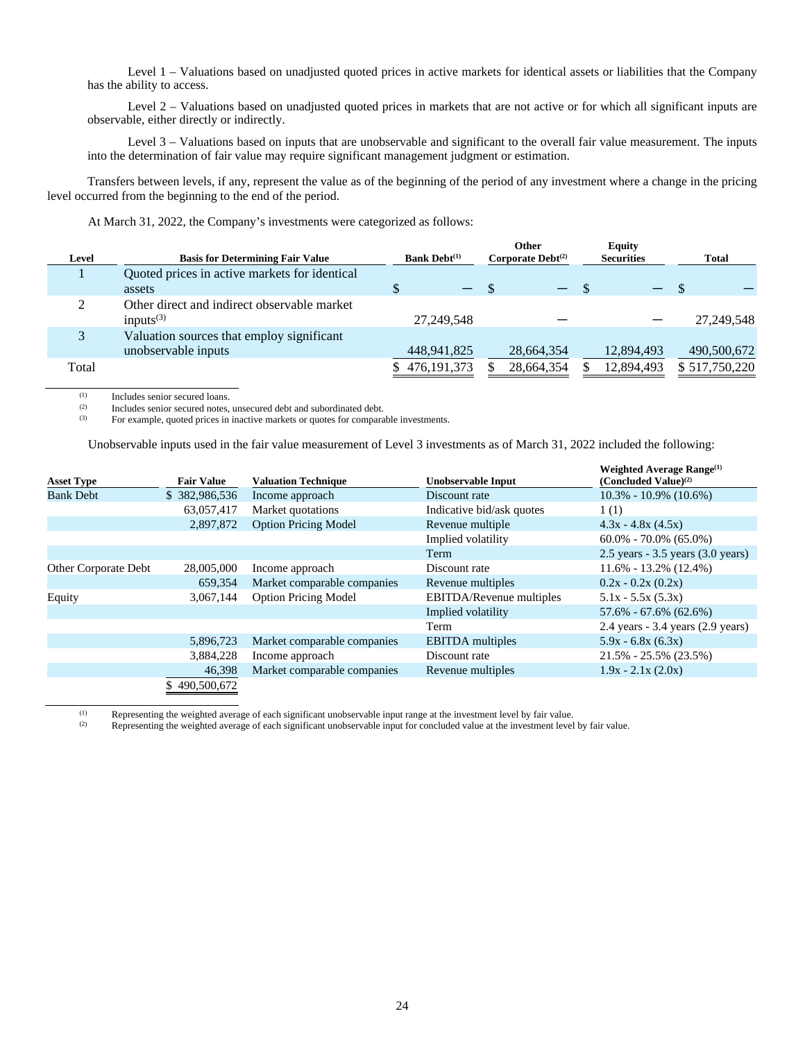Level 1 – Valuations based on unadjusted quoted prices in active markets for identical assets or liabilities that the Company has the ability to access.

Level 2 – Valuations based on unadjusted quoted prices in markets that are not active or for which all significant inputs are observable, either directly or indirectly.

Level 3 – Valuations based on inputs that are unobservable and significant to the overall fair value measurement. The inputs into the determination of fair value may require significant management judgment or estimation.

Transfers between levels, if any, represent the value as of the beginning of the period of any investment where a change in the pricing level occurred from the beginning to the end of the period.

At March 31, 2022, the Company's investments were categorized as follows:

| Level | Basis for Determining Fair Value | Bank Debt[(1)] | Other Corporate Debt[(2)] | Equity Securities | Total |
|---|---|---|---|---|---|
| 1 | Quoted prices in active markets for identical assets | $ — | $ — | $ — | $ — |
| 2 | Other direct and indirect observable market inputs[(3)] | 27,249,548 | — | — | 27,249,548 |
| 3 | Valuation sources that employ significant unobservable inputs | 448,941,825 | 28,664,354 | 12,894,493 | 490,500,672 |
| Total | | $ 476,191,373 | $ 28,664,354 | $ 12,894,493 | $ 517,750,220 |

(1) Includes senior secured loans.
(2) Includes senior secured notes, unsecured debt and subordinated debt.
(3) For example, quoted prices in inactive markets or quotes for comparable investments.

Unobservable inputs used in the fair value measurement of Level 3 investments as of March 31, 2022 included the following:

| Asset Type | Fair Value | Valuation Technique | Unobservable Input | Weighted Average Range[(1)] (Concluded Value)[(2)] |
|---|---|---|---|---|
| Bank Debt | $ 382,986,536 | Income approach | Discount rate | 10.3% - 10.9% (10.6%) |
| | 63,057,417 | Market quotations | Indicative bid/ask quotes | 1 (1) |
| | 2,897,872 | Option Pricing Model | Revenue multiple | 4.3x - 4.8x (4.5x) |
| | | | Implied volatility | 60.0% - 70.0% (65.0%) |
| | | | Term | 2.5 years - 3.5 years (3.0 years) |
| Other Corporate Debt | 28,005,000 | Income approach | Discount rate | 11.6% - 13.2% (12.4%) |
| | 659,354 | Market comparable companies | Revenue multiples | 0.2x - 0.2x (0.2x) |
| Equity | 3,067,144 | Option Pricing Model | EBITDA/Revenue multiples | 5.1x - 5.5x (5.3x) |
| | | | Implied volatility | 57.6% - 67.6% (62.6%) |
| | | | Term | 2.4 years - 3.4 years (2.9 years) |
| | 5,896,723 | Market comparable companies | EBITDA multiples | 5.9x - 6.8x (6.3x) |
| | 3,884,228 | Income approach | Discount rate | 21.5% - 25.5% (23.5%) |
| | 46,398 | Market comparable companies | Revenue multiples | 1.9x - 2.1x (2.0x) |
| | $ 490,500,672 | | | |

(1) Representing the weighted average of each significant unobservable input range at the investment level by fair value.
(2) Representing the weighted average of each significant unobservable input for concluded value at the investment level by fair value.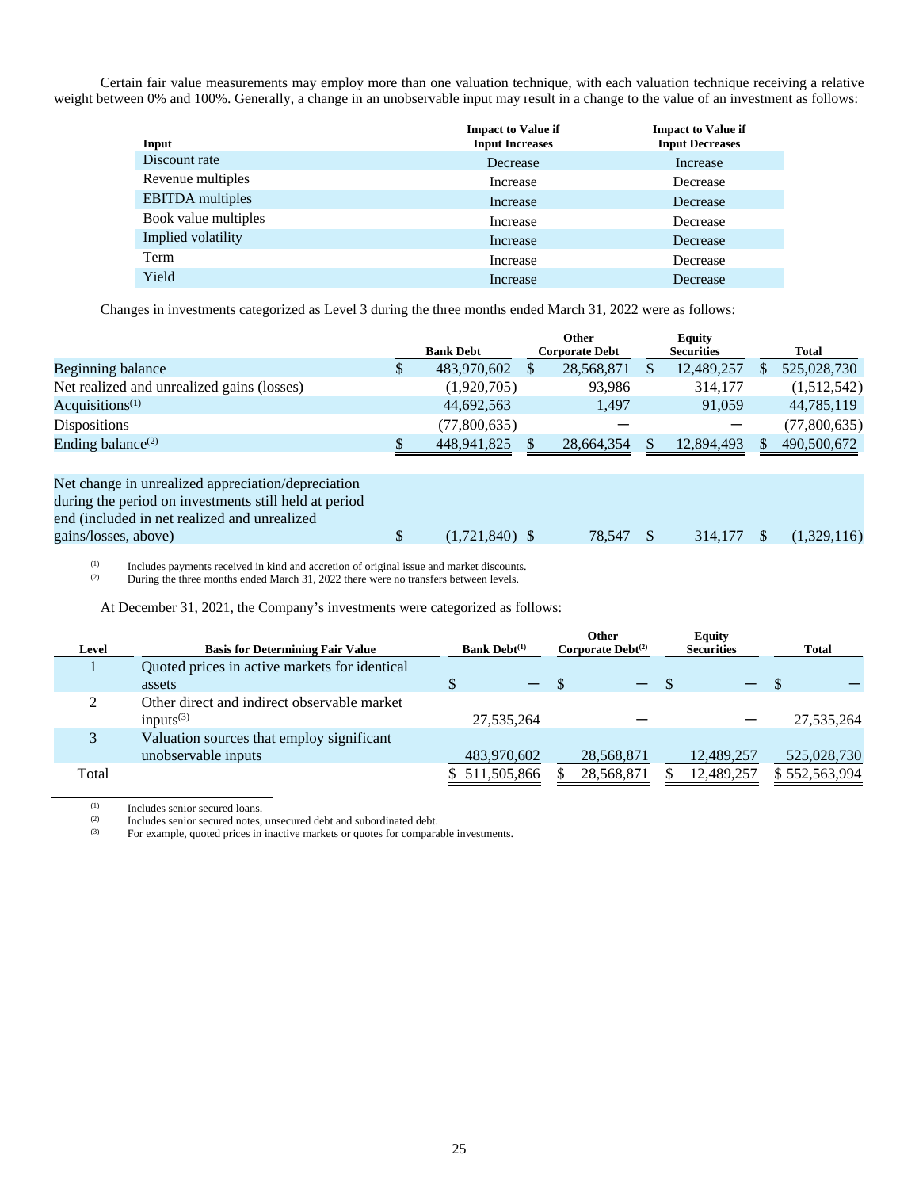Certain fair value measurements may employ more than one valuation technique, with each valuation technique receiving a relative weight between 0% and 100%. Generally, a change in an unobservable input may result in a change to the value of an investment as follows:

| Input | Impact to Value if Input Increases | Impact to Value if Input Decreases |
|---|---|---|
| Discount rate | Decrease | Increase |
| Revenue multiples | Increase | Decrease |
| EBITDA multiples | Increase | Decrease |
| Book value multiples | Increase | Decrease |
| Implied volatility | Increase | Decrease |
| Term | Increase | Decrease |
| Yield | Increase | Decrease |

Changes in investments categorized as Level 3 during the three months ended March 31, 2022 were as follows:

| | Bank Debt | Other Corporate Debt | Equity Securities | Total |
|---|---|---|---|---|
| Beginning balance | $ 483,970,602 | $ 28,568,871 | $ 12,489,257 | $ 525,028,730 |
| Net realized and unrealized gains (losses) | (1,920,705) | 93,986 | 314,177 | (1,512,542) |
| Acquisitions[(1)] | 44,692,563 | 1,497 | 91,059 | 44,785,119 |
| Dispositions | (77,800,635) | — | — | (77,800,635) |
| Ending balance[(2)] | $ 448,941,825 | $ 28,664,354 | $ 12,894,493 | $ 490,500,672 |
| Net change in unrealized appreciation/depreciation during the period on investments still held at period end (included in net realized and unrealized gains/losses, above) | $ (1,721,840) | $ 78,547 | $ 314,177 | $ (1,329,116) |

(1) Includes payments received in kind and accretion of original issue and market discounts.
(2) During the three months ended March 31, 2022 there were no transfers between levels.

At December 31, 2021, the Company's investments were categorized as follows:

| Level | Basis for Determining Fair Value | Bank Debt[(1)] | Other Corporate Debt[(2)] | Equity Securities | Total |
|---|---|---|---|---|---|
| 1 | Quoted prices in active markets for identical assets | $ — | $ — | $ — | $ — |
| 2 | Other direct and indirect observable market inputs[(3)] | 27,535,264 | — | — | 27,535,264 |
| 3 | Valuation sources that employ significant unobservable inputs | 483,970,602 | 28,568,871 | 12,489,257 | 525,028,730 |
| Total | | $ 511,505,866 | $ 28,568,871 | $ 12,489,257 | $ 552,563,994 |

(1) Includes senior secured loans.
(2) Includes senior secured notes, unsecured debt and subordinated debt.
(3) For example, quoted prices in inactive markets or quotes for comparable investments.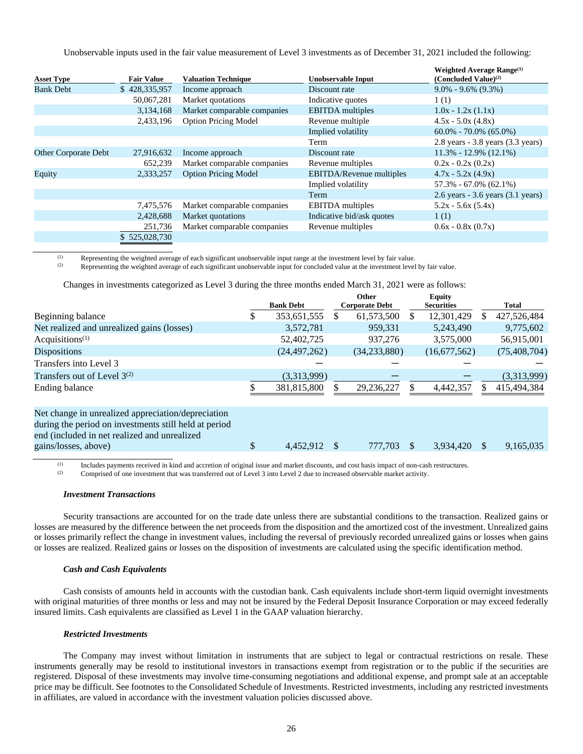Unobservable inputs used in the fair value measurement of Level 3 investments as of December 31, 2021 included the following:

| Asset Type | Fair Value | Valuation Technique | Unobservable Input | Weighted Average Range[(1)] (Concluded Value)[(2)] |
|---|---|---|---|---|
| Bank Debt | $ 428,335,957 | Income approach | Discount rate | 9.0% - 9.6% (9.3%) |
| | 50,067,281 | Market quotations | Indicative quotes | 1 (1) |
| | 3,134,168 | Market comparable companies | EBITDA multiples | 1.0x - 1.2x (1.1x) |
| | 2,433,196 | Option Pricing Model | Revenue multiple | 4.5x - 5.0x (4.8x) |
| | | | Implied volatility | 60.0% - 70.0% (65.0%) |
| | | | Term | 2.8 years - 3.8 years (3.3 years) |
| Other Corporate Debt | 27,916,632 | Income approach | Discount rate | 11.3% - 12.9% (12.1%) |
| | 652,239 | Market comparable companies | Revenue multiples | 0.2x - 0.2x (0.2x) |
| Equity | 2,333,257 | Option Pricing Model | EBITDA/Revenue multiples | 4.7x - 5.2x (4.9x) |
| | | | Implied volatility | 57.3% - 67.0% (62.1%) |
| | | | Term | 2.6 years - 3.6 years (3.1 years) |
| | 7,475,576 | Market comparable companies | EBITDA multiples | 5.2x - 5.6x (5.4x) |
| | 2,428,688 | Market quotations | Indicative bid/ask quotes | 1 (1) |
| | 251,736 | Market comparable companies | Revenue multiples | 0.6x - 0.8x (0.7x) |
| | $ 525,028,730 | | | |

(1) Representing the weighted average of each significant unobservable input range at the investment level by fair value.
(2) Representing the weighted average of each significant unobservable input for concluded value at the investment level by fair value.

Changes in investments categorized as Level 3 during the three months ended March 31, 2021 were as follows:

| | Bank Debt | Other Corporate Debt | Equity Securities | Total |
|---|---|---|---|---|
| Beginning balance | $ 353,651,555 | $ 61,573,500 | $ 12,301,429 | $ 427,526,484 |
| Net realized and unrealized gains (losses) | 3,572,781 | 959,331 | 5,243,490 | 9,775,602 |
| Acquisitions[(1)] | 52,402,725 | 937,276 | 3,575,000 | 56,915,001 |
| Dispositions | (24,497,262) | (34,233,880) | (16,677,562) | (75,408,704) |
| Transfers into Level 3 | — | — | — | — |
| Transfers out of Level 3[(2)] | (3,313,999) | — | — | (3,313,999) |
| Ending balance | $ 381,815,800 | $ 29,236,227 | $ 4,442,357 | $ 415,494,384 |
| Net change in unrealized appreciation/depreciation during the period on investments still held at period end (included in net realized and unrealized gains/losses, above) | $ 4,452,912 | $ 777,703 | $ 3,934,420 | $ 9,165,035 |

(1) Includes payments received in kind and accretion of original issue and market discounts, and cost basis impact of non-cash restructures.
(2) Comprised of one investment that was transferred out of Level 3 into Level 2 due to increased observable market activity.

***Investment Transactions***

Security transactions are accounted for on the trade date unless there are substantial conditions to the transaction. Realized gains or losses are measured by the difference between the net proceeds from the disposition and the amortized cost of the investment. Unrealized gains or losses primarily reflect the change in investment values, including the reversal of previously recorded unrealized gains or losses when gains or losses are realized. Realized gains or losses on the disposition of investments are calculated using the specific identification method.

***Cash and Cash Equivalents***

Cash consists of amounts held in accounts with the custodian bank. Cash equivalents include short-term liquid overnight investments with original maturities of three months or less and may not be insured by the Federal Deposit Insurance Corporation or may exceed federally insured limits. Cash equivalents are classified as Level 1 in the GAAP valuation hierarchy.

***Restricted Investments***

The Company may invest without limitation in instruments that are subject to legal or contractual restrictions on resale. These instruments generally may be resold to institutional investors in transactions exempt from registration or to the public if the securities are registered. Disposal of these investments may involve time-consuming negotiations and additional expense, and prompt sale at an acceptable price may be difficult. See footnotes to the Consolidated Schedule of Investments. Restricted investments, including any restricted investments in affiliates, are valued in accordance with the investment valuation policies discussed above.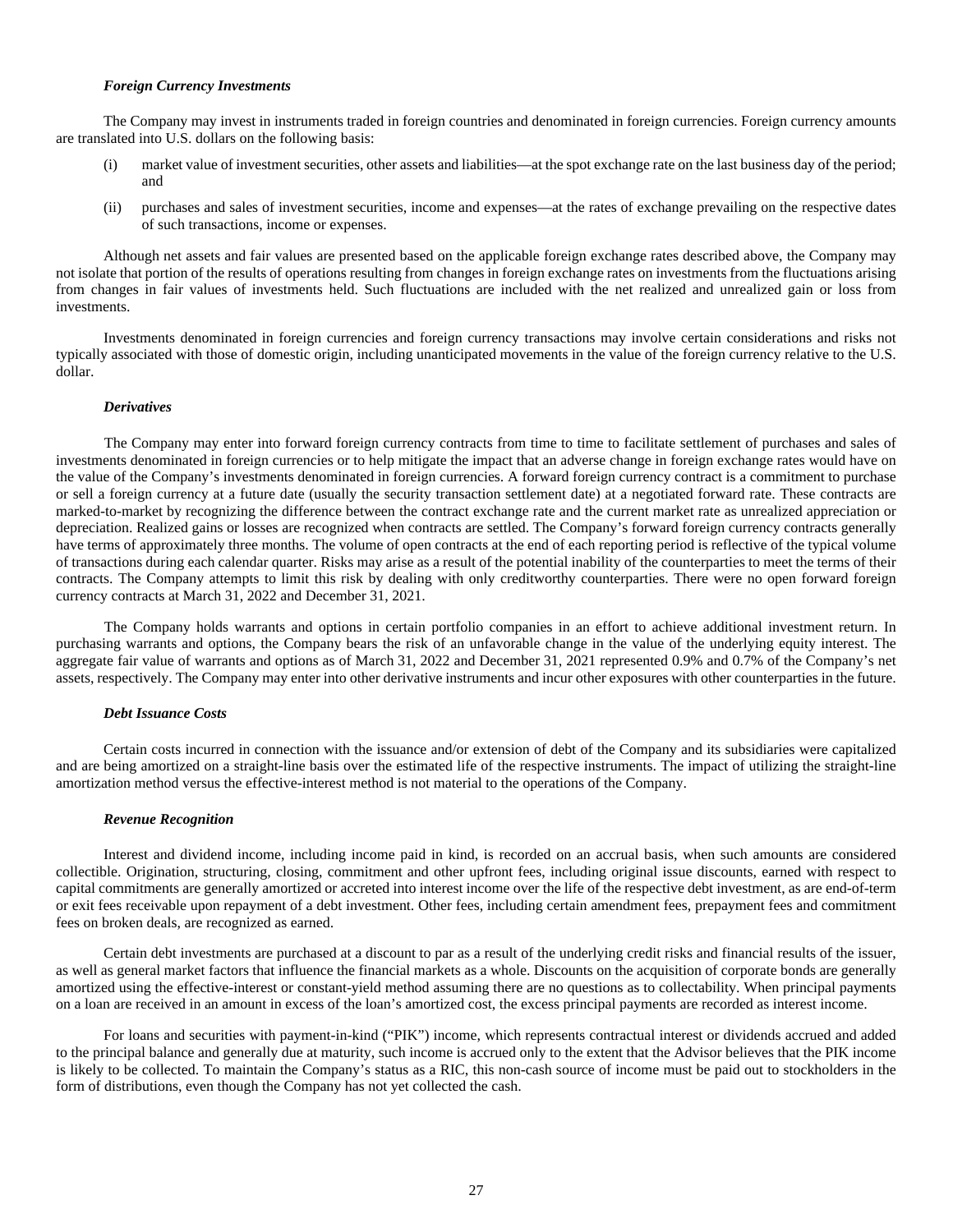### *Foreign Currency Investments*

The Company may invest in instruments traded in foreign countries and denominated in foreign currencies. Foreign currency amounts are translated into U.S. dollars on the following basis:

(i) market value of investment securities, other assets and liabilities—at the spot exchange rate on the last business day of the period; and

(ii) purchases and sales of investment securities, income and expenses—at the rates of exchange prevailing on the respective dates of such transactions, income or expenses.

Although net assets and fair values are presented based on the applicable foreign exchange rates described above, the Company may not isolate that portion of the results of operations resulting from changes in foreign exchange rates on investments from the fluctuations arising from changes in fair values of investments held. Such fluctuations are included with the net realized and unrealized gain or loss from investments.

Investments denominated in foreign currencies and foreign currency transactions may involve certain considerations and risks not typically associated with those of domestic origin, including unanticipated movements in the value of the foreign currency relative to the U.S. dollar.

### *Derivatives*

The Company may enter into forward foreign currency contracts from time to time to facilitate settlement of purchases and sales of investments denominated in foreign currencies or to help mitigate the impact that an adverse change in foreign exchange rates would have on the value of the Company's investments denominated in foreign currencies. A forward foreign currency contract is a commitment to purchase or sell a foreign currency at a future date (usually the security transaction settlement date) at a negotiated forward rate. These contracts are marked-to-market by recognizing the difference between the contract exchange rate and the current market rate as unrealized appreciation or depreciation. Realized gains or losses are recognized when contracts are settled. The Company's forward foreign currency contracts generally have terms of approximately three months. The volume of open contracts at the end of each reporting period is reflective of the typical volume of transactions during each calendar quarter. Risks may arise as a result of the potential inability of the counterparties to meet the terms of their contracts. The Company attempts to limit this risk by dealing with only creditworthy counterparties. There were no open forward foreign currency contracts at March 31, 2022 and December 31, 2021.

The Company holds warrants and options in certain portfolio companies in an effort to achieve additional investment return. In purchasing warrants and options, the Company bears the risk of an unfavorable change in the value of the underlying equity interest. The aggregate fair value of warrants and options as of March 31, 2022 and December 31, 2021 represented 0.9% and 0.7% of the Company's net assets, respectively. The Company may enter into other derivative instruments and incur other exposures with other counterparties in the future.

### *Debt Issuance Costs*

Certain costs incurred in connection with the issuance and/or extension of debt of the Company and its subsidiaries were capitalized and are being amortized on a straight-line basis over the estimated life of the respective instruments. The impact of utilizing the straight-line amortization method versus the effective-interest method is not material to the operations of the Company.

### *Revenue Recognition*

Interest and dividend income, including income paid in kind, is recorded on an accrual basis, when such amounts are considered collectible. Origination, structuring, closing, commitment and other upfront fees, including original issue discounts, earned with respect to capital commitments are generally amortized or accreted into interest income over the life of the respective debt investment, as are end-of-term or exit fees receivable upon repayment of a debt investment. Other fees, including certain amendment fees, prepayment fees and commitment fees on broken deals, are recognized as earned.

Certain debt investments are purchased at a discount to par as a result of the underlying credit risks and financial results of the issuer, as well as general market factors that influence the financial markets as a whole. Discounts on the acquisition of corporate bonds are generally amortized using the effective-interest or constant-yield method assuming there are no questions as to collectability. When principal payments on a loan are received in an amount in excess of the loan's amortized cost, the excess principal payments are recorded as interest income.

For loans and securities with payment-in-kind ("PIK") income, which represents contractual interest or dividends accrued and added to the principal balance and generally due at maturity, such income is accrued only to the extent that the Advisor believes that the PIK income is likely to be collected. To maintain the Company's status as a RIC, this non-cash source of income must be paid out to stockholders in the form of distributions, even though the Company has not yet collected the cash.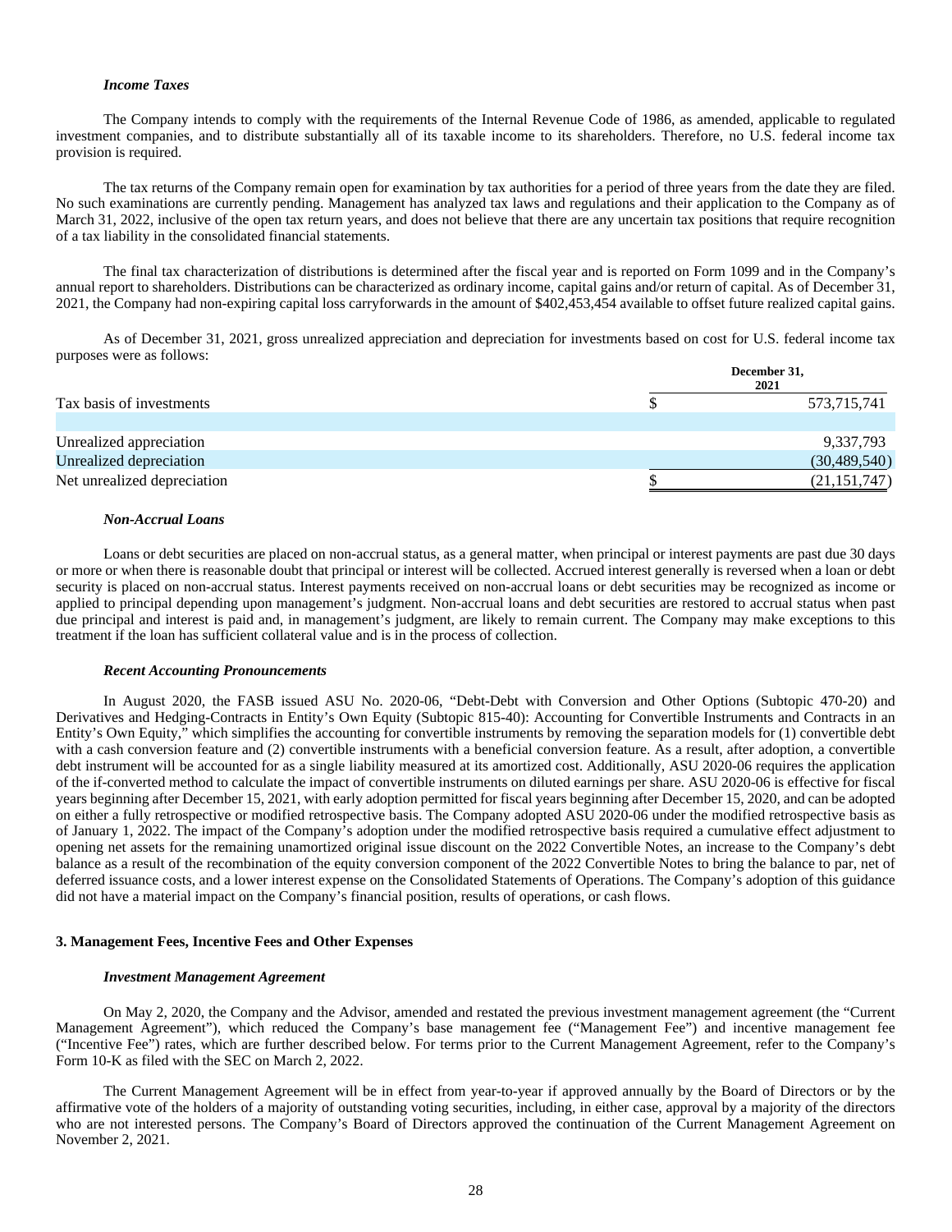*Income Taxes*

The Company intends to comply with the requirements of the Internal Revenue Code of 1986, as amended, applicable to regulated investment companies, and to distribute substantially all of its taxable income to its shareholders. Therefore, no U.S. federal income tax provision is required.

The tax returns of the Company remain open for examination by tax authorities for a period of three years from the date they are filed. No such examinations are currently pending. Management has analyzed tax laws and regulations and their application to the Company as of March 31, 2022, inclusive of the open tax return years, and does not believe that there are any uncertain tax positions that require recognition of a tax liability in the consolidated financial statements.

The final tax characterization of distributions is determined after the fiscal year and is reported on Form 1099 and in the Company's annual report to shareholders. Distributions can be characterized as ordinary income, capital gains and/or return of capital. As of December 31, 2021, the Company had non-expiring capital loss carryforwards in the amount of $402,453,454 available to offset future realized capital gains.

As of December 31, 2021, gross unrealized appreciation and depreciation for investments based on cost for U.S. federal income tax purposes were as follows:

| | December 31, 2021 |
|---|---|
| Tax basis of investments | $ 573,715,741 |
| | |
| Unrealized appreciation | 9,337,793 |
| Unrealized depreciation | (30,489,540) |
| Net unrealized depreciation | $ (21,151,747) |

*Non-Accrual Loans*

Loans or debt securities are placed on non-accrual status, as a general matter, when principal or interest payments are past due 30 days or more or when there is reasonable doubt that principal or interest will be collected. Accrued interest generally is reversed when a loan or debt security is placed on non-accrual status. Interest payments received on non-accrual loans or debt securities may be recognized as income or applied to principal depending upon management's judgment. Non-accrual loans and debt securities are restored to accrual status when past due principal and interest is paid and, in management's judgment, are likely to remain current. The Company may make exceptions to this treatment if the loan has sufficient collateral value and is in the process of collection.

*Recent Accounting Pronouncements*

In August 2020, the FASB issued ASU No. 2020-06, "Debt-Debt with Conversion and Other Options (Subtopic 470-20) and Derivatives and Hedging-Contracts in Entity's Own Equity (Subtopic 815-40): Accounting for Convertible Instruments and Contracts in an Entity's Own Equity," which simplifies the accounting for convertible instruments by removing the separation models for (1) convertible debt with a cash conversion feature and (2) convertible instruments with a beneficial conversion feature. As a result, after adoption, a convertible debt instrument will be accounted for as a single liability measured at its amortized cost. Additionally, ASU 2020-06 requires the application of the if-converted method to calculate the impact of convertible instruments on diluted earnings per share. ASU 2020-06 is effective for fiscal years beginning after December 15, 2021, with early adoption permitted for fiscal years beginning after December 15, 2020, and can be adopted on either a fully retrospective or modified retrospective basis. The Company adopted ASU 2020-06 under the modified retrospective basis as of January 1, 2022. The impact of the Company's adoption under the modified retrospective basis required a cumulative effect adjustment to opening net assets for the remaining unamortized original issue discount on the 2022 Convertible Notes, an increase to the Company's debt balance as a result of the recombination of the equity conversion component of the 2022 Convertible Notes to bring the balance to par, net of deferred issuance costs, and a lower interest expense on the Consolidated Statements of Operations. The Company's adoption of this guidance did not have a material impact on the Company's financial position, results of operations, or cash flows.

## 3. Management Fees, Incentive Fees and Other Expenses

*Investment Management Agreement*

On May 2, 2020, the Company and the Advisor, amended and restated the previous investment management agreement (the "Current Management Agreement"), which reduced the Company's base management fee ("Management Fee") and incentive management fee ("Incentive Fee") rates, which are further described below. For terms prior to the Current Management Agreement, refer to the Company's Form 10-K as filed with the SEC on March 2, 2022.

The Current Management Agreement will be in effect from year-to-year if approved annually by the Board of Directors or by the affirmative vote of the holders of a majority of outstanding voting securities, including, in either case, approval by a majority of the directors who are not interested persons. The Company's Board of Directors approved the continuation of the Current Management Agreement on November 2, 2021.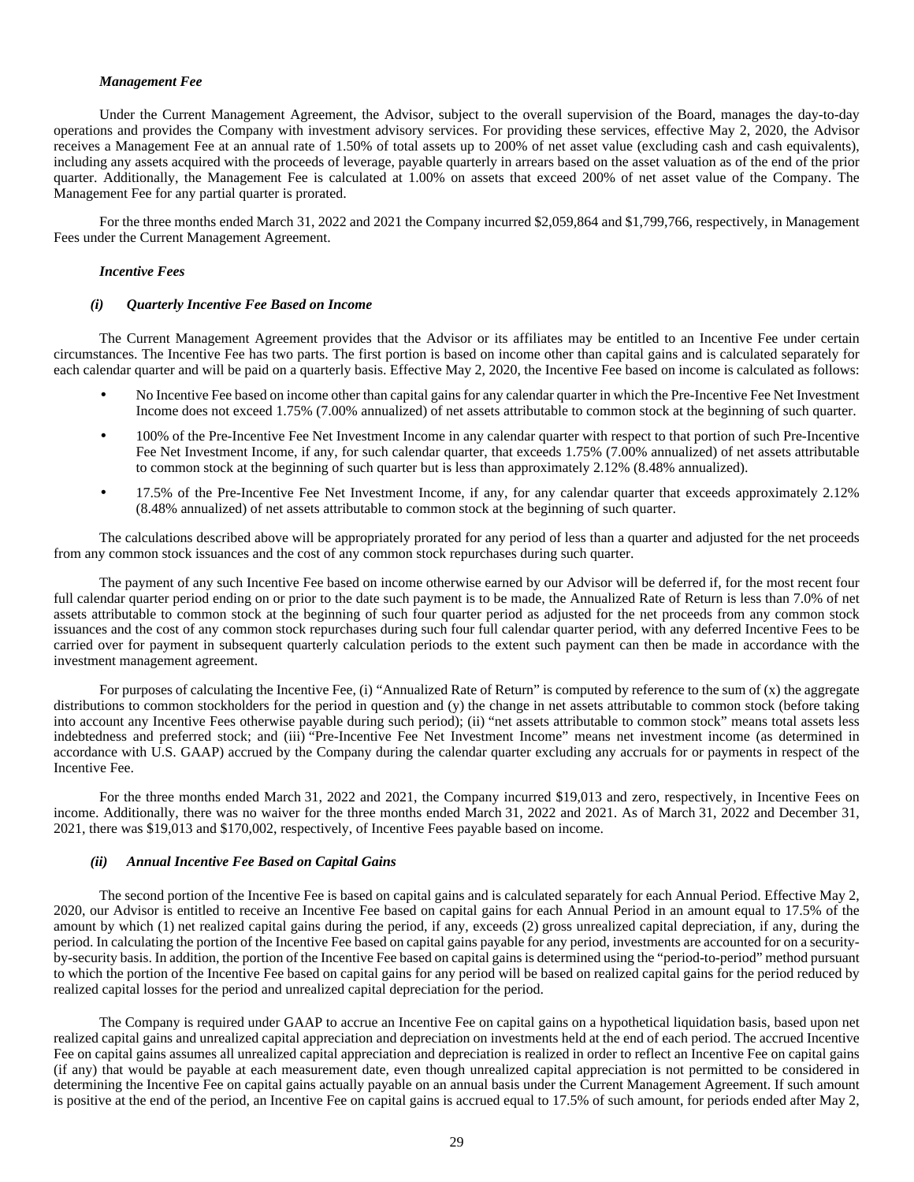***Management Fee***

Under the Current Management Agreement, the Advisor, subject to the overall supervision of the Board, manages the day-to-day operations and provides the Company with investment advisory services. For providing these services, effective May 2, 2020, the Advisor receives a Management Fee at an annual rate of 1.50% of total assets up to 200% of net asset value (excluding cash and cash equivalents), including any assets acquired with the proceeds of leverage, payable quarterly in arrears based on the asset valuation as of the end of the prior quarter. Additionally, the Management Fee is calculated at 1.00% on assets that exceed 200% of net asset value of the Company. The Management Fee for any partial quarter is prorated.

For the three months ended March 31, 2022 and 2021 the Company incurred $2,059,864 and $1,799,766, respectively, in Management Fees under the Current Management Agreement.

***Incentive Fees***

***(i) Quarterly Incentive Fee Based on Income***

The Current Management Agreement provides that the Advisor or its affiliates may be entitled to an Incentive Fee under certain circumstances. The Incentive Fee has two parts. The first portion is based on income other than capital gains and is calculated separately for each calendar quarter and will be paid on a quarterly basis. Effective May 2, 2020, the Incentive Fee based on income is calculated as follows:

- No Incentive Fee based on income other than capital gains for any calendar quarter in which the Pre-Incentive Fee Net Investment Income does not exceed 1.75% (7.00% annualized) of net assets attributable to common stock at the beginning of such quarter.
- 100% of the Pre-Incentive Fee Net Investment Income in any calendar quarter with respect to that portion of such Pre-Incentive Fee Net Investment Income, if any, for such calendar quarter, that exceeds 1.75% (7.00% annualized) of net assets attributable to common stock at the beginning of such quarter but is less than approximately 2.12% (8.48% annualized).
- 17.5% of the Pre-Incentive Fee Net Investment Income, if any, for any calendar quarter that exceeds approximately 2.12% (8.48% annualized) of net assets attributable to common stock at the beginning of such quarter.

The calculations described above will be appropriately prorated for any period of less than a quarter and adjusted for the net proceeds from any common stock issuances and the cost of any common stock repurchases during such quarter.

The payment of any such Incentive Fee based on income otherwise earned by our Advisor will be deferred if, for the most recent four full calendar quarter period ending on or prior to the date such payment is to be made, the Annualized Rate of Return is less than 7.0% of net assets attributable to common stock at the beginning of such four quarter period as adjusted for the net proceeds from any common stock issuances and the cost of any common stock repurchases during such four full calendar quarter period, with any deferred Incentive Fees to be carried over for payment in subsequent quarterly calculation periods to the extent such payment can then be made in accordance with the investment management agreement.

For purposes of calculating the Incentive Fee, (i) "Annualized Rate of Return" is computed by reference to the sum of (x) the aggregate distributions to common stockholders for the period in question and (y) the change in net assets attributable to common stock (before taking into account any Incentive Fees otherwise payable during such period); (ii) "net assets attributable to common stock" means total assets less indebtedness and preferred stock; and (iii) "Pre-Incentive Fee Net Investment Income" means net investment income (as determined in accordance with U.S. GAAP) accrued by the Company during the calendar quarter excluding any accruals for or payments in respect of the Incentive Fee.

For the three months ended March 31, 2022 and 2021, the Company incurred $19,013 and zero, respectively, in Incentive Fees on income. Additionally, there was no waiver for the three months ended March 31, 2022 and 2021. As of March 31, 2022 and December 31, 2021, there was $19,013 and $170,002, respectively, of Incentive Fees payable based on income.

***(ii) Annual Incentive Fee Based on Capital Gains***

The second portion of the Incentive Fee is based on capital gains and is calculated separately for each Annual Period. Effective May 2, 2020, our Advisor is entitled to receive an Incentive Fee based on capital gains for each Annual Period in an amount equal to 17.5% of the amount by which (1) net realized capital gains during the period, if any, exceeds (2) gross unrealized capital depreciation, if any, during the period. In calculating the portion of the Incentive Fee based on capital gains payable for any period, investments are accounted for on a security-by-security basis. In addition, the portion of the Incentive Fee based on capital gains is determined using the "period-to-period" method pursuant to which the portion of the Incentive Fee based on capital gains for any period will be based on realized capital gains for the period reduced by realized capital losses for the period and unrealized capital depreciation for the period.

The Company is required under GAAP to accrue an Incentive Fee on capital gains on a hypothetical liquidation basis, based upon net realized capital gains and unrealized capital appreciation and depreciation on investments held at the end of each period. The accrued Incentive Fee on capital gains assumes all unrealized capital appreciation and depreciation is realized in order to reflect an Incentive Fee on capital gains (if any) that would be payable at each measurement date, even though unrealized capital appreciation is not permitted to be considered in determining the Incentive Fee on capital gains actually payable on an annual basis under the Current Management Agreement. If such amount is positive at the end of the period, an Incentive Fee on capital gains is accrued equal to 17.5% of such amount, for periods ended after May 2,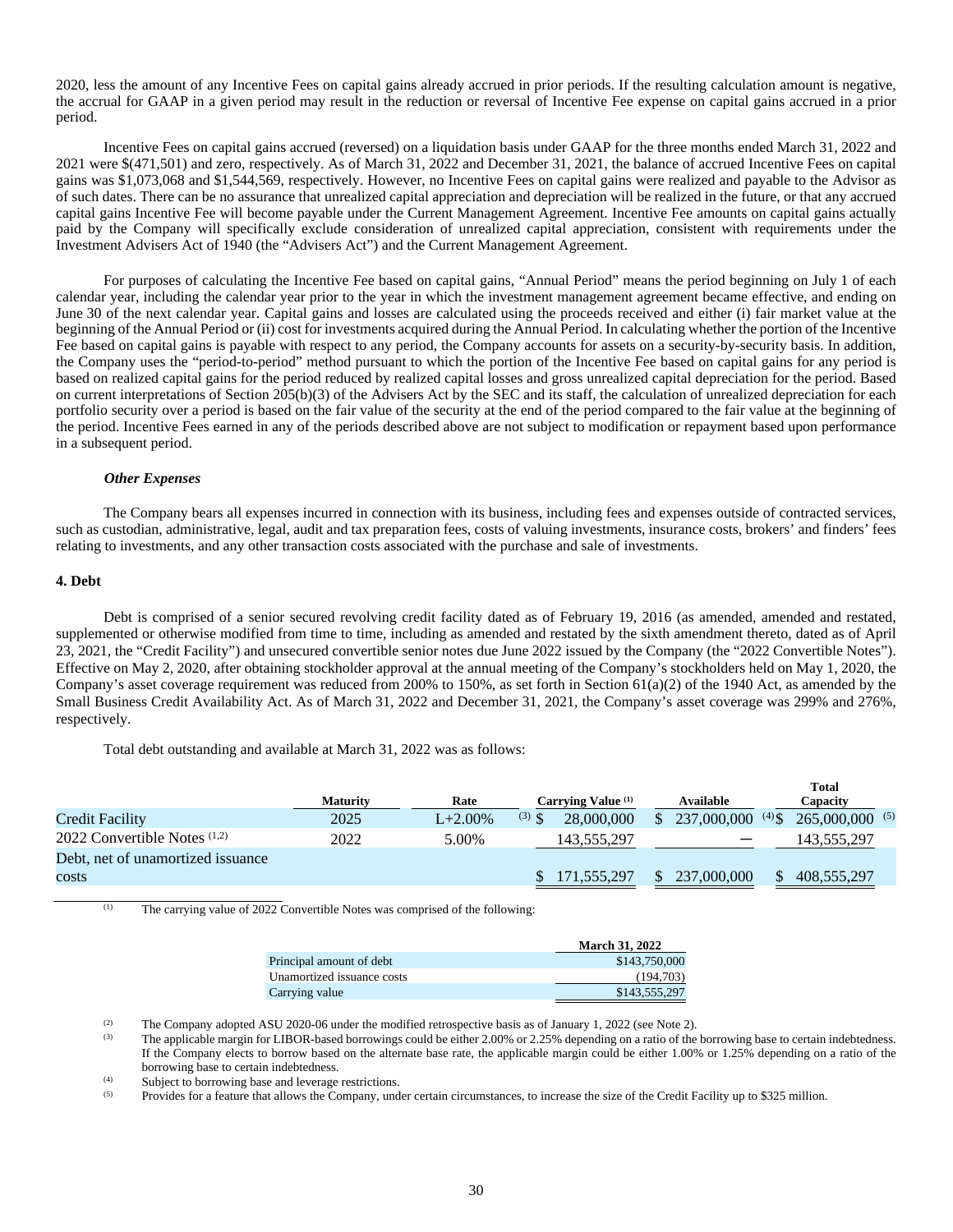2020, less the amount of any Incentive Fees on capital gains already accrued in prior periods. If the resulting calculation amount is negative, the accrual for GAAP in a given period may result in the reduction or reversal of Incentive Fee expense on capital gains accrued in a prior period.

Incentive Fees on capital gains accrued (reversed) on a liquidation basis under GAAP for the three months ended March 31, 2022 and 2021 were $(471,501) and zero, respectively. As of March 31, 2022 and December 31, 2021, the balance of accrued Incentive Fees on capital gains was $1,073,068 and $1,544,569, respectively. However, no Incentive Fees on capital gains were realized and payable to the Advisor as of such dates. There can be no assurance that unrealized capital appreciation and depreciation will be realized in the future, or that any accrued capital gains Incentive Fee will become payable under the Current Management Agreement. Incentive Fee amounts on capital gains actually paid by the Company will specifically exclude consideration of unrealized capital appreciation, consistent with requirements under the Investment Advisers Act of 1940 (the "Advisers Act") and the Current Management Agreement.

For purposes of calculating the Incentive Fee based on capital gains, "Annual Period" means the period beginning on July 1 of each calendar year, including the calendar year prior to the year in which the investment management agreement became effective, and ending on June 30 of the next calendar year. Capital gains and losses are calculated using the proceeds received and either (i) fair market value at the beginning of the Annual Period or (ii) cost for investments acquired during the Annual Period. In calculating whether the portion of the Incentive Fee based on capital gains is payable with respect to any period, the Company accounts for assets on a security-by-security basis. In addition, the Company uses the "period-to-period" method pursuant to which the portion of the Incentive Fee based on capital gains for any period is based on realized capital gains for the period reduced by realized capital losses and gross unrealized capital depreciation for the period. Based on current interpretations of Section 205(b)(3) of the Advisers Act by the SEC and its staff, the calculation of unrealized depreciation for each portfolio security over a period is based on the fair value of the security at the end of the period compared to the fair value at the beginning of the period. Incentive Fees earned in any of the periods described above are not subject to modification or repayment based upon performance in a subsequent period.

***Other Expenses***

The Company bears all expenses incurred in connection with its business, including fees and expenses outside of contracted services, such as custodian, administrative, legal, audit and tax preparation fees, costs of valuing investments, insurance costs, brokers' and finders' fees relating to investments, and any other transaction costs associated with the purchase and sale of investments.

### 4. Debt

Debt is comprised of a senior secured revolving credit facility dated as of February 19, 2016 (as amended, amended and restated, supplemented or otherwise modified from time to time, including as amended and restated by the sixth amendment thereto, dated as of April 23, 2021, the "Credit Facility") and unsecured convertible senior notes due June 2022 issued by the Company (the "2022 Convertible Notes"). Effective on May 2, 2020, after obtaining stockholder approval at the annual meeting of the Company's stockholders held on May 1, 2020, the Company's asset coverage requirement was reduced from 200% to 150%, as set forth in Section 61(a)(2) of the 1940 Act, as amended by the Small Business Credit Availability Act. As of March 31, 2022 and December 31, 2021, the Company's asset coverage was 299% and 276%, respectively.

Total debt outstanding and available at March 31, 2022 was as follows:

| | Maturity | Rate | Carrying Value [1] | Available | Total Capacity |
|---|---|---|---|---|---|
| Credit Facility | 2025 | L+2.00% [3] | $ 28,000,000 | $ 237,000,000 [4] | $ 265,000,000 [5] |
| 2022 Convertible Notes [1,2] | 2022 | 5.00% | 143,555,297 | — | 143,555,297 |
| Debt, net of unamortized issuance costs | | | $ 171,555,297 | $ 237,000,000 | $ 408,555,297 |

(1) The carrying value of 2022 Convertible Notes was comprised of the following:

| | March 31, 2022 |
|---|---|
| Principal amount of debt | $143,750,000 |
| Unamortized issuance costs | (194,703) |
| Carrying value | $143,555,297 |

(2) The Company adopted ASU 2020-06 under the modified retrospective basis as of January 1, 2022 (see Note 2).

(3) The applicable margin for LIBOR-based borrowings could be either 2.00% or 2.25% depending on a ratio of the borrowing base to certain indebtedness. If the Company elects to borrow based on the alternate base rate, the applicable margin could be either 1.00% or 1.25% depending on a ratio of the borrowing base to certain indebtedness.

(4) Subject to borrowing base and leverage restrictions.

(5) Provides for a feature that allows the Company, under certain circumstances, to increase the size of the Credit Facility up to $325 million.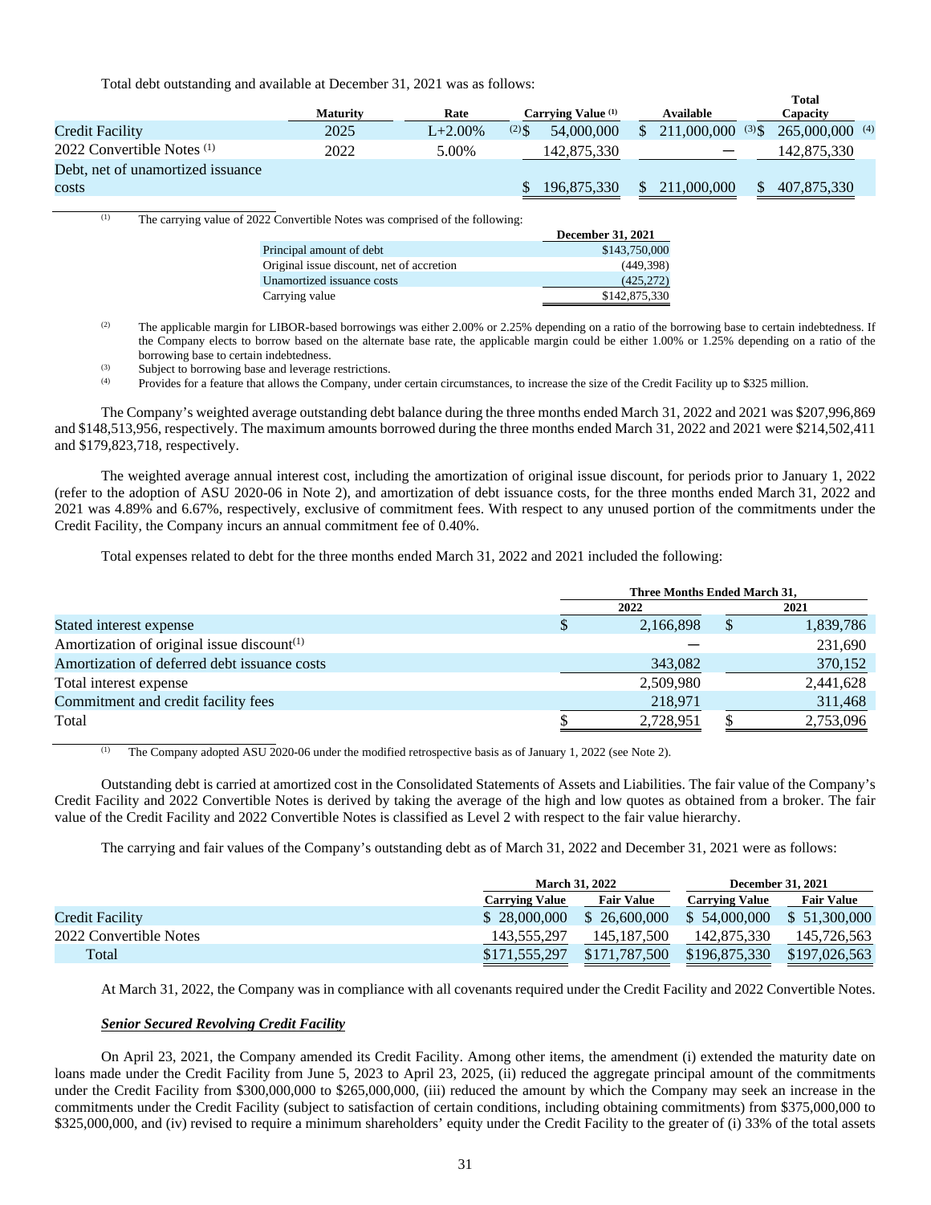Total debt outstanding and available at December 31, 2021 was as follows:

| | Maturity | Rate | Carrying Value [(1)] | Available | Total Capacity |
|---|---|---|---|---|---|
| Credit Facility | 2025 | L+2.00% [(2)] | $ 54,000,000 | $ 211,000,000 [(3)] | $ 265,000,000 [(4)] |
| 2022 Convertible Notes [(1)] | 2022 | 5.00% | 142,875,330 | — | 142,875,330 |
| Debt, net of unamortized issuance costs | | | $ 196,875,330 | $ 211,000,000 | $ 407,875,330 |

(1) The carrying value of 2022 Convertible Notes was comprised of the following:

| | December 31, 2021 |
|---|---|
| Principal amount of debt | $143,750,000 |
| Original issue discount, net of accretion | (449,398) |
| Unamortized issuance costs | (425,272) |
| Carrying value | $142,875,330 |

(2) The applicable margin for LIBOR-based borrowings was either 2.00% or 2.25% depending on a ratio of the borrowing base to certain indebtedness. If the Company elects to borrow based on the alternate base rate, the applicable margin could be either 1.00% or 1.25% depending on a ratio of the borrowing base to certain indebtedness.

(3) Subject to borrowing base and leverage restrictions.

(4) Provides for a feature that allows the Company, under certain circumstances, to increase the size of the Credit Facility up to $325 million.

The Company's weighted average outstanding debt balance during the three months ended March 31, 2022 and 2021 was $207,996,869 and $148,513,956, respectively. The maximum amounts borrowed during the three months ended March 31, 2022 and 2021 were $214,502,411 and $179,823,718, respectively.

The weighted average annual interest cost, including the amortization of original issue discount, for periods prior to January 1, 2022 (refer to the adoption of ASU 2020-06 in Note 2), and amortization of debt issuance costs, for the three months ended March 31, 2022 and 2021 was 4.89% and 6.67%, respectively, exclusive of commitment fees. With respect to any unused portion of the commitments under the Credit Facility, the Company incurs an annual commitment fee of 0.40%.

Total expenses related to debt for the three months ended March 31, 2022 and 2021 included the following:

| | Three Months Ended March 31, | |
|---|---|---|
| | 2022 | 2021 |
| Stated interest expense | $ 2,166,898 | $ 1,839,786 |
| Amortization of original issue discount[(1)] | — | 231,690 |
| Amortization of deferred debt issuance costs | 343,082 | 370,152 |
| Total interest expense | 2,509,980 | 2,441,628 |
| Commitment and credit facility fees | 218,971 | 311,468 |
| Total | $ 2,728,951 | $ 2,753,096 |

(1) The Company adopted ASU 2020-06 under the modified retrospective basis as of January 1, 2022 (see Note 2).

Outstanding debt is carried at amortized cost in the Consolidated Statements of Assets and Liabilities. The fair value of the Company's Credit Facility and 2022 Convertible Notes is derived by taking the average of the high and low quotes as obtained from a broker. The fair value of the Credit Facility and 2022 Convertible Notes is classified as Level 2 with respect to the fair value hierarchy.

The carrying and fair values of the Company's outstanding debt as of March 31, 2022 and December 31, 2021 were as follows:

| | March 31, 2022 | | December 31, 2021 | |
|---|---|---|---|---|
| | Carrying Value | Fair Value | Carrying Value | Fair Value |
| Credit Facility | $ 28,000,000 | $ 26,600,000 | $ 54,000,000 | $ 51,300,000 |
| 2022 Convertible Notes | 143,555,297 | 145,187,500 | 142,875,330 | 145,726,563 |
| Total | $171,555,297 | $171,787,500 | $196,875,330 | $197,026,563 |

At March 31, 2022, the Company was in compliance with all covenants required under the Credit Facility and 2022 Convertible Notes.

***Senior Secured Revolving Credit Facility***

On April 23, 2021, the Company amended its Credit Facility. Among other items, the amendment (i) extended the maturity date on loans made under the Credit Facility from June 5, 2023 to April 23, 2025, (ii) reduced the aggregate principal amount of the commitments under the Credit Facility from $300,000,000 to $265,000,000, (iii) reduced the amount by which the Company may seek an increase in the commitments under the Credit Facility (subject to satisfaction of certain conditions, including obtaining commitments) from $375,000,000 to $325,000,000, and (iv) revised to require a minimum shareholders' equity under the Credit Facility to the greater of (i) 33% of the total assets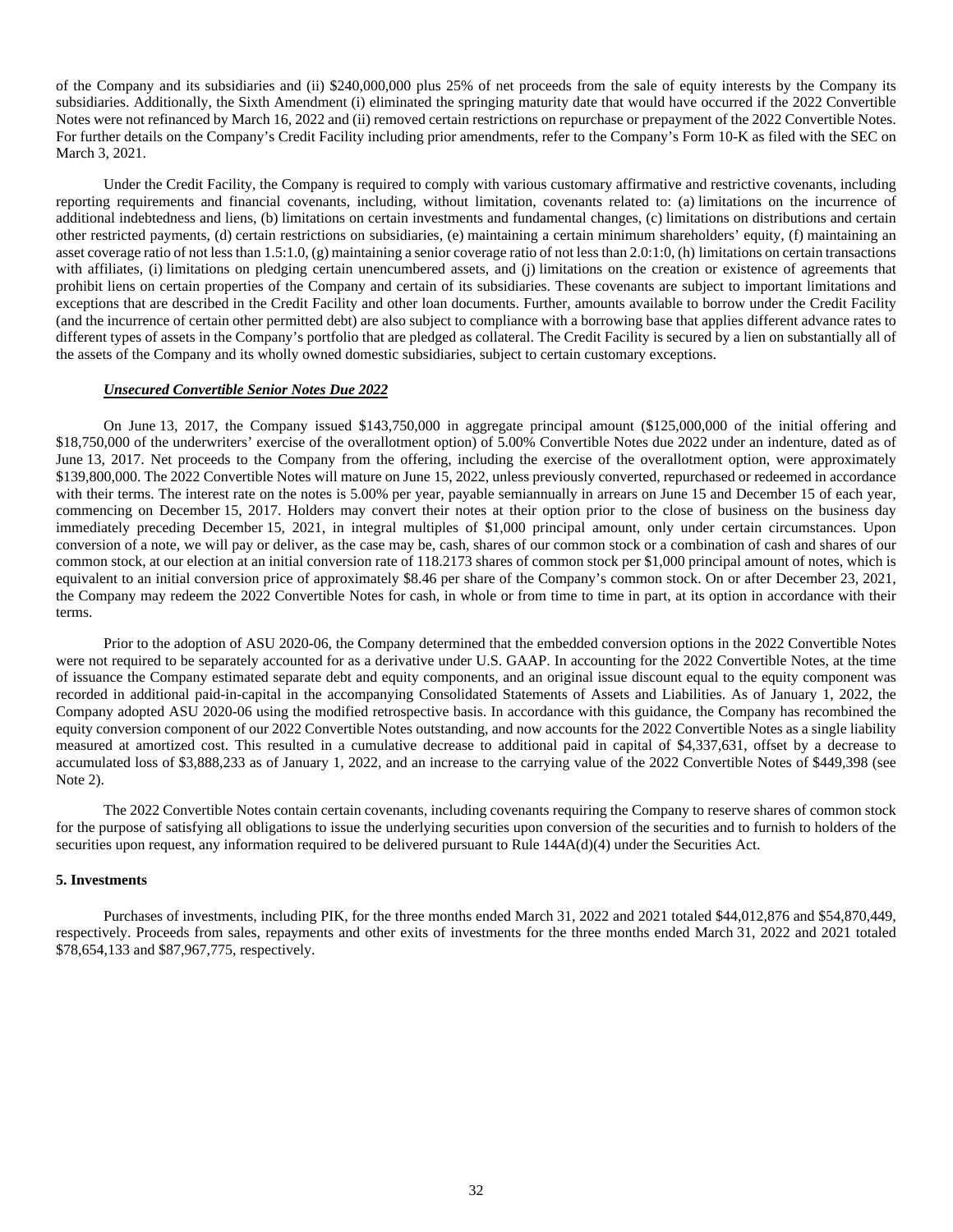of the Company and its subsidiaries and (ii) $240,000,000 plus 25% of net proceeds from the sale of equity interests by the Company its subsidiaries. Additionally, the Sixth Amendment (i) eliminated the springing maturity date that would have occurred if the 2022 Convertible Notes were not refinanced by March 16, 2022 and (ii) removed certain restrictions on repurchase or prepayment of the 2022 Convertible Notes. For further details on the Company's Credit Facility including prior amendments, refer to the Company's Form 10-K as filed with the SEC on March 3, 2021.

Under the Credit Facility, the Company is required to comply with various customary affirmative and restrictive covenants, including reporting requirements and financial covenants, including, without limitation, covenants related to: (a) limitations on the incurrence of additional indebtedness and liens, (b) limitations on certain investments and fundamental changes, (c) limitations on distributions and certain other restricted payments, (d) certain restrictions on subsidiaries, (e) maintaining a certain minimum shareholders' equity, (f) maintaining an asset coverage ratio of not less than 1.5:1.0, (g) maintaining a senior coverage ratio of not less than 2.0:1:0, (h) limitations on certain transactions with affiliates, (i) limitations on pledging certain unencumbered assets, and (j) limitations on the creation or existence of agreements that prohibit liens on certain properties of the Company and certain of its subsidiaries. These covenants are subject to important limitations and exceptions that are described in the Credit Facility and other loan documents. Further, amounts available to borrow under the Credit Facility (and the incurrence of certain other permitted debt) are also subject to compliance with a borrowing base that applies different advance rates to different types of assets in the Company's portfolio that are pledged as collateral. The Credit Facility is secured by a lien on substantially all of the assets of the Company and its wholly owned domestic subsidiaries, subject to certain customary exceptions.

***Unsecured Convertible Senior Notes Due 2022***

On June 13, 2017, the Company issued $143,750,000 in aggregate principal amount ($125,000,000 of the initial offering and $18,750,000 of the underwriters' exercise of the overallotment option) of 5.00% Convertible Notes due 2022 under an indenture, dated as of June 13, 2017. Net proceeds to the Company from the offering, including the exercise of the overallotment option, were approximately $139,800,000. The 2022 Convertible Notes will mature on June 15, 2022, unless previously converted, repurchased or redeemed in accordance with their terms. The interest rate on the notes is 5.00% per year, payable semiannually in arrears on June 15 and December 15 of each year, commencing on December 15, 2017. Holders may convert their notes at their option prior to the close of business on the business day immediately preceding December 15, 2021, in integral multiples of $1,000 principal amount, only under certain circumstances. Upon conversion of a note, we will pay or deliver, as the case may be, cash, shares of our common stock or a combination of cash and shares of our common stock, at our election at an initial conversion rate of 118.2173 shares of common stock per $1,000 principal amount of notes, which is equivalent to an initial conversion price of approximately $8.46 per share of the Company's common stock. On or after December 23, 2021, the Company may redeem the 2022 Convertible Notes for cash, in whole or from time to time in part, at its option in accordance with their terms.

Prior to the adoption of ASU 2020-06, the Company determined that the embedded conversion options in the 2022 Convertible Notes were not required to be separately accounted for as a derivative under U.S. GAAP. In accounting for the 2022 Convertible Notes, at the time of issuance the Company estimated separate debt and equity components, and an original issue discount equal to the equity component was recorded in additional paid-in-capital in the accompanying Consolidated Statements of Assets and Liabilities. As of January 1, 2022, the Company adopted ASU 2020-06 using the modified retrospective basis. In accordance with this guidance, the Company has recombined the equity conversion component of our 2022 Convertible Notes outstanding, and now accounts for the 2022 Convertible Notes as a single liability measured at amortized cost. This resulted in a cumulative decrease to additional paid in capital of $4,337,631, offset by a decrease to accumulated loss of $3,888,233 as of January 1, 2022, and an increase to the carrying value of the 2022 Convertible Notes of $449,398 (see Note 2).

The 2022 Convertible Notes contain certain covenants, including covenants requiring the Company to reserve shares of common stock for the purpose of satisfying all obligations to issue the underlying securities upon conversion of the securities and to furnish to holders of the securities upon request, any information required to be delivered pursuant to Rule 144A(d)(4) under the Securities Act.

**5. Investments**

Purchases of investments, including PIK, for the three months ended March 31, 2022 and 2021 totaled $44,012,876 and $54,870,449, respectively. Proceeds from sales, repayments and other exits of investments for the three months ended March 31, 2022 and 2021 totaled $78,654,133 and $87,967,775, respectively.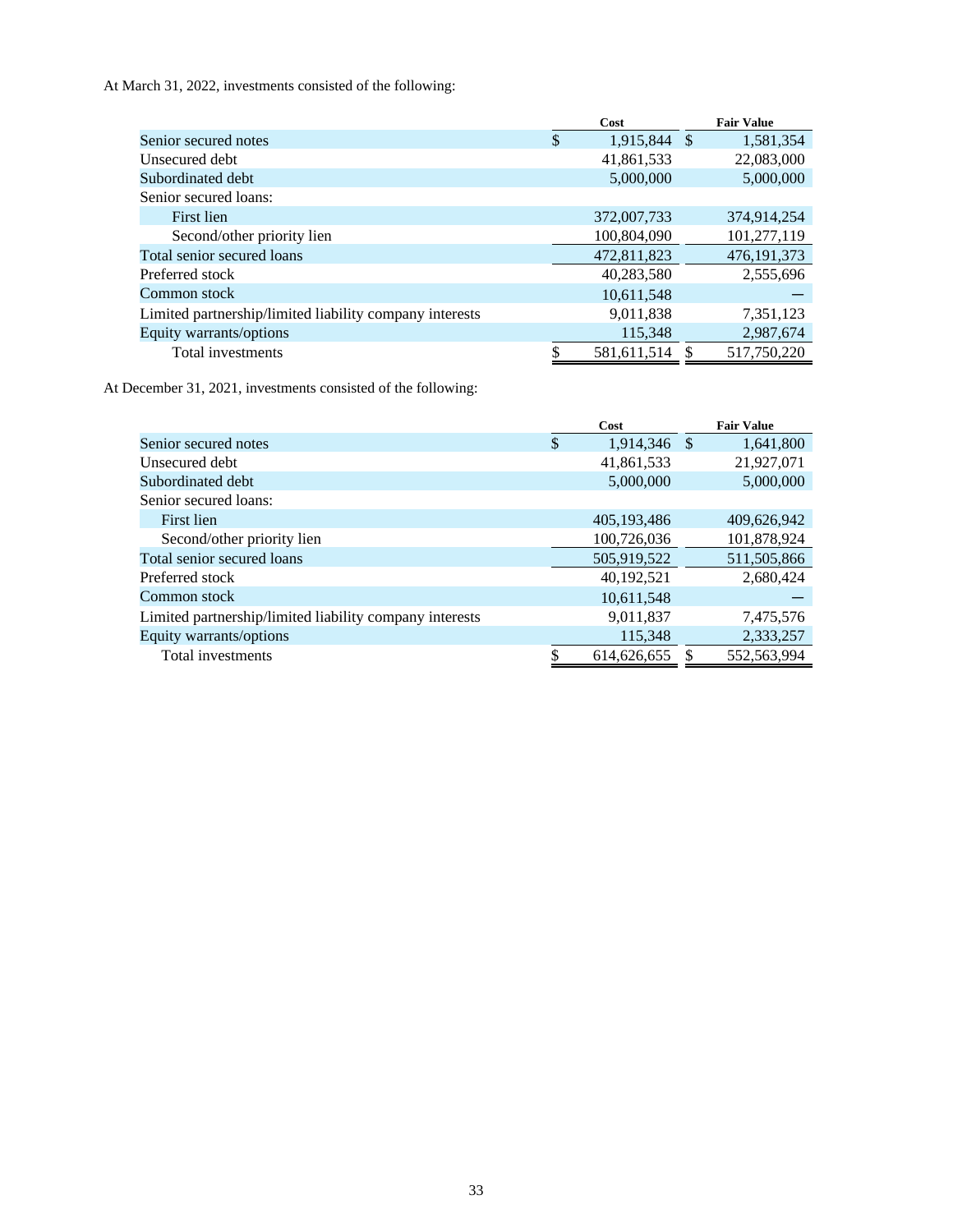At March 31, 2022, investments consisted of the following:

| | Cost | Fair Value |
|---|---|---|
| Senior secured notes | $ 1,915,844 | $ 1,581,354 |
| Unsecured debt | 41,861,533 | 22,083,000 |
| Subordinated debt | 5,000,000 | 5,000,000 |
| Senior secured loans: | | |
| First lien | 372,007,733 | 374,914,254 |
| Second/other priority lien | 100,804,090 | 101,277,119 |
| Total senior secured loans | 472,811,823 | 476,191,373 |
| Preferred stock | 40,283,580 | 2,555,696 |
| Common stock | 10,611,548 | — |
| Limited partnership/limited liability company interests | 9,011,838 | 7,351,123 |
| Equity warrants/options | 115,348 | 2,987,674 |
| Total investments | $ 581,611,514 | $ 517,750,220 |

At December 31, 2021, investments consisted of the following:

| | Cost | Fair Value |
|---|---|---|
| Senior secured notes | $ 1,914,346 | $ 1,641,800 |
| Unsecured debt | 41,861,533 | 21,927,071 |
| Subordinated debt | 5,000,000 | 5,000,000 |
| Senior secured loans: | | |
| First lien | 405,193,486 | 409,626,942 |
| Second/other priority lien | 100,726,036 | 101,878,924 |
| Total senior secured loans | 505,919,522 | 511,505,866 |
| Preferred stock | 40,192,521 | 2,680,424 |
| Common stock | 10,611,548 | — |
| Limited partnership/limited liability company interests | 9,011,837 | 7,475,576 |
| Equity warrants/options | 115,348 | 2,333,257 |
| Total investments | $ 614,626,655 | $ 552,563,994 |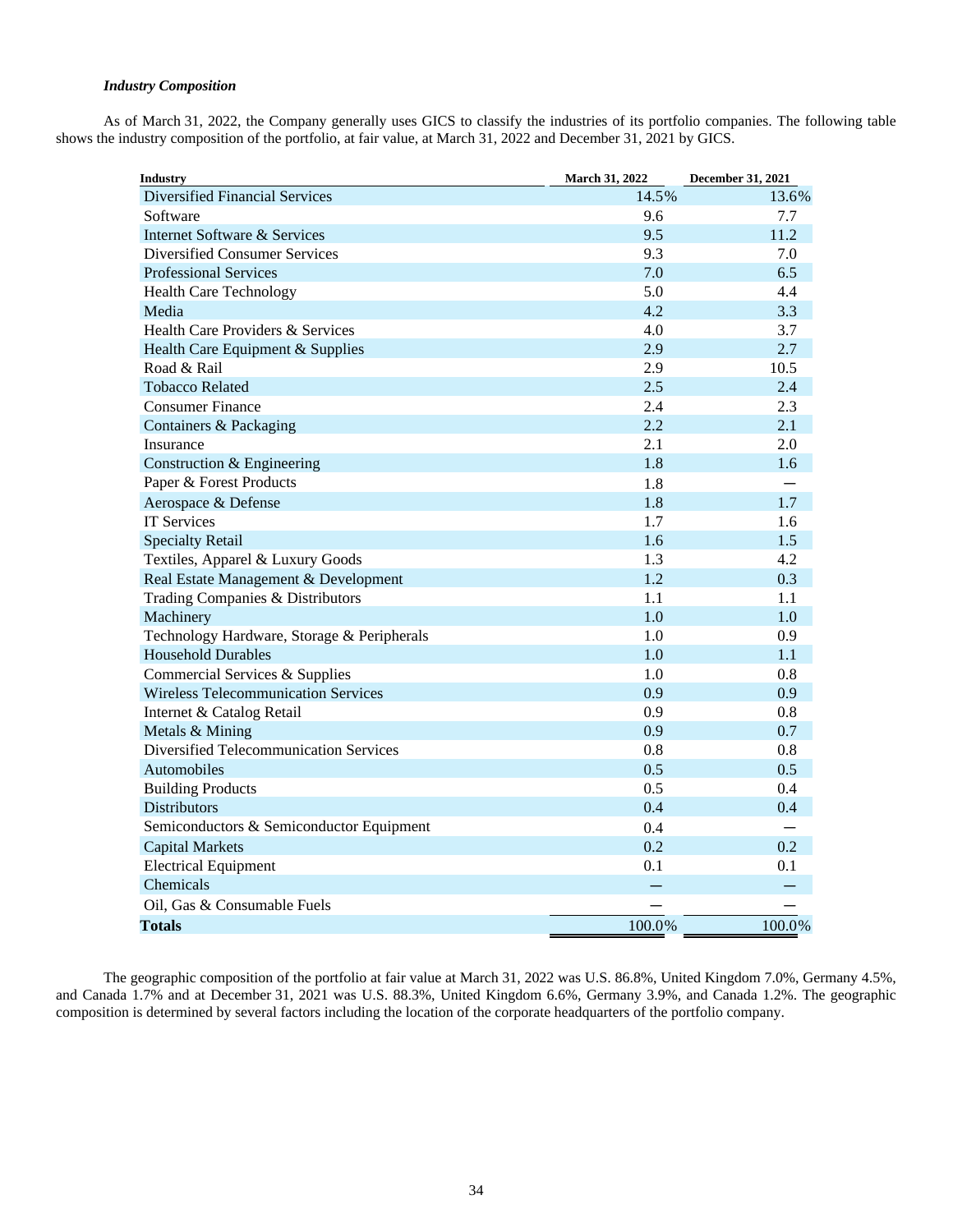***Industry Composition***

As of March 31, 2022, the Company generally uses GICS to classify the industries of its portfolio companies. The following table shows the industry composition of the portfolio, at fair value, at March 31, 2022 and December 31, 2021 by GICS.

| Industry | March 31, 2022 | December 31, 2021 |
|---|---|---|
| Diversified Financial Services | 14.5% | 13.6% |
| Software | 9.6 | 7.7 |
| Internet Software & Services | 9.5 | 11.2 |
| Diversified Consumer Services | 9.3 | 7.0 |
| Professional Services | 7.0 | 6.5 |
| Health Care Technology | 5.0 | 4.4 |
| Media | 4.2 | 3.3 |
| Health Care Providers & Services | 4.0 | 3.7 |
| Health Care Equipment & Supplies | 2.9 | 2.7 |
| Road & Rail | 2.9 | 10.5 |
| Tobacco Related | 2.5 | 2.4 |
| Consumer Finance | 2.4 | 2.3 |
| Containers & Packaging | 2.2 | 2.1 |
| Insurance | 2.1 | 2.0 |
| Construction & Engineering | 1.8 | 1.6 |
| Paper & Forest Products | 1.8 | — |
| Aerospace & Defense | 1.8 | 1.7 |
| IT Services | 1.7 | 1.6 |
| Specialty Retail | 1.6 | 1.5 |
| Textiles, Apparel & Luxury Goods | 1.3 | 4.2 |
| Real Estate Management & Development | 1.2 | 0.3 |
| Trading Companies & Distributors | 1.1 | 1.1 |
| Machinery | 1.0 | 1.0 |
| Technology Hardware, Storage & Peripherals | 1.0 | 0.9 |
| Household Durables | 1.0 | 1.1 |
| Commercial Services & Supplies | 1.0 | 0.8 |
| Wireless Telecommunication Services | 0.9 | 0.9 |
| Internet & Catalog Retail | 0.9 | 0.8 |
| Metals & Mining | 0.9 | 0.7 |
| Diversified Telecommunication Services | 0.8 | 0.8 |
| Automobiles | 0.5 | 0.5 |
| Building Products | 0.5 | 0.4 |
| Distributors | 0.4 | 0.4 |
| Semiconductors & Semiconductor Equipment | 0.4 | — |
| Capital Markets | 0.2 | 0.2 |
| Electrical Equipment | 0.1 | 0.1 |
| Chemicals | — | — |
| Oil, Gas & Consumable Fuels | — | — |
| **Totals** | 100.0% | 100.0% |

The geographic composition of the portfolio at fair value at March 31, 2022 was U.S. 86.8%, United Kingdom 7.0%, Germany 4.5%, and Canada 1.7% and at December 31, 2021 was U.S. 88.3%, United Kingdom 6.6%, Germany 3.9%, and Canada 1.2%. The geographic composition is determined by several factors including the location of the corporate headquarters of the portfolio company.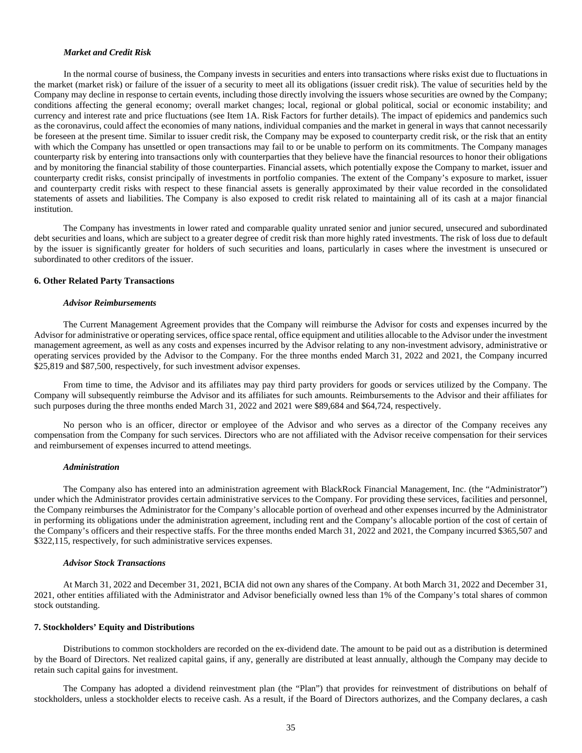***Market and Credit Risk***

In the normal course of business, the Company invests in securities and enters into transactions where risks exist due to fluctuations in the market (market risk) or failure of the issuer of a security to meet all its obligations (issuer credit risk). The value of securities held by the Company may decline in response to certain events, including those directly involving the issuers whose securities are owned by the Company; conditions affecting the general economy; overall market changes; local, regional or global political, social or economic instability; and currency and interest rate and price fluctuations (see Item 1A. Risk Factors for further details). The impact of epidemics and pandemics such as the coronavirus, could affect the economies of many nations, individual companies and the market in general in ways that cannot necessarily be foreseen at the present time. Similar to issuer credit risk, the Company may be exposed to counterparty credit risk, or the risk that an entity with which the Company has unsettled or open transactions may fail to or be unable to perform on its commitments. The Company manages counterparty risk by entering into transactions only with counterparties that they believe have the financial resources to honor their obligations and by monitoring the financial stability of those counterparties. Financial assets, which potentially expose the Company to market, issuer and counterparty credit risks, consist principally of investments in portfolio companies. The extent of the Company's exposure to market, issuer and counterparty credit risks with respect to these financial assets is generally approximated by their value recorded in the consolidated statements of assets and liabilities. The Company is also exposed to credit risk related to maintaining all of its cash at a major financial institution.

The Company has investments in lower rated and comparable quality unrated senior and junior secured, unsecured and subordinated debt securities and loans, which are subject to a greater degree of credit risk than more highly rated investments. The risk of loss due to default by the issuer is significantly greater for holders of such securities and loans, particularly in cases where the investment is unsecured or subordinated to other creditors of the issuer.

**6. Other Related Party Transactions**

***Advisor Reimbursements***

The Current Management Agreement provides that the Company will reimburse the Advisor for costs and expenses incurred by the Advisor for administrative or operating services, office space rental, office equipment and utilities allocable to the Advisor under the investment management agreement, as well as any costs and expenses incurred by the Advisor relating to any non-investment advisory, administrative or operating services provided by the Advisor to the Company. For the three months ended March 31, 2022 and 2021, the Company incurred $25,819 and $87,500, respectively, for such investment advisor expenses.

From time to time, the Advisor and its affiliates may pay third party providers for goods or services utilized by the Company. The Company will subsequently reimburse the Advisor and its affiliates for such amounts. Reimbursements to the Advisor and their affiliates for such purposes during the three months ended March 31, 2022 and 2021 were $89,684 and $64,724, respectively.

No person who is an officer, director or employee of the Advisor and who serves as a director of the Company receives any compensation from the Company for such services. Directors who are not affiliated with the Advisor receive compensation for their services and reimbursement of expenses incurred to attend meetings.

***Administration***

The Company also has entered into an administration agreement with BlackRock Financial Management, Inc. (the "Administrator") under which the Administrator provides certain administrative services to the Company. For providing these services, facilities and personnel, the Company reimburses the Administrator for the Company's allocable portion of overhead and other expenses incurred by the Administrator in performing its obligations under the administration agreement, including rent and the Company's allocable portion of the cost of certain of the Company's officers and their respective staffs. For the three months ended March 31, 2022 and 2021, the Company incurred $365,507 and $322,115, respectively, for such administrative services expenses.

***Advisor Stock Transactions***

At March 31, 2022 and December 31, 2021, BCIA did not own any shares of the Company. At both March 31, 2022 and December 31, 2021, other entities affiliated with the Administrator and Advisor beneficially owned less than 1% of the Company's total shares of common stock outstanding.

**7. Stockholders' Equity and Distributions**

Distributions to common stockholders are recorded on the ex-dividend date. The amount to be paid out as a distribution is determined by the Board of Directors. Net realized capital gains, if any, generally are distributed at least annually, although the Company may decide to retain such capital gains for investment.

The Company has adopted a dividend reinvestment plan (the "Plan") that provides for reinvestment of distributions on behalf of stockholders, unless a stockholder elects to receive cash. As a result, if the Board of Directors authorizes, and the Company declares, a cash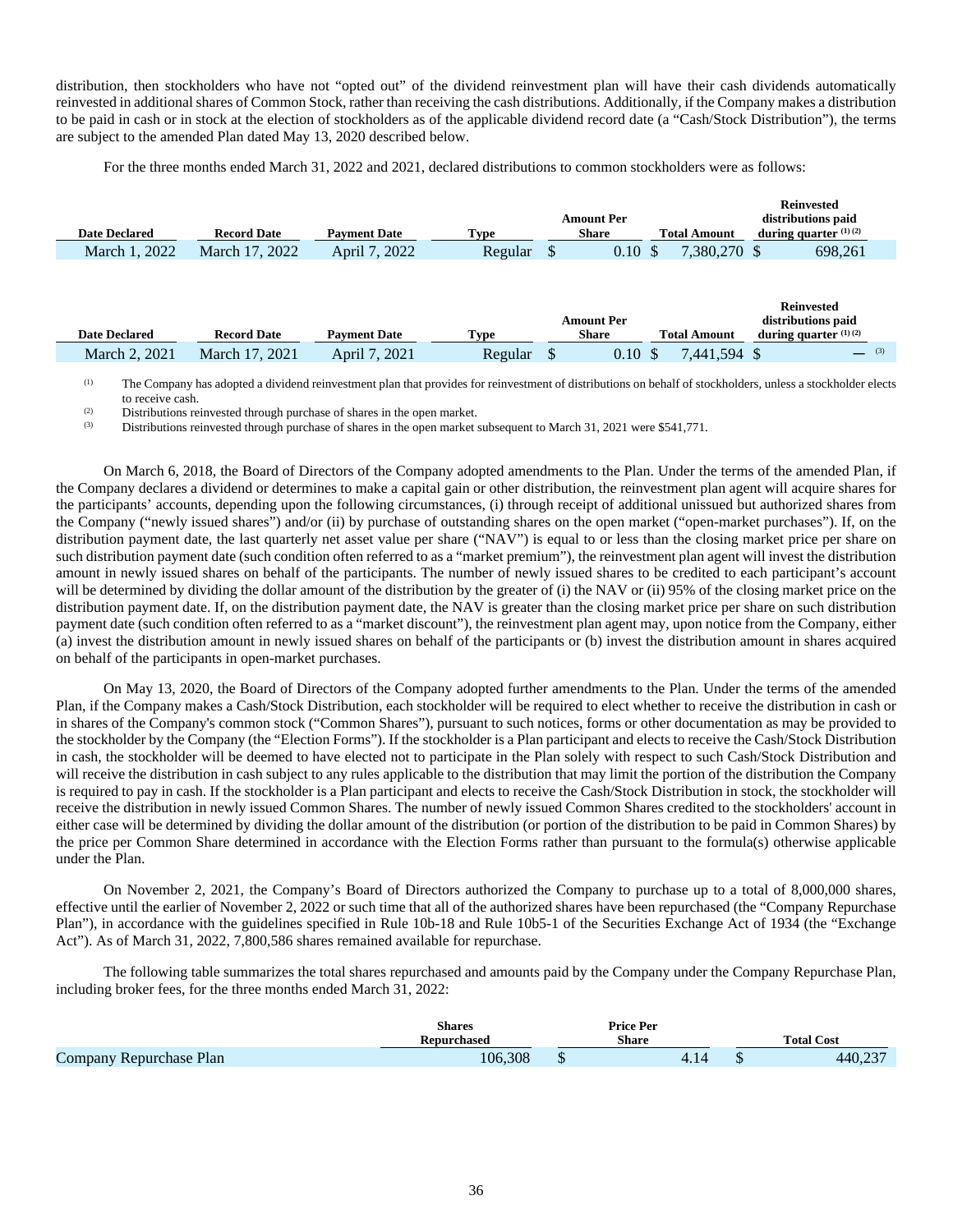distribution, then stockholders who have not "opted out" of the dividend reinvestment plan will have their cash dividends automatically reinvested in additional shares of Common Stock, rather than receiving the cash distributions. Additionally, if the Company makes a distribution to be paid in cash or in stock at the election of stockholders as of the applicable dividend record date (a "Cash/Stock Distribution"), the terms are subject to the amended Plan dated May 13, 2020 described below.

For the three months ended March 31, 2022 and 2021, declared distributions to common stockholders were as follows:

| Date Declared | Record Date | Payment Date | Type | Amount Per Share | Total Amount | Reinvested distributions paid during quarter (1) (2) |
|---|---|---|---|---|---|---|
| March 1, 2022 | March 17, 2022 | April 7, 2022 | Regular | $ 0.10 | $ 7,380,270 | $ 698,261 |

| Date Declared | Record Date | Payment Date | Type | Amount Per Share | Total Amount | Reinvested distributions paid during quarter (1) (2) |
|---|---|---|---|---|---|---|
| March 2, 2021 | March 17, 2021 | April 7, 2021 | Regular | $ 0.10 | $ 7,441,594 | $ — (3) |

(1) The Company has adopted a dividend reinvestment plan that provides for reinvestment of distributions on behalf of stockholders, unless a stockholder elects to receive cash.

(2) Distributions reinvested through purchase of shares in the open market.

(3) Distributions reinvested through purchase of shares in the open market subsequent to March 31, 2021 were $541,771.

On March 6, 2018, the Board of Directors of the Company adopted amendments to the Plan. Under the terms of the amended Plan, if the Company declares a dividend or determines to make a capital gain or other distribution, the reinvestment plan agent will acquire shares for the participants' accounts, depending upon the following circumstances, (i) through receipt of additional unissued but authorized shares from the Company ("newly issued shares") and/or (ii) by purchase of outstanding shares on the open market ("open-market purchases"). If, on the distribution payment date, the last quarterly net asset value per share ("NAV") is equal to or less than the closing market price per share on such distribution payment date (such condition often referred to as a "market premium"), the reinvestment plan agent will invest the distribution amount in newly issued shares on behalf of the participants. The number of newly issued shares to be credited to each participant's account will be determined by dividing the dollar amount of the distribution by the greater of (i) the NAV or (ii) 95% of the closing market price on the distribution payment date. If, on the distribution payment date, the NAV is greater than the closing market price per share on such distribution payment date (such condition often referred to as a "market discount"), the reinvestment plan agent may, upon notice from the Company, either (a) invest the distribution amount in newly issued shares on behalf of the participants or (b) invest the distribution amount in shares acquired on behalf of the participants in open-market purchases.

On May 13, 2020, the Board of Directors of the Company adopted further amendments to the Plan. Under the terms of the amended Plan, if the Company makes a Cash/Stock Distribution, each stockholder will be required to elect whether to receive the distribution in cash or in shares of the Company's common stock ("Common Shares"), pursuant to such notices, forms or other documentation as may be provided to the stockholder by the Company (the "Election Forms"). If the stockholder is a Plan participant and elects to receive the Cash/Stock Distribution in cash, the stockholder will be deemed to have elected not to participate in the Plan solely with respect to such Cash/Stock Distribution and will receive the distribution in cash subject to any rules applicable to the distribution that may limit the portion of the distribution the Company is required to pay in cash. If the stockholder is a Plan participant and elects to receive the Cash/Stock Distribution in stock, the stockholder will receive the distribution in newly issued Common Shares. The number of newly issued Common Shares credited to the stockholders' account in either case will be determined by dividing the dollar amount of the distribution (or portion of the distribution to be paid in Common Shares) by the price per Common Share determined in accordance with the Election Forms rather than pursuant to the formula(s) otherwise applicable under the Plan.

On November 2, 2021, the Company's Board of Directors authorized the Company to purchase up to a total of 8,000,000 shares, effective until the earlier of November 2, 2022 or such time that all of the authorized shares have been repurchased (the "Company Repurchase Plan"), in accordance with the guidelines specified in Rule 10b-18 and Rule 10b5-1 of the Securities Exchange Act of 1934 (the "Exchange Act"). As of March 31, 2022, 7,800,586 shares remained available for repurchase.

The following table summarizes the total shares repurchased and amounts paid by the Company under the Company Repurchase Plan, including broker fees, for the three months ended March 31, 2022:

| | Shares Repurchased | Price Per Share | Total Cost |
|---|---|---|---|
| Company Repurchase Plan | 106,308 | $ 4.14 | $ 440,237 |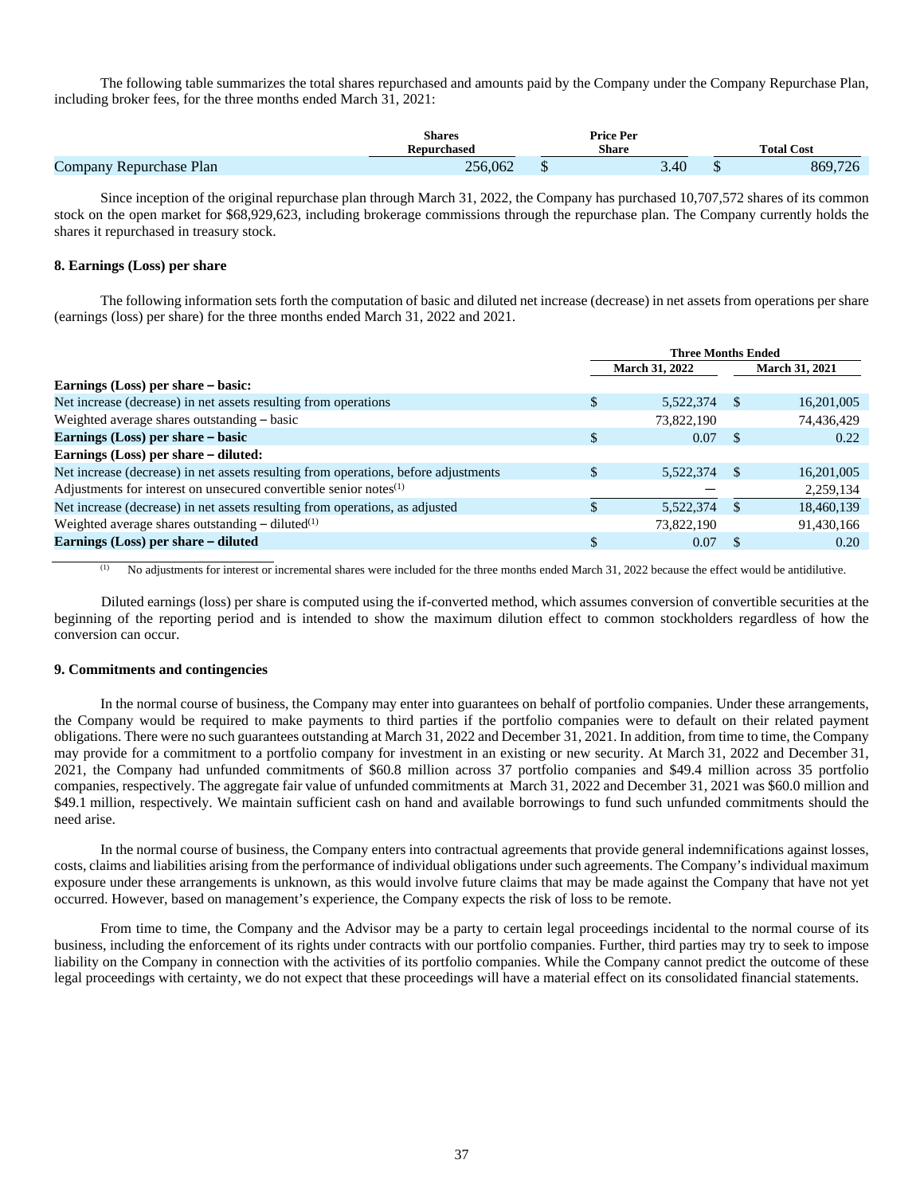The following table summarizes the total shares repurchased and amounts paid by the Company under the Company Repurchase Plan, including broker fees, for the three months ended March 31, 2021:

| | Shares Repurchased | Price Per Share | Total Cost |
|---|---|---|---|
| Company Repurchase Plan | 256,062 | $ 3.40 | $ 869,726 |

Since inception of the original repurchase plan through March 31, 2022, the Company has purchased 10,707,572 shares of its common stock on the open market for $68,929,623, including brokerage commissions through the repurchase plan. The Company currently holds the shares it repurchased in treasury stock.

### 8. Earnings (Loss) per share

The following information sets forth the computation of basic and diluted net increase (decrease) in net assets from operations per share (earnings (loss) per share) for the three months ended March 31, 2022 and 2021.

| | Three Months Ended | |
|---|---|---|
| | March 31, 2022 | March 31, 2021 |
| **Earnings (Loss) per share – basic:** | | |
| Net increase (decrease) in net assets resulting from operations | $ 5,522,374 | $ 16,201,005 |
| Weighted average shares outstanding – basic | 73,822,190 | 74,436,429 |
| **Earnings (Loss) per share – basic** | $ 0.07 | $ 0.22 |
| **Earnings (Loss) per share – diluted:** | | |
| Net increase (decrease) in net assets resulting from operations, before adjustments | $ 5,522,374 | $ 16,201,005 |
| Adjustments for interest on unsecured convertible senior notes[(1)] | — | 2,259,134 |
| Net increase (decrease) in net assets resulting from operations, as adjusted | $ 5,522,374 | $ 18,460,139 |
| Weighted average shares outstanding – diluted[(1)] | 73,822,190 | 91,430,166 |
| **Earnings (Loss) per share – diluted** | $ 0.07 | $ 0.20 |

(1) No adjustments for interest or incremental shares were included for the three months ended March 31, 2022 because the effect would be antidilutive.

Diluted earnings (loss) per share is computed using the if-converted method, which assumes conversion of convertible securities at the beginning of the reporting period and is intended to show the maximum dilution effect to common stockholders regardless of how the conversion can occur.

### 9. Commitments and contingencies

In the normal course of business, the Company may enter into guarantees on behalf of portfolio companies. Under these arrangements, the Company would be required to make payments to third parties if the portfolio companies were to default on their related payment obligations. There were no such guarantees outstanding at March 31, 2022 and December 31, 2021. In addition, from time to time, the Company may provide for a commitment to a portfolio company for investment in an existing or new security. At March 31, 2022 and December 31, 2021, the Company had unfunded commitments of $60.8 million across 37 portfolio companies and $49.4 million across 35 portfolio companies, respectively. The aggregate fair value of unfunded commitments at March 31, 2022 and December 31, 2021 was $60.0 million and $49.1 million, respectively. We maintain sufficient cash on hand and available borrowings to fund such unfunded commitments should the need arise.

In the normal course of business, the Company enters into contractual agreements that provide general indemnifications against losses, costs, claims and liabilities arising from the performance of individual obligations under such agreements. The Company's individual maximum exposure under these arrangements is unknown, as this would involve future claims that may be made against the Company that have not yet occurred. However, based on management's experience, the Company expects the risk of loss to be remote.

From time to time, the Company and the Advisor may be a party to certain legal proceedings incidental to the normal course of its business, including the enforcement of its rights under contracts with our portfolio companies. Further, third parties may try to seek to impose liability on the Company in connection with the activities of its portfolio companies. While the Company cannot predict the outcome of these legal proceedings with certainty, we do not expect that these proceedings will have a material effect on its consolidated financial statements.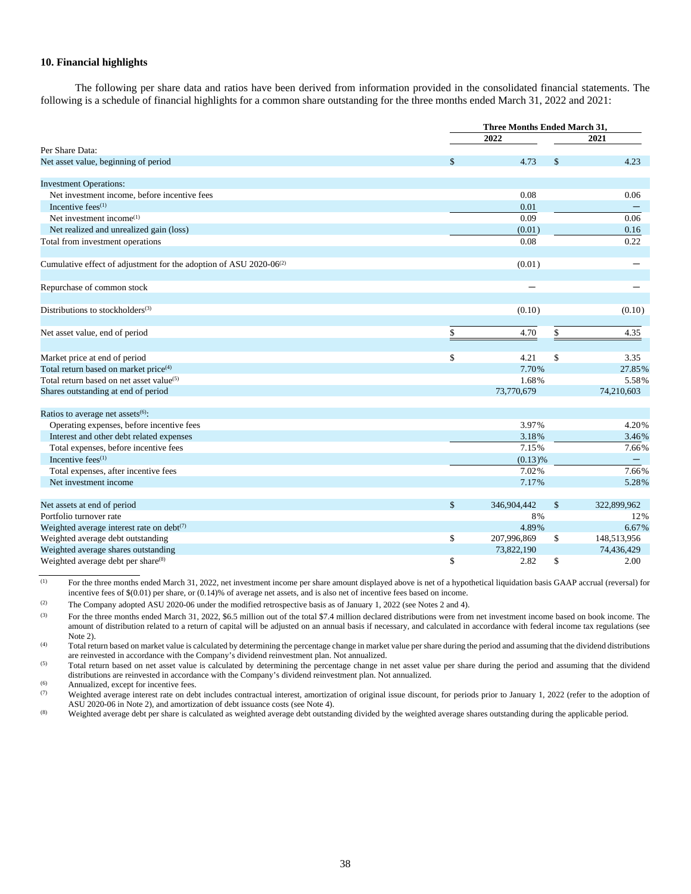## 10. Financial highlights

The following per share data and ratios have been derived from information provided in the consolidated financial statements. The following is a schedule of financial highlights for a common share outstanding for the three months ended March 31, 2022 and 2021:

| | Three Months Ended March 31, | |
|---|---|---|
| | 2022 | 2021 |
| Per Share Data: | | |
| Net asset value, beginning of period | $ 4.73 | $ 4.23 |
| Investment Operations: | | |
| Net investment income, before incentive fees | 0.08 | 0.06 |
| Incentive fees[(1)] | 0.01 | — |
| Net investment income[(1)] | 0.09 | 0.06 |
| Net realized and unrealized gain (loss) | (0.01) | 0.16 |
| Total from investment operations | 0.08 | 0.22 |
| Cumulative effect of adjustment for the adoption of ASU 2020-06[(2)] | (0.01) | — |
| Repurchase of common stock | — | — |
| Distributions to stockholders[(3)] | (0.10) | (0.10) |
| Net asset value, end of period | $ 4.70 | $ 4.35 |
| Market price at end of period | $ 4.21 | $ 3.35 |
| Total return based on market price[(4)] | 7.70% | 27.85% |
| Total return based on net asset value[(5)] | 1.68% | 5.58% |
| Shares outstanding at end of period | 73,770,679 | 74,210,603 |
| Ratios to average net assets[(6)]: | | |
| Operating expenses, before incentive fees | 3.97% | 4.20% |
| Interest and other debt related expenses | 3.18% | 3.46% |
| Total expenses, before incentive fees | 7.15% | 7.66% |
| Incentive fees[(1)] | (0.13)% | — |
| Total expenses, after incentive fees | 7.02% | 7.66% |
| Net investment income | 7.17% | 5.28% |
| Net assets at end of period | $ 346,904,442 | $ 322,899,962 |
| Portfolio turnover rate | 8% | 12% |
| Weighted average interest rate on debt[(7)] | 4.89% | 6.67% |
| Weighted average debt outstanding | $ 207,996,869 | $ 148,513,956 |
| Weighted average shares outstanding | 73,822,190 | 74,436,429 |
| Weighted average debt per share[(8)] | $ 2.82 | $ 2.00 |

(1) For the three months ended March 31, 2022, net investment income per share amount displayed above is net of a hypothetical liquidation basis GAAP accrual (reversal) for incentive fees of $(0.01) per share, or (0.14)% of average net assets, and is also net of incentive fees based on income.

(2) The Company adopted ASU 2020-06 under the modified retrospective basis as of January 1, 2022 (see Notes 2 and 4).

(3) For the three months ended March 31, 2022, $6.5 million out of the total $7.4 million declared distributions were from net investment income based on book income. The amount of distribution related to a return of capital will be adjusted on an annual basis if necessary, and calculated in accordance with federal income tax regulations (see Note 2).

(4) Total return based on market value is calculated by determining the percentage change in market value per share during the period and assuming that the dividend distributions are reinvested in accordance with the Company's dividend reinvestment plan. Not annualized.

(5) Total return based on net asset value is calculated by determining the percentage change in net asset value per share during the period and assuming that the dividend distributions are reinvested in accordance with the Company's dividend reinvestment plan. Not annualized.

(6) Annualized, except for incentive fees.

(7) Weighted average interest rate on debt includes contractual interest, amortization of original issue discount, for periods prior to January 1, 2022 (refer to the adoption of ASU 2020-06 in Note 2), and amortization of debt issuance costs (see Note 4).

(8) Weighted average debt per share is calculated as weighted average debt outstanding divided by the weighted average shares outstanding during the applicable period.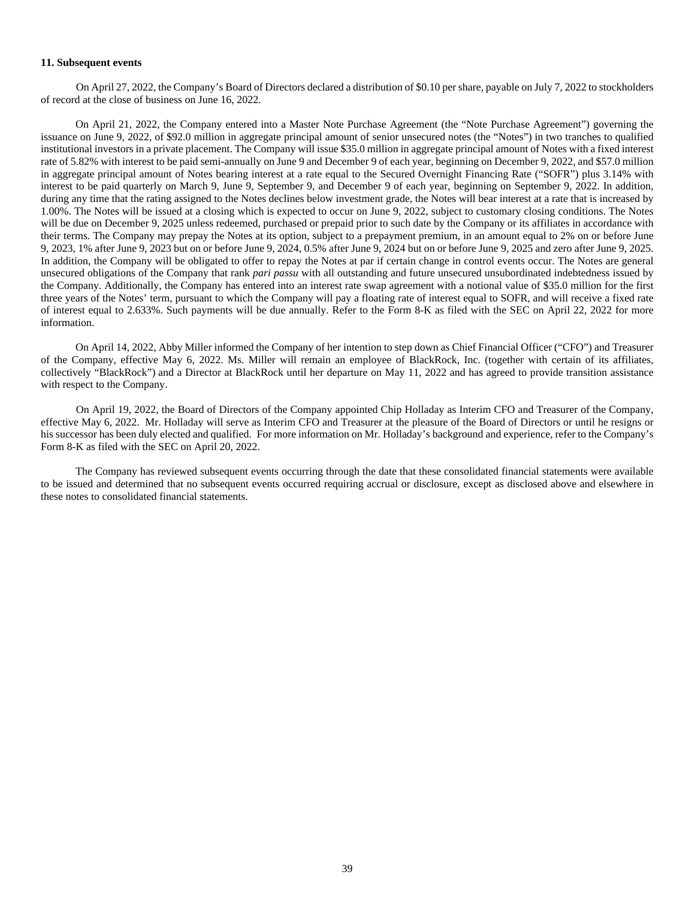**11. Subsequent events**

On April 27, 2022, the Company's Board of Directors declared a distribution of $0.10 per share, payable on July 7, 2022 to stockholders of record at the close of business on June 16, 2022.

On April 21, 2022, the Company entered into a Master Note Purchase Agreement (the "Note Purchase Agreement") governing the issuance on June 9, 2022, of $92.0 million in aggregate principal amount of senior unsecured notes (the "Notes") in two tranches to qualified institutional investors in a private placement. The Company will issue $35.0 million in aggregate principal amount of Notes with a fixed interest rate of 5.82% with interest to be paid semi-annually on June 9 and December 9 of each year, beginning on December 9, 2022, and $57.0 million in aggregate principal amount of Notes bearing interest at a rate equal to the Secured Overnight Financing Rate ("SOFR") plus 3.14% with interest to be paid quarterly on March 9, June 9, September 9, and December 9 of each year, beginning on September 9, 2022. In addition, during any time that the rating assigned to the Notes declines below investment grade, the Notes will bear interest at a rate that is increased by 1.00%. The Notes will be issued at a closing which is expected to occur on June 9, 2022, subject to customary closing conditions. The Notes will be due on December 9, 2025 unless redeemed, purchased or prepaid prior to such date by the Company or its affiliates in accordance with their terms. The Company may prepay the Notes at its option, subject to a prepayment premium, in an amount equal to 2% on or before June 9, 2023, 1% after June 9, 2023 but on or before June 9, 2024, 0.5% after June 9, 2024 but on or before June 9, 2025 and zero after June 9, 2025. In addition, the Company will be obligated to offer to repay the Notes at par if certain change in control events occur. The Notes are general unsecured obligations of the Company that rank *pari passu* with all outstanding and future unsecured unsubordinated indebtedness issued by the Company. Additionally, the Company has entered into an interest rate swap agreement with a notional value of $35.0 million for the first three years of the Notes' term, pursuant to which the Company will pay a floating rate of interest equal to SOFR, and will receive a fixed rate of interest equal to 2.633%. Such payments will be due annually. Refer to the Form 8-K as filed with the SEC on April 22, 2022 for more information.

On April 14, 2022, Abby Miller informed the Company of her intention to step down as Chief Financial Officer ("CFO") and Treasurer of the Company, effective May 6, 2022. Ms. Miller will remain an employee of BlackRock, Inc. (together with certain of its affiliates, collectively "BlackRock") and a Director at BlackRock until her departure on May 11, 2022 and has agreed to provide transition assistance with respect to the Company.

On April 19, 2022, the Board of Directors of the Company appointed Chip Holladay as Interim CFO and Treasurer of the Company, effective May 6, 2022. Mr. Holladay will serve as Interim CFO and Treasurer at the pleasure of the Board of Directors or until he resigns or his successor has been duly elected and qualified. For more information on Mr. Holladay's background and experience, refer to the Company's Form 8-K as filed with the SEC on April 20, 2022.

The Company has reviewed subsequent events occurring through the date that these consolidated financial statements were available to be issued and determined that no subsequent events occurred requiring accrual or disclosure, except as disclosed above and elsewhere in these notes to consolidated financial statements.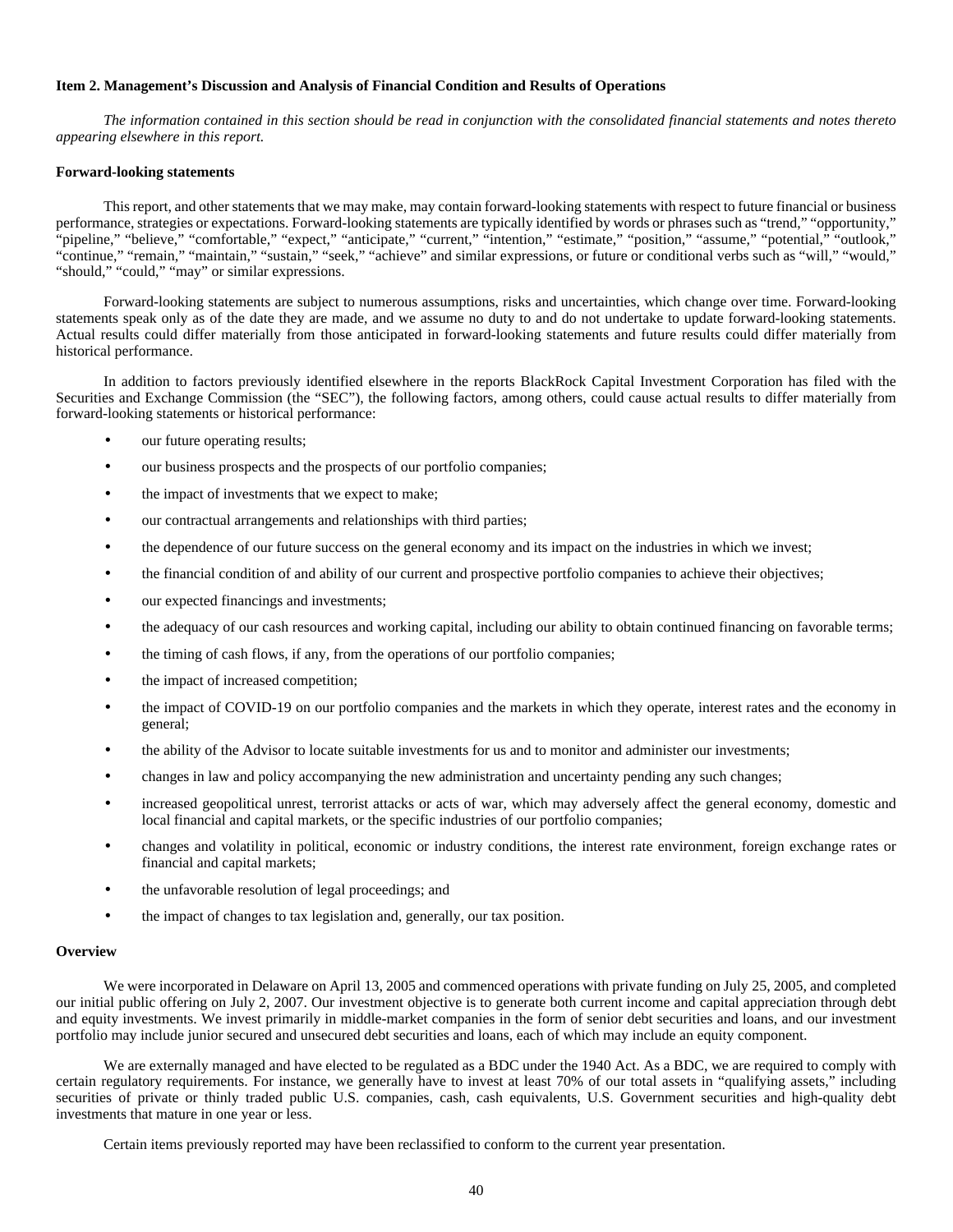**Item 2. Management's Discussion and Analysis of Financial Condition and Results of Operations**

*The information contained in this section should be read in conjunction with the consolidated financial statements and notes thereto appearing elsewhere in this report.*

**Forward-looking statements**

This report, and other statements that we may make, may contain forward-looking statements with respect to future financial or business performance, strategies or expectations. Forward-looking statements are typically identified by words or phrases such as "trend," "opportunity," "pipeline," "believe," "comfortable," "expect," "anticipate," "current," "intention," "estimate," "position," "assume," "potential," "outlook," "continue," "remain," "maintain," "sustain," "seek," "achieve" and similar expressions, or future or conditional verbs such as "will," "would," "should," "could," "may" or similar expressions.

Forward-looking statements are subject to numerous assumptions, risks and uncertainties, which change over time. Forward-looking statements speak only as of the date they are made, and we assume no duty to and do not undertake to update forward-looking statements. Actual results could differ materially from those anticipated in forward-looking statements and future results could differ materially from historical performance.

In addition to factors previously identified elsewhere in the reports BlackRock Capital Investment Corporation has filed with the Securities and Exchange Commission (the "SEC"), the following factors, among others, could cause actual results to differ materially from forward-looking statements or historical performance:

- our future operating results;
- our business prospects and the prospects of our portfolio companies;
- the impact of investments that we expect to make;
- our contractual arrangements and relationships with third parties;
- the dependence of our future success on the general economy and its impact on the industries in which we invest;
- the financial condition of and ability of our current and prospective portfolio companies to achieve their objectives;
- our expected financings and investments;
- the adequacy of our cash resources and working capital, including our ability to obtain continued financing on favorable terms;
- the timing of cash flows, if any, from the operations of our portfolio companies;
- the impact of increased competition;
- the impact of COVID-19 on our portfolio companies and the markets in which they operate, interest rates and the economy in general;
- the ability of the Advisor to locate suitable investments for us and to monitor and administer our investments;
- changes in law and policy accompanying the new administration and uncertainty pending any such changes;
- increased geopolitical unrest, terrorist attacks or acts of war, which may adversely affect the general economy, domestic and local financial and capital markets, or the specific industries of our portfolio companies;
- changes and volatility in political, economic or industry conditions, the interest rate environment, foreign exchange rates or financial and capital markets;
- the unfavorable resolution of legal proceedings; and
- the impact of changes to tax legislation and, generally, our tax position.

**Overview**

We were incorporated in Delaware on April 13, 2005 and commenced operations with private funding on July 25, 2005, and completed our initial public offering on July 2, 2007. Our investment objective is to generate both current income and capital appreciation through debt and equity investments. We invest primarily in middle-market companies in the form of senior debt securities and loans, and our investment portfolio may include junior secured and unsecured debt securities and loans, each of which may include an equity component.

We are externally managed and have elected to be regulated as a BDC under the 1940 Act. As a BDC, we are required to comply with certain regulatory requirements. For instance, we generally have to invest at least 70% of our total assets in "qualifying assets," including securities of private or thinly traded public U.S. companies, cash, cash equivalents, U.S. Government securities and high-quality debt investments that mature in one year or less.

Certain items previously reported may have been reclassified to conform to the current year presentation.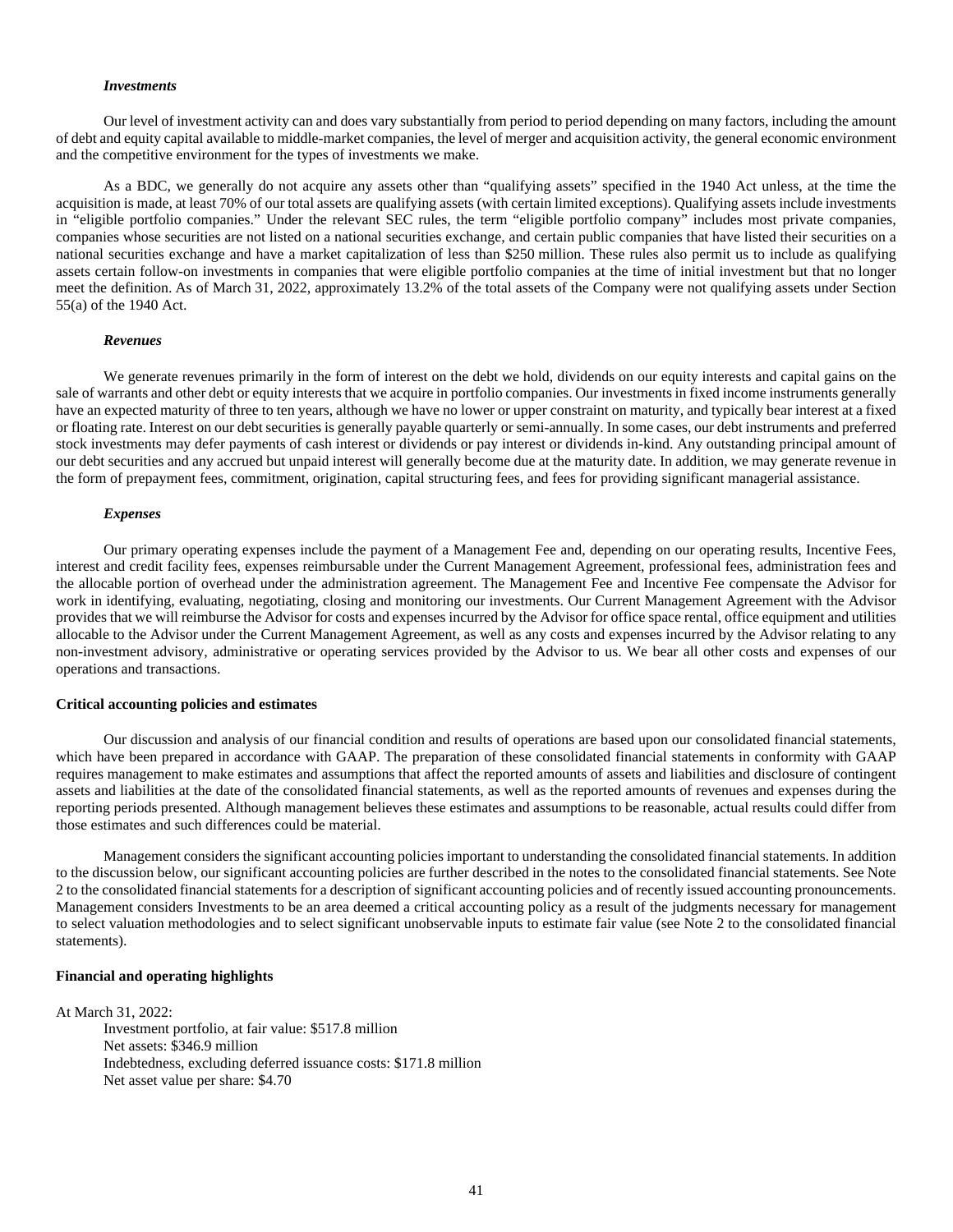*Investments*

Our level of investment activity can and does vary substantially from period to period depending on many factors, including the amount of debt and equity capital available to middle-market companies, the level of merger and acquisition activity, the general economic environment and the competitive environment for the types of investments we make.

As a BDC, we generally do not acquire any assets other than "qualifying assets" specified in the 1940 Act unless, at the time the acquisition is made, at least 70% of our total assets are qualifying assets (with certain limited exceptions). Qualifying assets include investments in "eligible portfolio companies." Under the relevant SEC rules, the term "eligible portfolio company" includes most private companies, companies whose securities are not listed on a national securities exchange, and certain public companies that have listed their securities on a national securities exchange and have a market capitalization of less than $250 million. These rules also permit us to include as qualifying assets certain follow-on investments in companies that were eligible portfolio companies at the time of initial investment but that no longer meet the definition. As of March 31, 2022, approximately 13.2% of the total assets of the Company were not qualifying assets under Section 55(a) of the 1940 Act.

*Revenues*

We generate revenues primarily in the form of interest on the debt we hold, dividends on our equity interests and capital gains on the sale of warrants and other debt or equity interests that we acquire in portfolio companies. Our investments in fixed income instruments generally have an expected maturity of three to ten years, although we have no lower or upper constraint on maturity, and typically bear interest at a fixed or floating rate. Interest on our debt securities is generally payable quarterly or semi-annually. In some cases, our debt instruments and preferred stock investments may defer payments of cash interest or dividends or pay interest or dividends in-kind. Any outstanding principal amount of our debt securities and any accrued but unpaid interest will generally become due at the maturity date. In addition, we may generate revenue in the form of prepayment fees, commitment, origination, capital structuring fees, and fees for providing significant managerial assistance.

*Expenses*

Our primary operating expenses include the payment of a Management Fee and, depending on our operating results, Incentive Fees, interest and credit facility fees, expenses reimbursable under the Current Management Agreement, professional fees, administration fees and the allocable portion of overhead under the administration agreement. The Management Fee and Incentive Fee compensate the Advisor for work in identifying, evaluating, negotiating, closing and monitoring our investments. Our Current Management Agreement with the Advisor provides that we will reimburse the Advisor for costs and expenses incurred by the Advisor for office space rental, office equipment and utilities allocable to the Advisor under the Current Management Agreement, as well as any costs and expenses incurred by the Advisor relating to any non-investment advisory, administrative or operating services provided by the Advisor to us. We bear all other costs and expenses of our operations and transactions.

**Critical accounting policies and estimates**

Our discussion and analysis of our financial condition and results of operations are based upon our consolidated financial statements, which have been prepared in accordance with GAAP. The preparation of these consolidated financial statements in conformity with GAAP requires management to make estimates and assumptions that affect the reported amounts of assets and liabilities and disclosure of contingent assets and liabilities at the date of the consolidated financial statements, as well as the reported amounts of revenues and expenses during the reporting periods presented. Although management believes these estimates and assumptions to be reasonable, actual results could differ from those estimates and such differences could be material.

Management considers the significant accounting policies important to understanding the consolidated financial statements. In addition to the discussion below, our significant accounting policies are further described in the notes to the consolidated financial statements. See Note 2 to the consolidated financial statements for a description of significant accounting policies and of recently issued accounting pronouncements. Management considers Investments to be an area deemed a critical accounting policy as a result of the judgments necessary for management to select valuation methodologies and to select significant unobservable inputs to estimate fair value (see Note 2 to the consolidated financial statements).

**Financial and operating highlights**

At March 31, 2022:

Investment portfolio, at fair value: $517.8 million
Net assets: $346.9 million
Indebtedness, excluding deferred issuance costs: $171.8 million
Net asset value per share: $4.70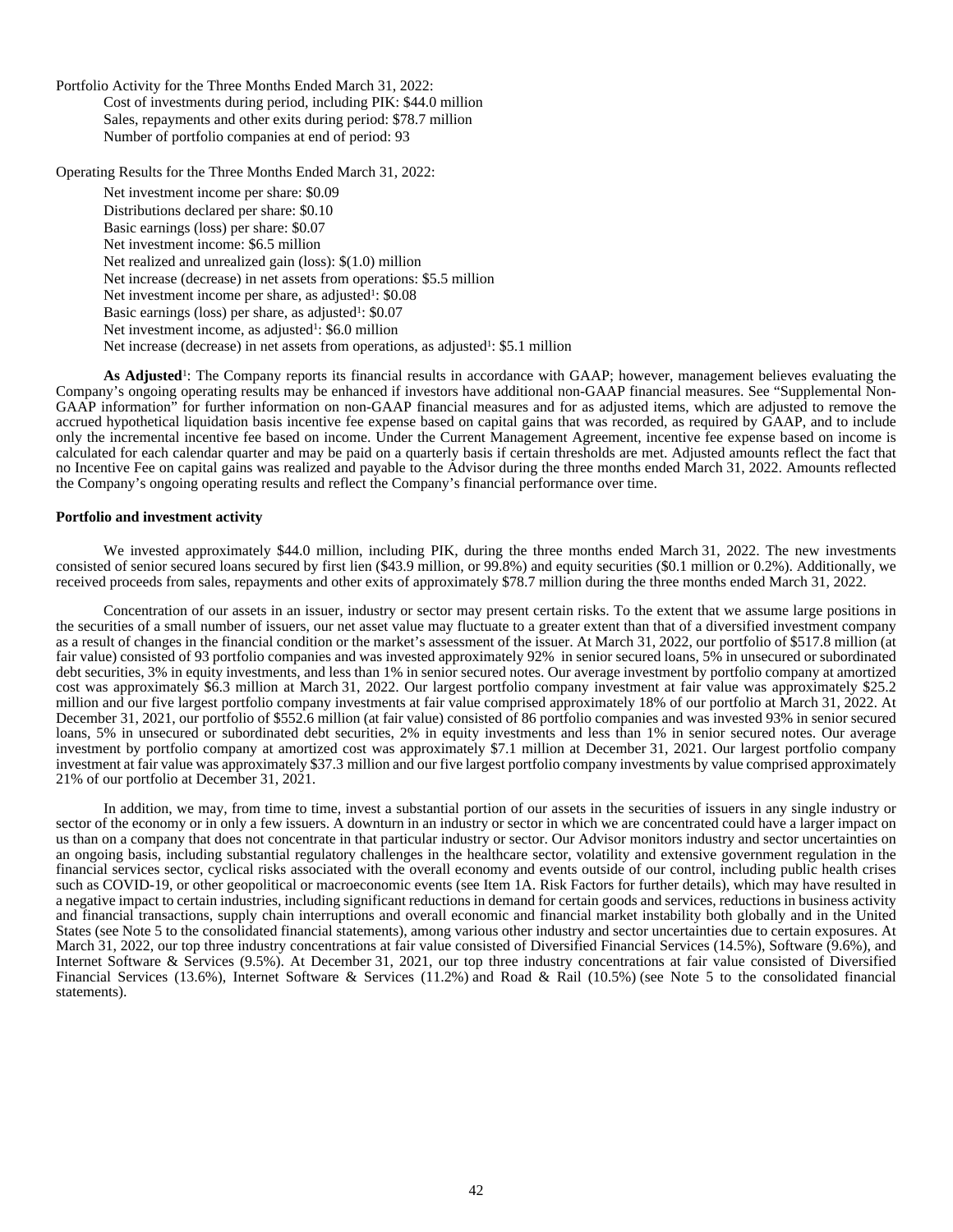Portfolio Activity for the Three Months Ended March 31, 2022:

Cost of investments during period, including PIK: $44.0 million
Sales, repayments and other exits during period: $78.7 million
Number of portfolio companies at end of period: 93

Operating Results for the Three Months Ended March 31, 2022:

Net investment income per share: $0.09
Distributions declared per share: $0.10
Basic earnings (loss) per share: $0.07
Net investment income: $6.5 million
Net realized and unrealized gain (loss): $(1.0) million
Net increase (decrease) in net assets from operations: $5.5 million
Net investment income per share, as adjusted[1]: $0.08
Basic earnings (loss) per share, as adjusted[1]: $0.07
Net investment income, as adjusted[1]: $6.0 million
Net increase (decrease) in net assets from operations, as adjusted[1]: $5.1 million

**As Adjusted**[1]: The Company reports its financial results in accordance with GAAP; however, management believes evaluating the Company's ongoing operating results may be enhanced if investors have additional non-GAAP financial measures. See "Supplemental Non-GAAP information" for further information on non-GAAP financial measures and for as adjusted items, which are adjusted to remove the accrued hypothetical liquidation basis incentive fee expense based on capital gains that was recorded, as required by GAAP, and to include only the incremental incentive fee based on income. Under the Current Management Agreement, incentive fee expense based on income is calculated for each calendar quarter and may be paid on a quarterly basis if certain thresholds are met. Adjusted amounts reflect the fact that no Incentive Fee on capital gains was realized and payable to the Advisor during the three months ended March 31, 2022. Amounts reflected the Company's ongoing operating results and reflect the Company's financial performance over time.

**Portfolio and investment activity**

We invested approximately $44.0 million, including PIK, during the three months ended March 31, 2022. The new investments consisted of senior secured loans secured by first lien ($43.9 million, or 99.8%) and equity securities ($0.1 million or 0.2%). Additionally, we received proceeds from sales, repayments and other exits of approximately $78.7 million during the three months ended March 31, 2022.

Concentration of our assets in an issuer, industry or sector may present certain risks. To the extent that we assume large positions in the securities of a small number of issuers, our net asset value may fluctuate to a greater extent than that of a diversified investment company as a result of changes in the financial condition or the market's assessment of the issuer. At March 31, 2022, our portfolio of $517.8 million (at fair value) consisted of 93 portfolio companies and was invested approximately 92% in senior secured loans, 5% in unsecured or subordinated debt securities, 3% in equity investments, and less than 1% in senior secured notes. Our average investment by portfolio company at amortized cost was approximately $6.3 million at March 31, 2022. Our largest portfolio company investment at fair value was approximately $25.2 million and our five largest portfolio company investments at fair value comprised approximately 18% of our portfolio at March 31, 2022. At December 31, 2021, our portfolio of $552.6 million (at fair value) consisted of 86 portfolio companies and was invested 93% in senior secured loans, 5% in unsecured or subordinated debt securities, 2% in equity investments and less than 1% in senior secured notes. Our average investment by portfolio company at amortized cost was approximately $7.1 million at December 31, 2021. Our largest portfolio company investment at fair value was approximately $37.3 million and our five largest portfolio company investments by value comprised approximately 21% of our portfolio at December 31, 2021.

In addition, we may, from time to time, invest a substantial portion of our assets in the securities of issuers in any single industry or sector of the economy or in only a few issuers. A downturn in an industry or sector in which we are concentrated could have a larger impact on us than on a company that does not concentrate in that particular industry or sector. Our Advisor monitors industry and sector uncertainties on an ongoing basis, including substantial regulatory challenges in the healthcare sector, volatility and extensive government regulation in the financial services sector, cyclical risks associated with the overall economy and events outside of our control, including public health crises such as COVID-19, or other geopolitical or macroeconomic events (see Item 1A. Risk Factors for further details), which may have resulted in a negative impact to certain industries, including significant reductions in demand for certain goods and services, reductions in business activity and financial transactions, supply chain interruptions and overall economic and financial market instability both globally and in the United States (see Note 5 to the consolidated financial statements), among various other industry and sector uncertainties due to certain exposures. At March 31, 2022, our top three industry concentrations at fair value consisted of Diversified Financial Services (14.5%), Software (9.6%), and Internet Software & Services (9.5%). At December 31, 2021, our top three industry concentrations at fair value consisted of Diversified Financial Services (13.6%), Internet Software & Services (11.2%) and Road & Rail (10.5%) (see Note 5 to the consolidated financial statements).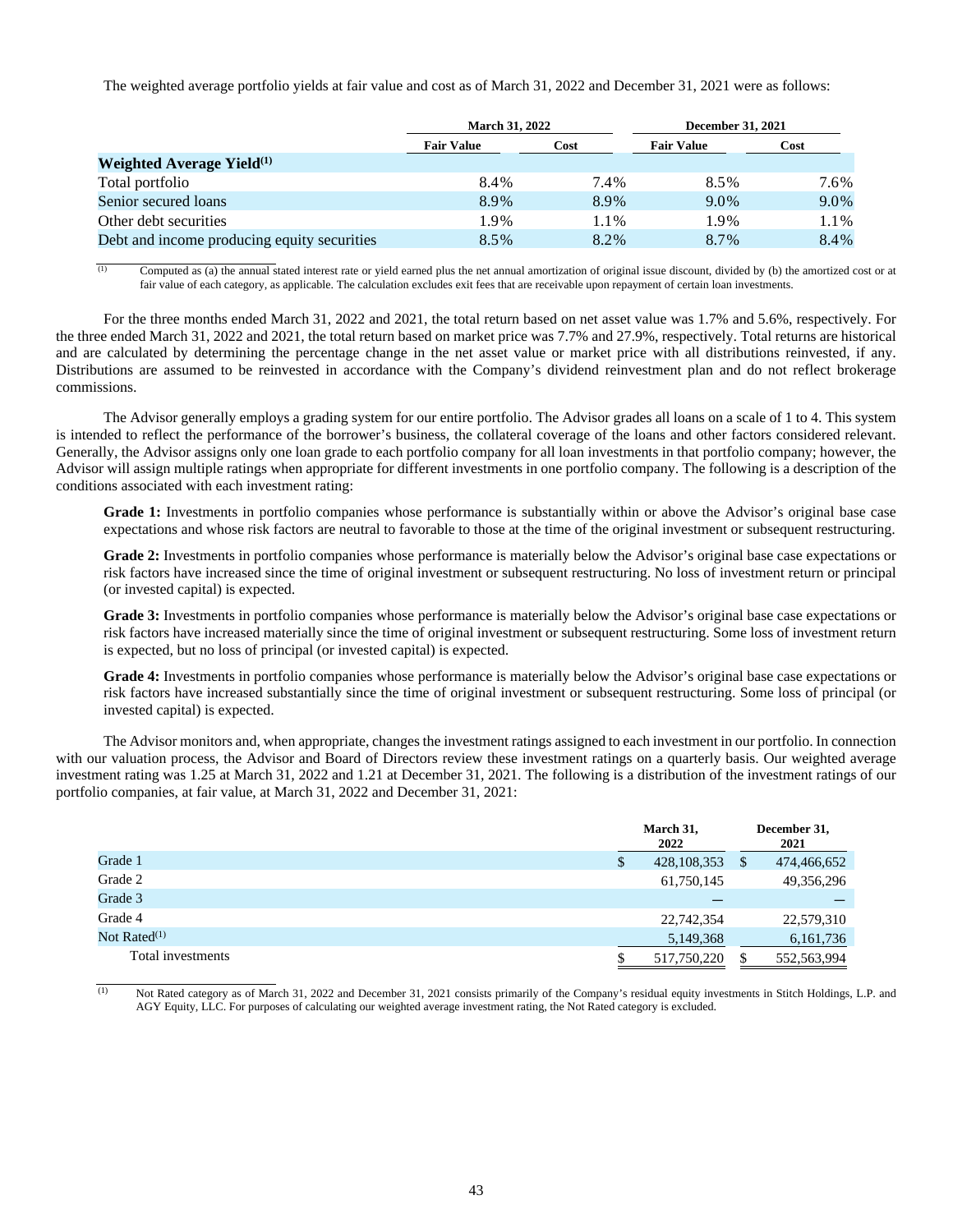The weighted average portfolio yields at fair value and cost as of March 31, 2022 and December 31, 2021 were as follows:

| | March 31, 2022 | | December 31, 2021 | |
|---|---|---|---|---|
| | Fair Value | Cost | Fair Value | Cost |
| **Weighted Average Yield[(1)]** | | | | |
| Total portfolio | 8.4% | 7.4% | 8.5% | 7.6% |
| Senior secured loans | 8.9% | 8.9% | 9.0% | 9.0% |
| Other debt securities | 1.9% | 1.1% | 1.9% | 1.1% |
| Debt and income producing equity securities | 8.5% | 8.2% | 8.7% | 8.4% |

(1) Computed as (a) the annual stated interest rate or yield earned plus the net annual amortization of original issue discount, divided by (b) the amortized cost or at fair value of each category, as applicable. The calculation excludes exit fees that are receivable upon repayment of certain loan investments.

For the three months ended March 31, 2022 and 2021, the total return based on net asset value was 1.7% and 5.6%, respectively. For the three ended March 31, 2022 and 2021, the total return based on market price was 7.7% and 27.9%, respectively. Total returns are historical and are calculated by determining the percentage change in the net asset value or market price with all distributions reinvested, if any. Distributions are assumed to be reinvested in accordance with the Company's dividend reinvestment plan and do not reflect brokerage commissions.

The Advisor generally employs a grading system for our entire portfolio. The Advisor grades all loans on a scale of 1 to 4. This system is intended to reflect the performance of the borrower's business, the collateral coverage of the loans and other factors considered relevant. Generally, the Advisor assigns only one loan grade to each portfolio company for all loan investments in that portfolio company; however, the Advisor will assign multiple ratings when appropriate for different investments in one portfolio company. The following is a description of the conditions associated with each investment rating:

**Grade 1:** Investments in portfolio companies whose performance is substantially within or above the Advisor's original base case expectations and whose risk factors are neutral to favorable to those at the time of the original investment or subsequent restructuring.

**Grade 2:** Investments in portfolio companies whose performance is materially below the Advisor's original base case expectations or risk factors have increased since the time of original investment or subsequent restructuring. No loss of investment return or principal (or invested capital) is expected.

**Grade 3:** Investments in portfolio companies whose performance is materially below the Advisor's original base case expectations or risk factors have increased materially since the time of original investment or subsequent restructuring. Some loss of investment return is expected, but no loss of principal (or invested capital) is expected.

**Grade 4:** Investments in portfolio companies whose performance is materially below the Advisor's original base case expectations or risk factors have increased substantially since the time of original investment or subsequent restructuring. Some loss of principal (or invested capital) is expected.

The Advisor monitors and, when appropriate, changes the investment ratings assigned to each investment in our portfolio. In connection with our valuation process, the Advisor and Board of Directors review these investment ratings on a quarterly basis. Our weighted average investment rating was 1.25 at March 31, 2022 and 1.21 at December 31, 2021. The following is a distribution of the investment ratings of our portfolio companies, at fair value, at March 31, 2022 and December 31, 2021:

| | March 31, 2022 | December 31, 2021 |
|---|---|---|
| Grade 1 | $ 428,108,353 | $ 474,466,652 |
| Grade 2 | 61,750,145 | 49,356,296 |
| Grade 3 | — | — |
| Grade 4 | 22,742,354 | 22,579,310 |
| Not Rated[(1)] | 5,149,368 | 6,161,736 |
| Total investments | $ 517,750,220 | $ 552,563,994 |

(1) Not Rated category as of March 31, 2022 and December 31, 2021 consists primarily of the Company's residual equity investments in Stitch Holdings, L.P. and AGY Equity, LLC. For purposes of calculating our weighted average investment rating, the Not Rated category is excluded.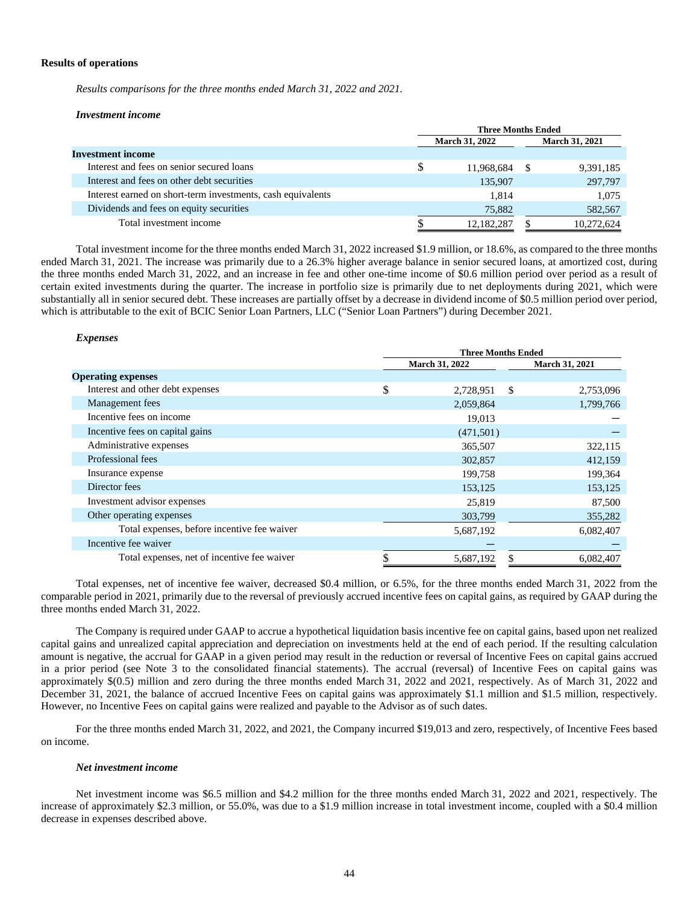### Results of operations

*Results comparisons for the three months ended March 31, 2022 and 2021.*

***Investment income***

| | Three Months Ended | |
|---|---|---|
| | March 31, 2022 | March 31, 2021 |
| **Investment income** | | |
| Interest and fees on senior secured loans | $ 11,968,684 | $ 9,391,185 |
| Interest and fees on other debt securities | 135,907 | 297,797 |
| Interest earned on short-term investments, cash equivalents | 1,814 | 1,075 |
| Dividends and fees on equity securities | 75,882 | 582,567 |
| Total investment income | $ 12,182,287 | $ 10,272,624 |

Total investment income for the three months ended March 31, 2022 increased $1.9 million, or 18.6%, as compared to the three months ended March 31, 2021. The increase was primarily due to a 26.3% higher average balance in senior secured loans, at amortized cost, during the three months ended March 31, 2022, and an increase in fee and other one-time income of $0.6 million period over period as a result of certain exited investments during the quarter. The increase in portfolio size is primarily due to net deployments during 2021, which were substantially all in senior secured debt. These increases are partially offset by a decrease in dividend income of $0.5 million period over period, which is attributable to the exit of BCIC Senior Loan Partners, LLC ("Senior Loan Partners") during December 2021.

***Expenses***

| | Three Months Ended | |
|---|---|---|
| | March 31, 2022 | March 31, 2021 |
| **Operating expenses** | | |
| Interest and other debt expenses | $ 2,728,951 | $ 2,753,096 |
| Management fees | 2,059,864 | 1,799,766 |
| Incentive fees on income | 19,013 | — |
| Incentive fees on capital gains | (471,501) | — |
| Administrative expenses | 365,507 | 322,115 |
| Professional fees | 302,857 | 412,159 |
| Insurance expense | 199,758 | 199,364 |
| Director fees | 153,125 | 153,125 |
| Investment advisor expenses | 25,819 | 87,500 |
| Other operating expenses | 303,799 | 355,282 |
| Total expenses, before incentive fee waiver | 5,687,192 | 6,082,407 |
| Incentive fee waiver | — | — |
| Total expenses, net of incentive fee waiver | $ 5,687,192 | $ 6,082,407 |

Total expenses, net of incentive fee waiver, decreased $0.4 million, or 6.5%, for the three months ended March 31, 2022 from the comparable period in 2021, primarily due to the reversal of previously accrued incentive fees on capital gains, as required by GAAP during the three months ended March 31, 2022.

The Company is required under GAAP to accrue a hypothetical liquidation basis incentive fee on capital gains, based upon net realized capital gains and unrealized capital appreciation and depreciation on investments held at the end of each period. If the resulting calculation amount is negative, the accrual for GAAP in a given period may result in the reduction or reversal of Incentive Fees on capital gains accrued in a prior period (see Note 3 to the consolidated financial statements). The accrual (reversal) of Incentive Fees on capital gains was approximately $(0.5) million and zero during the three months ended March 31, 2022 and 2021, respectively. As of March 31, 2022 and December 31, 2021, the balance of accrued Incentive Fees on capital gains was approximately $1.1 million and $1.5 million, respectively. However, no Incentive Fees on capital gains were realized and payable to the Advisor as of such dates.

For the three months ended March 31, 2022, and 2021, the Company incurred $19,013 and zero, respectively, of Incentive Fees based on income.

***Net investment income***

Net investment income was $6.5 million and $4.2 million for the three months ended March 31, 2022 and 2021, respectively. The increase of approximately $2.3 million, or 55.0%, was due to a $1.9 million increase in total investment income, coupled with a $0.4 million decrease in expenses described above.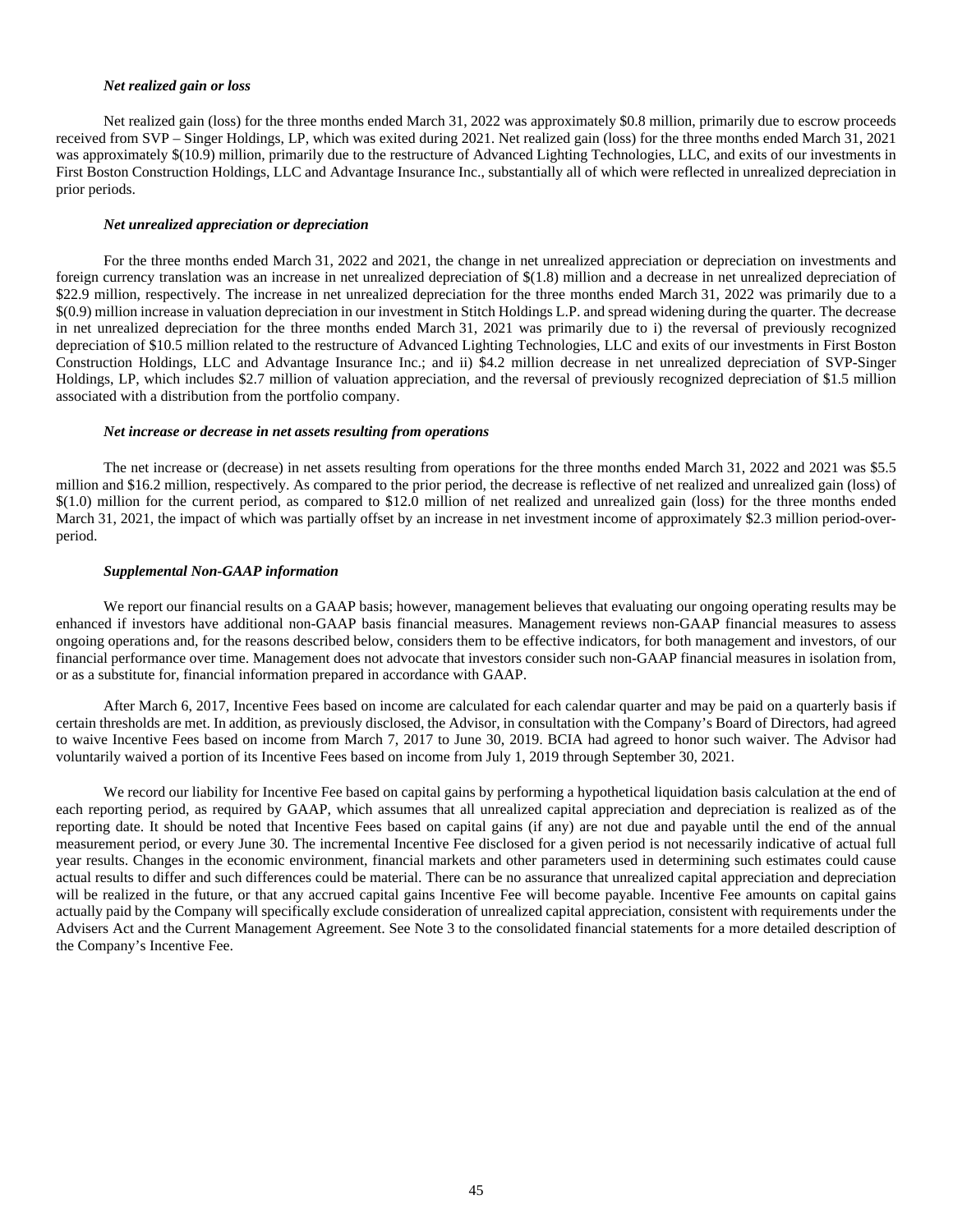***Net realized gain or loss***

Net realized gain (loss) for the three months ended March 31, 2022 was approximately $0.8 million, primarily due to escrow proceeds received from SVP – Singer Holdings, LP, which was exited during 2021. Net realized gain (loss) for the three months ended March 31, 2021 was approximately $(10.9) million, primarily due to the restructure of Advanced Lighting Technologies, LLC, and exits of our investments in First Boston Construction Holdings, LLC and Advantage Insurance Inc., substantially all of which were reflected in unrealized depreciation in prior periods.

***Net unrealized appreciation or depreciation***

For the three months ended March 31, 2022 and 2021, the change in net unrealized appreciation or depreciation on investments and foreign currency translation was an increase in net unrealized depreciation of $(1.8) million and a decrease in net unrealized depreciation of $22.9 million, respectively. The increase in net unrealized depreciation for the three months ended March 31, 2022 was primarily due to a $(0.9) million increase in valuation depreciation in our investment in Stitch Holdings L.P. and spread widening during the quarter. The decrease in net unrealized depreciation for the three months ended March 31, 2021 was primarily due to i) the reversal of previously recognized depreciation of $10.5 million related to the restructure of Advanced Lighting Technologies, LLC and exits of our investments in First Boston Construction Holdings, LLC and Advantage Insurance Inc.; and ii) $4.2 million decrease in net unrealized depreciation of SVP-Singer Holdings, LP, which includes $2.7 million of valuation appreciation, and the reversal of previously recognized depreciation of $1.5 million associated with a distribution from the portfolio company.

***Net increase or decrease in net assets resulting from operations***

The net increase or (decrease) in net assets resulting from operations for the three months ended March 31, 2022 and 2021 was $5.5 million and $16.2 million, respectively. As compared to the prior period, the decrease is reflective of net realized and unrealized gain (loss) of $(1.0) million for the current period, as compared to $12.0 million of net realized and unrealized gain (loss) for the three months ended March 31, 2021, the impact of which was partially offset by an increase in net investment income of approximately $2.3 million period-over-period.

***Supplemental Non-GAAP information***

We report our financial results on a GAAP basis; however, management believes that evaluating our ongoing operating results may be enhanced if investors have additional non-GAAP basis financial measures. Management reviews non-GAAP financial measures to assess ongoing operations and, for the reasons described below, considers them to be effective indicators, for both management and investors, of our financial performance over time. Management does not advocate that investors consider such non-GAAP financial measures in isolation from, or as a substitute for, financial information prepared in accordance with GAAP.

After March 6, 2017, Incentive Fees based on income are calculated for each calendar quarter and may be paid on a quarterly basis if certain thresholds are met. In addition, as previously disclosed, the Advisor, in consultation with the Company's Board of Directors, had agreed to waive Incentive Fees based on income from March 7, 2017 to June 30, 2019. BCIA had agreed to honor such waiver. The Advisor had voluntarily waived a portion of its Incentive Fees based on income from July 1, 2019 through September 30, 2021.

We record our liability for Incentive Fee based on capital gains by performing a hypothetical liquidation basis calculation at the end of each reporting period, as required by GAAP, which assumes that all unrealized capital appreciation and depreciation is realized as of the reporting date. It should be noted that Incentive Fees based on capital gains (if any) are not due and payable until the end of the annual measurement period, or every June 30. The incremental Incentive Fee disclosed for a given period is not necessarily indicative of actual full year results. Changes in the economic environment, financial markets and other parameters used in determining such estimates could cause actual results to differ and such differences could be material. There can be no assurance that unrealized capital appreciation and depreciation will be realized in the future, or that any accrued capital gains Incentive Fee will become payable. Incentive Fee amounts on capital gains actually paid by the Company will specifically exclude consideration of unrealized capital appreciation, consistent with requirements under the Advisers Act and the Current Management Agreement. See Note 3 to the consolidated financial statements for a more detailed description of the Company's Incentive Fee.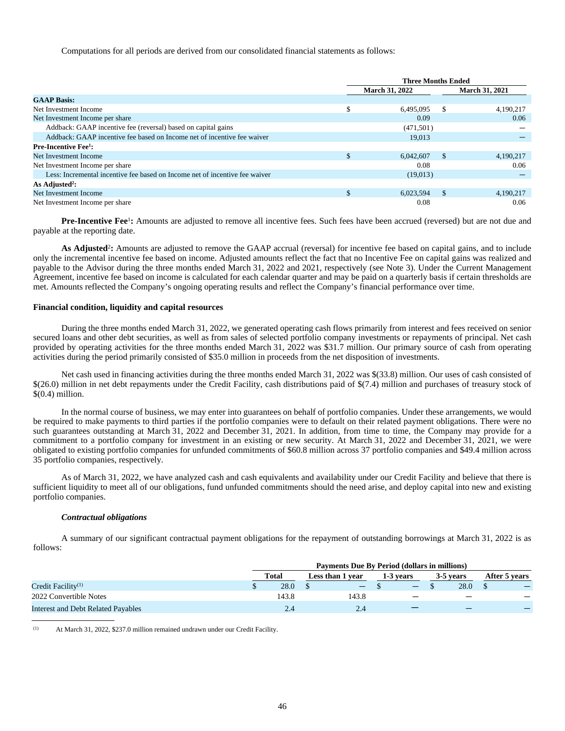Computations for all periods are derived from our consolidated financial statements as follows:

| | Three Months Ended | |
|---|---|---|
| | March 31, 2022 | March 31, 2021 |
| **GAAP Basis:** | | |
| Net Investment Income | $ 6,495,095 | $ 4,190,217 |
| Net Investment Income per share | 0.09 | 0.06 |
| Addback: GAAP incentive fee (reversal) based on capital gains | (471,501) | — |
| Addback: GAAP incentive fee based on Income net of incentive fee waiver | 19,013 | — |
| **Pre-Incentive Fee[1]:** | | |
| Net Investment Income | $ 6,042,607 | $ 4,190,217 |
| Net Investment Income per share | 0.08 | 0.06 |
| Less: Incremental incentive fee based on Income net of incentive fee waiver | (19,013) | — |
| **As Adjusted[2]:** | | |
| Net Investment Income | $ 6,023,594 | $ 4,190,217 |
| Net Investment Income per share | 0.08 | 0.06 |

**Pre-Incentive Fee**[1]**:** Amounts are adjusted to remove all incentive fees. Such fees have been accrued (reversed) but are not due and payable at the reporting date.

**As Adjusted**[2]**:** Amounts are adjusted to remove the GAAP accrual (reversal) for incentive fee based on capital gains, and to include only the incremental incentive fee based on income. Adjusted amounts reflect the fact that no Incentive Fee on capital gains was realized and payable to the Advisor during the three months ended March 31, 2022 and 2021, respectively (see Note 3). Under the Current Management Agreement, incentive fee based on income is calculated for each calendar quarter and may be paid on a quarterly basis if certain thresholds are met. Amounts reflected the Company's ongoing operating results and reflect the Company's financial performance over time.

**Financial condition, liquidity and capital resources**

During the three months ended March 31, 2022, we generated operating cash flows primarily from interest and fees received on senior secured loans and other debt securities, as well as from sales of selected portfolio company investments or repayments of principal. Net cash provided by operating activities for the three months ended March 31, 2022 was $31.7 million. Our primary source of cash from operating activities during the period primarily consisted of $35.0 million in proceeds from the net disposition of investments.

Net cash used in financing activities during the three months ended March 31, 2022 was $(33.8) million. Our uses of cash consisted of $(26.0) million in net debt repayments under the Credit Facility, cash distributions paid of $(7.4) million and purchases of treasury stock of $(0.4) million.

In the normal course of business, we may enter into guarantees on behalf of portfolio companies. Under these arrangements, we would be required to make payments to third parties if the portfolio companies were to default on their related payment obligations. There were no such guarantees outstanding at March 31, 2022 and December 31, 2021. In addition, from time to time, the Company may provide for a commitment to a portfolio company for investment in an existing or new security. At March 31, 2022 and December 31, 2021, we were obligated to existing portfolio companies for unfunded commitments of $60.8 million across 37 portfolio companies and $49.4 million across 35 portfolio companies, respectively.

As of March 31, 2022, we have analyzed cash and cash equivalents and availability under our Credit Facility and believe that there is sufficient liquidity to meet all of our obligations, fund unfunded commitments should the need arise, and deploy capital into new and existing portfolio companies.

***Contractual obligations***

A summary of our significant contractual payment obligations for the repayment of outstanding borrowings at March 31, 2022 is as follows:

| | Payments Due By Period (dollars in millions) | | | | |
|---|---|---|---|---|---|
| | Total | Less than 1 year | 1-3 years | 3-5 years | After 5 years |
| Credit Facility[(1)] | $ 28.0 | $ — | $ — | $ 28.0 | $ — |
| 2022 Convertible Notes | 143.8 | 143.8 | — | — | — |
| Interest and Debt Related Payables | 2.4 | 2.4 | — | — | — |

(1) At March 31, 2022, $237.0 million remained undrawn under our Credit Facility.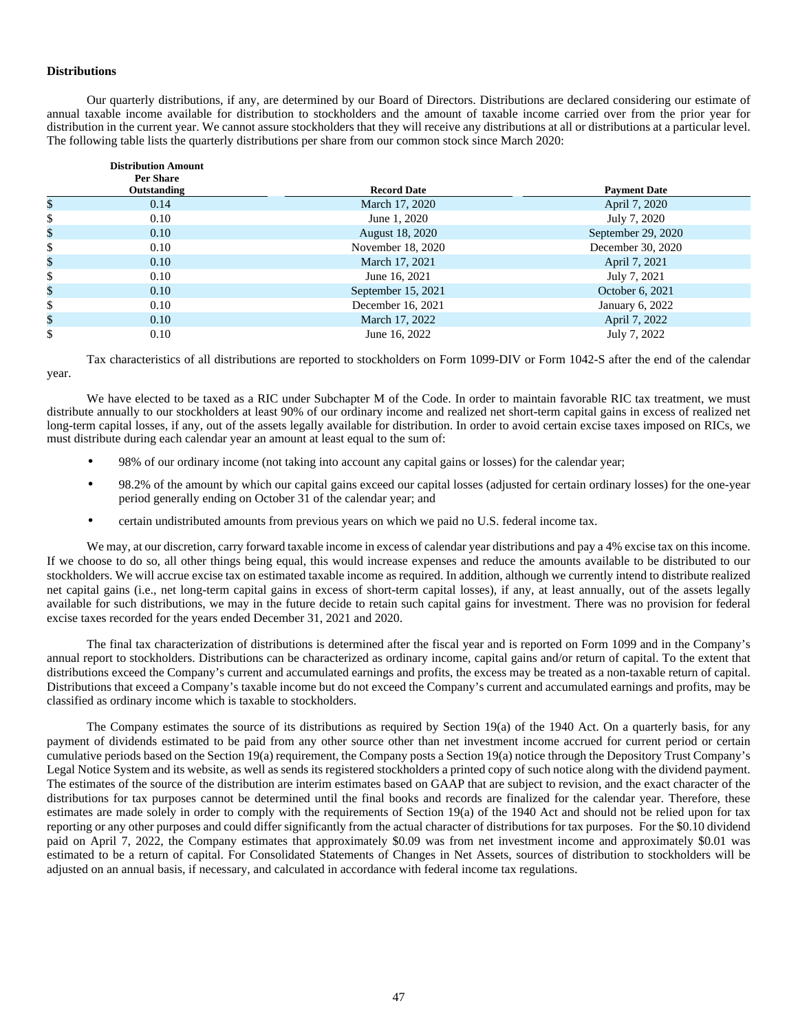**Distributions**

Our quarterly distributions, if any, are determined by our Board of Directors. Distributions are declared considering our estimate of annual taxable income available for distribution to stockholders and the amount of taxable income carried over from the prior year for distribution in the current year. We cannot assure stockholders that they will receive any distributions at all or distributions at a particular level. The following table lists the quarterly distributions per share from our common stock since March 2020:

| Distribution Amount Per Share Outstanding | Record Date | Payment Date |
|---|---|---|
| $ 0.14 | March 17, 2020 | April 7, 2020 |
| $ 0.10 | June 1, 2020 | July 7, 2020 |
| $ 0.10 | August 18, 2020 | September 29, 2020 |
| $ 0.10 | November 18, 2020 | December 30, 2020 |
| $ 0.10 | March 17, 2021 | April 7, 2021 |
| $ 0.10 | June 16, 2021 | July 7, 2021 |
| $ 0.10 | September 15, 2021 | October 6, 2021 |
| $ 0.10 | December 16, 2021 | January 6, 2022 |
| $ 0.10 | March 17, 2022 | April 7, 2022 |
| $ 0.10 | June 16, 2022 | July 7, 2022 |

Tax characteristics of all distributions are reported to stockholders on Form 1099-DIV or Form 1042-S after the end of the calendar year.

We have elected to be taxed as a RIC under Subchapter M of the Code. In order to maintain favorable RIC tax treatment, we must distribute annually to our stockholders at least 90% of our ordinary income and realized net short-term capital gains in excess of realized net long-term capital losses, if any, out of the assets legally available for distribution. In order to avoid certain excise taxes imposed on RICs, we must distribute during each calendar year an amount at least equal to the sum of:

- 98% of our ordinary income (not taking into account any capital gains or losses) for the calendar year;
- 98.2% of the amount by which our capital gains exceed our capital losses (adjusted for certain ordinary losses) for the one-year period generally ending on October 31 of the calendar year; and
- certain undistributed amounts from previous years on which we paid no U.S. federal income tax.

We may, at our discretion, carry forward taxable income in excess of calendar year distributions and pay a 4% excise tax on this income. If we choose to do so, all other things being equal, this would increase expenses and reduce the amounts available to be distributed to our stockholders. We will accrue excise tax on estimated taxable income as required. In addition, although we currently intend to distribute realized net capital gains (i.e., net long-term capital gains in excess of short-term capital losses), if any, at least annually, out of the assets legally available for such distributions, we may in the future decide to retain such capital gains for investment. There was no provision for federal excise taxes recorded for the years ended December 31, 2021 and 2020.

The final tax characterization of distributions is determined after the fiscal year and is reported on Form 1099 and in the Company's annual report to stockholders. Distributions can be characterized as ordinary income, capital gains and/or return of capital. To the extent that distributions exceed the Company's current and accumulated earnings and profits, the excess may be treated as a non-taxable return of capital. Distributions that exceed a Company's taxable income but do not exceed the Company's current and accumulated earnings and profits, may be classified as ordinary income which is taxable to stockholders.

The Company estimates the source of its distributions as required by Section 19(a) of the 1940 Act. On a quarterly basis, for any payment of dividends estimated to be paid from any other source other than net investment income accrued for current period or certain cumulative periods based on the Section 19(a) requirement, the Company posts a Section 19(a) notice through the Depository Trust Company's Legal Notice System and its website, as well as sends its registered stockholders a printed copy of such notice along with the dividend payment. The estimates of the source of the distribution are interim estimates based on GAAP that are subject to revision, and the exact character of the distributions for tax purposes cannot be determined until the final books and records are finalized for the calendar year. Therefore, these estimates are made solely in order to comply with the requirements of Section 19(a) of the 1940 Act and should not be relied upon for tax reporting or any other purposes and could differ significantly from the actual character of distributions for tax purposes. For the $0.10 dividend paid on April 7, 2022, the Company estimates that approximately $0.09 was from net investment income and approximately $0.01 was estimated to be a return of capital. For Consolidated Statements of Changes in Net Assets, sources of distribution to stockholders will be adjusted on an annual basis, if necessary, and calculated in accordance with federal income tax regulations.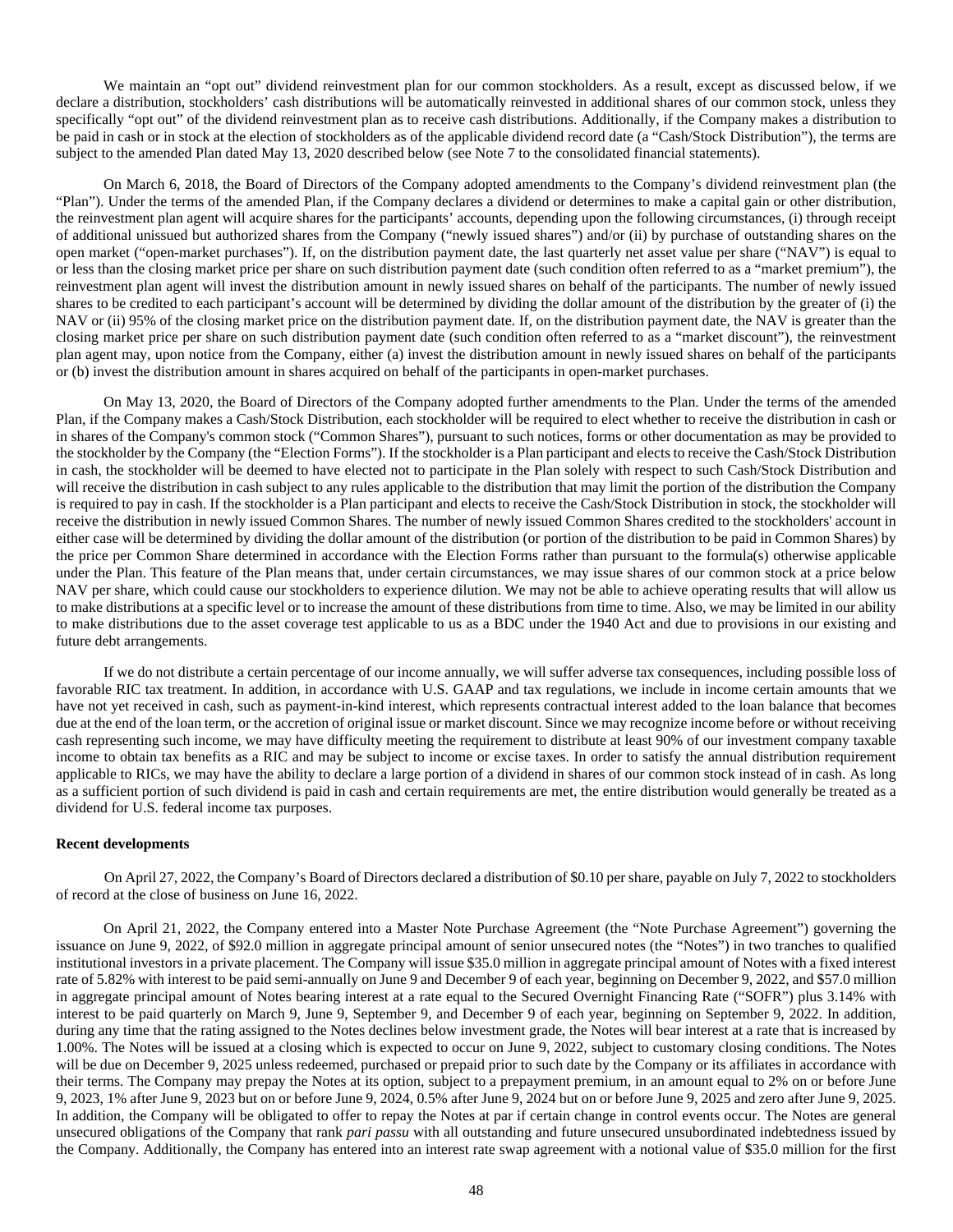We maintain an "opt out" dividend reinvestment plan for our common stockholders. As a result, except as discussed below, if we declare a distribution, stockholders' cash distributions will be automatically reinvested in additional shares of our common stock, unless they specifically "opt out" of the dividend reinvestment plan as to receive cash distributions. Additionally, if the Company makes a distribution to be paid in cash or in stock at the election of stockholders as of the applicable dividend record date (a "Cash/Stock Distribution"), the terms are subject to the amended Plan dated May 13, 2020 described below (see Note 7 to the consolidated financial statements).

On March 6, 2018, the Board of Directors of the Company adopted amendments to the Company's dividend reinvestment plan (the "Plan"). Under the terms of the amended Plan, if the Company declares a dividend or determines to make a capital gain or other distribution, the reinvestment plan agent will acquire shares for the participants' accounts, depending upon the following circumstances, (i) through receipt of additional unissued but authorized shares from the Company ("newly issued shares") and/or (ii) by purchase of outstanding shares on the open market ("open-market purchases"). If, on the distribution payment date, the last quarterly net asset value per share ("NAV") is equal to or less than the closing market price per share on such distribution payment date (such condition often referred to as a "market premium"), the reinvestment plan agent will invest the distribution amount in newly issued shares on behalf of the participants. The number of newly issued shares to be credited to each participant's account will be determined by dividing the dollar amount of the distribution by the greater of (i) the NAV or (ii) 95% of the closing market price on the distribution payment date. If, on the distribution payment date, the NAV is greater than the closing market price per share on such distribution payment date (such condition often referred to as a "market discount"), the reinvestment plan agent may, upon notice from the Company, either (a) invest the distribution amount in newly issued shares on behalf of the participants or (b) invest the distribution amount in shares acquired on behalf of the participants in open-market purchases.

On May 13, 2020, the Board of Directors of the Company adopted further amendments to the Plan. Under the terms of the amended Plan, if the Company makes a Cash/Stock Distribution, each stockholder will be required to elect whether to receive the distribution in cash or in shares of the Company's common stock ("Common Shares"), pursuant to such notices, forms or other documentation as may be provided to the stockholder by the Company (the "Election Forms"). If the stockholder is a Plan participant and elects to receive the Cash/Stock Distribution in cash, the stockholder will be deemed to have elected not to participate in the Plan solely with respect to such Cash/Stock Distribution and will receive the distribution in cash subject to any rules applicable to the distribution that may limit the portion of the distribution the Company is required to pay in cash. If the stockholder is a Plan participant and elects to receive the Cash/Stock Distribution in stock, the stockholder will receive the distribution in newly issued Common Shares. The number of newly issued Common Shares credited to the stockholders' account in either case will be determined by dividing the dollar amount of the distribution (or portion of the distribution to be paid in Common Shares) by the price per Common Share determined in accordance with the Election Forms rather than pursuant to the formula(s) otherwise applicable under the Plan. This feature of the Plan means that, under certain circumstances, we may issue shares of our common stock at a price below NAV per share, which could cause our stockholders to experience dilution. We may not be able to achieve operating results that will allow us to make distributions at a specific level or to increase the amount of these distributions from time to time. Also, we may be limited in our ability to make distributions due to the asset coverage test applicable to us as a BDC under the 1940 Act and due to provisions in our existing and future debt arrangements.

If we do not distribute a certain percentage of our income annually, we will suffer adverse tax consequences, including possible loss of favorable RIC tax treatment. In addition, in accordance with U.S. GAAP and tax regulations, we include in income certain amounts that we have not yet received in cash, such as payment-in-kind interest, which represents contractual interest added to the loan balance that becomes due at the end of the loan term, or the accretion of original issue or market discount. Since we may recognize income before or without receiving cash representing such income, we may have difficulty meeting the requirement to distribute at least 90% of our investment company taxable income to obtain tax benefits as a RIC and may be subject to income or excise taxes. In order to satisfy the annual distribution requirement applicable to RICs, we may have the ability to declare a large portion of a dividend in shares of our common stock instead of in cash. As long as a sufficient portion of such dividend is paid in cash and certain requirements are met, the entire distribution would generally be treated as a dividend for U.S. federal income tax purposes.

**Recent developments**

On April 27, 2022, the Company's Board of Directors declared a distribution of $0.10 per share, payable on July 7, 2022 to stockholders of record at the close of business on June 16, 2022.

On April 21, 2022, the Company entered into a Master Note Purchase Agreement (the "Note Purchase Agreement") governing the issuance on June 9, 2022, of $92.0 million in aggregate principal amount of senior unsecured notes (the "Notes") in two tranches to qualified institutional investors in a private placement. The Company will issue $35.0 million in aggregate principal amount of Notes with a fixed interest rate of 5.82% with interest to be paid semi-annually on June 9 and December 9 of each year, beginning on December 9, 2022, and $57.0 million in aggregate principal amount of Notes bearing interest at a rate equal to the Secured Overnight Financing Rate ("SOFR") plus 3.14% with interest to be paid quarterly on March 9, June 9, September 9, and December 9 of each year, beginning on September 9, 2022. In addition, during any time that the rating assigned to the Notes declines below investment grade, the Notes will bear interest at a rate that is increased by 1.00%. The Notes will be issued at a closing which is expected to occur on June 9, 2022, subject to customary closing conditions. The Notes will be due on December 9, 2025 unless redeemed, purchased or prepaid prior to such date by the Company or its affiliates in accordance with their terms. The Company may prepay the Notes at its option, subject to a prepayment premium, in an amount equal to 2% on or before June 9, 2023, 1% after June 9, 2023 but on or before June 9, 2024, 0.5% after June 9, 2024 but on or before June 9, 2025 and zero after June 9, 2025. In addition, the Company will be obligated to offer to repay the Notes at par if certain change in control events occur. The Notes are general unsecured obligations of the Company that rank *pari passu* with all outstanding and future unsecured unsubordinated indebtedness issued by the Company. Additionally, the Company has entered into an interest rate swap agreement with a notional value of $35.0 million for the first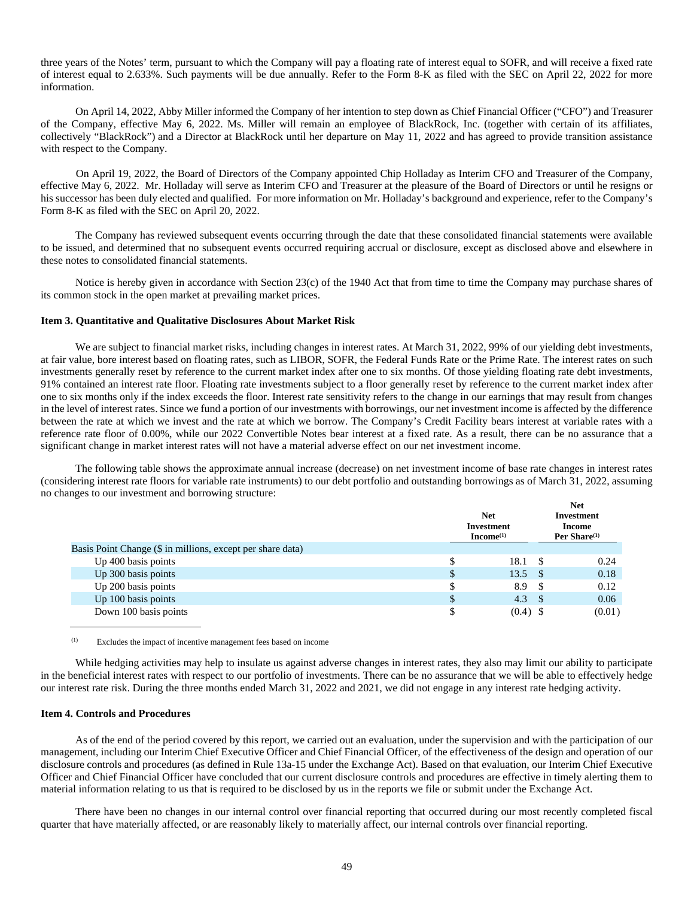three years of the Notes' term, pursuant to which the Company will pay a floating rate of interest equal to SOFR, and will receive a fixed rate of interest equal to 2.633%. Such payments will be due annually. Refer to the Form 8-K as filed with the SEC on April 22, 2022 for more information.

On April 14, 2022, Abby Miller informed the Company of her intention to step down as Chief Financial Officer ("CFO") and Treasurer of the Company, effective May 6, 2022. Ms. Miller will remain an employee of BlackRock, Inc. (together with certain of its affiliates, collectively "BlackRock") and a Director at BlackRock until her departure on May 11, 2022 and has agreed to provide transition assistance with respect to the Company.

On April 19, 2022, the Board of Directors of the Company appointed Chip Holladay as Interim CFO and Treasurer of the Company, effective May 6, 2022. Mr. Holladay will serve as Interim CFO and Treasurer at the pleasure of the Board of Directors or until he resigns or his successor has been duly elected and qualified. For more information on Mr. Holladay's background and experience, refer to the Company's Form 8-K as filed with the SEC on April 20, 2022.

The Company has reviewed subsequent events occurring through the date that these consolidated financial statements were available to be issued, and determined that no subsequent events occurred requiring accrual or disclosure, except as disclosed above and elsewhere in these notes to consolidated financial statements.

Notice is hereby given in accordance with Section 23(c) of the 1940 Act that from time to time the Company may purchase shares of its common stock in the open market at prevailing market prices.

**Item 3. Quantitative and Qualitative Disclosures About Market Risk**

We are subject to financial market risks, including changes in interest rates. At March 31, 2022, 99% of our yielding debt investments, at fair value, bore interest based on floating rates, such as LIBOR, SOFR, the Federal Funds Rate or the Prime Rate. The interest rates on such investments generally reset by reference to the current market index after one to six months. Of those yielding floating rate debt investments, 91% contained an interest rate floor. Floating rate investments subject to a floor generally reset by reference to the current market index after one to six months only if the index exceeds the floor. Interest rate sensitivity refers to the change in our earnings that may result from changes in the level of interest rates. Since we fund a portion of our investments with borrowings, our net investment income is affected by the difference between the rate at which we invest and the rate at which we borrow. The Company's Credit Facility bears interest at variable rates with a reference rate floor of 0.00%, while our 2022 Convertible Notes bear interest at a fixed rate. As a result, there can be no assurance that a significant change in market interest rates will not have a material adverse effect on our net investment income.

The following table shows the approximate annual increase (decrease) on net investment income of base rate changes in interest rates (considering interest rate floors for variable rate instruments) to our debt portfolio and outstanding borrowings as of March 31, 2022, assuming no changes to our investment and borrowing structure:

| Basis Point Change ($ in millions, except per share data) | Net Investment Income[(1)] | Net Investment Income Per Share[(1)] |
|---|---|---|
| Up 400 basis points | $ 18.1 | $ 0.24 |
| Up 300 basis points | $ 13.5 | $ 0.18 |
| Up 200 basis points | $ 8.9 | $ 0.12 |
| Up 100 basis points | $ 4.3 | $ 0.06 |
| Down 100 basis points | $ (0.4) | $ (0.01) |

(1) Excludes the impact of incentive management fees based on income

While hedging activities may help to insulate us against adverse changes in interest rates, they also may limit our ability to participate in the beneficial interest rates with respect to our portfolio of investments. There can be no assurance that we will be able to effectively hedge our interest rate risk. During the three months ended March 31, 2022 and 2021, we did not engage in any interest rate hedging activity.

**Item 4. Controls and Procedures**

As of the end of the period covered by this report, we carried out an evaluation, under the supervision and with the participation of our management, including our Interim Chief Executive Officer and Chief Financial Officer, of the effectiveness of the design and operation of our disclosure controls and procedures (as defined in Rule 13a-15 under the Exchange Act). Based on that evaluation, our Interim Chief Executive Officer and Chief Financial Officer have concluded that our current disclosure controls and procedures are effective in timely alerting them to material information relating to us that is required to be disclosed by us in the reports we file or submit under the Exchange Act.

There have been no changes in our internal control over financial reporting that occurred during our most recently completed fiscal quarter that have materially affected, or are reasonably likely to materially affect, our internal controls over financial reporting.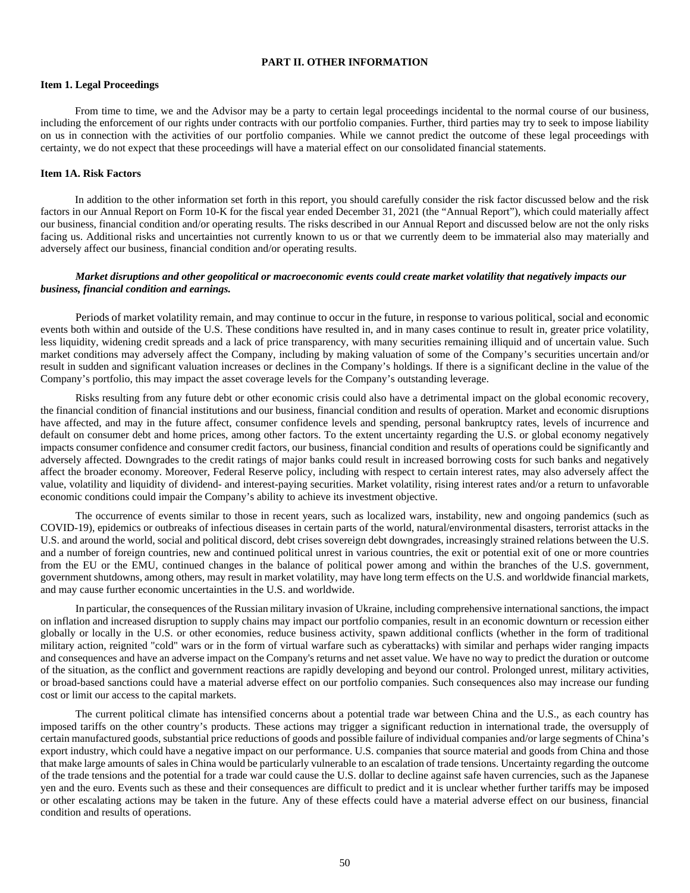# PART II. OTHER INFORMATION

## Item 1. Legal Proceedings

From time to time, we and the Advisor may be a party to certain legal proceedings incidental to the normal course of our business, including the enforcement of our rights under contracts with our portfolio companies. Further, third parties may try to seek to impose liability on us in connection with the activities of our portfolio companies. While we cannot predict the outcome of these legal proceedings with certainty, we do not expect that these proceedings will have a material effect on our consolidated financial statements.

## Item 1A. Risk Factors

In addition to the other information set forth in this report, you should carefully consider the risk factor discussed below and the risk factors in our Annual Report on Form 10-K for the fiscal year ended December 31, 2021 (the "Annual Report"), which could materially affect our business, financial condition and/or operating results. The risks described in our Annual Report and discussed below are not the only risks facing us. Additional risks and uncertainties not currently known to us or that we currently deem to be immaterial also may materially and adversely affect our business, financial condition and/or operating results.

***Market disruptions and other geopolitical or macroeconomic events could create market volatility that negatively impacts our business, financial condition and earnings.***

Periods of market volatility remain, and may continue to occur in the future, in response to various political, social and economic events both within and outside of the U.S. These conditions have resulted in, and in many cases continue to result in, greater price volatility, less liquidity, widening credit spreads and a lack of price transparency, with many securities remaining illiquid and of uncertain value. Such market conditions may adversely affect the Company, including by making valuation of some of the Company's securities uncertain and/or result in sudden and significant valuation increases or declines in the Company's holdings. If there is a significant decline in the value of the Company's portfolio, this may impact the asset coverage levels for the Company's outstanding leverage.

Risks resulting from any future debt or other economic crisis could also have a detrimental impact on the global economic recovery, the financial condition of financial institutions and our business, financial condition and results of operation. Market and economic disruptions have affected, and may in the future affect, consumer confidence levels and spending, personal bankruptcy rates, levels of incurrence and default on consumer debt and home prices, among other factors. To the extent uncertainty regarding the U.S. or global economy negatively impacts consumer confidence and consumer credit factors, our business, financial condition and results of operations could be significantly and adversely affected. Downgrades to the credit ratings of major banks could result in increased borrowing costs for such banks and negatively affect the broader economy. Moreover, Federal Reserve policy, including with respect to certain interest rates, may also adversely affect the value, volatility and liquidity of dividend- and interest-paying securities. Market volatility, rising interest rates and/or a return to unfavorable economic conditions could impair the Company's ability to achieve its investment objective.

The occurrence of events similar to those in recent years, such as localized wars, instability, new and ongoing pandemics (such as COVID-19), epidemics or outbreaks of infectious diseases in certain parts of the world, natural/environmental disasters, terrorist attacks in the U.S. and around the world, social and political discord, debt crises sovereign debt downgrades, increasingly strained relations between the U.S. and a number of foreign countries, new and continued political unrest in various countries, the exit or potential exit of one or more countries from the EU or the EMU, continued changes in the balance of political power among and within the branches of the U.S. government, government shutdowns, among others, may result in market volatility, may have long term effects on the U.S. and worldwide financial markets, and may cause further economic uncertainties in the U.S. and worldwide.

In particular, the consequences of the Russian military invasion of Ukraine, including comprehensive international sanctions, the impact on inflation and increased disruption to supply chains may impact our portfolio companies, result in an economic downturn or recession either globally or locally in the U.S. or other economies, reduce business activity, spawn additional conflicts (whether in the form of traditional military action, reignited "cold" wars or in the form of virtual warfare such as cyberattacks) with similar and perhaps wider ranging impacts and consequences and have an adverse impact on the Company's returns and net asset value. We have no way to predict the duration or outcome of the situation, as the conflict and government reactions are rapidly developing and beyond our control. Prolonged unrest, military activities, or broad-based sanctions could have a material adverse effect on our portfolio companies. Such consequences also may increase our funding cost or limit our access to the capital markets.

The current political climate has intensified concerns about a potential trade war between China and the U.S., as each country has imposed tariffs on the other country's products. These actions may trigger a significant reduction in international trade, the oversupply of certain manufactured goods, substantial price reductions of goods and possible failure of individual companies and/or large segments of China's export industry, which could have a negative impact on our performance. U.S. companies that source material and goods from China and those that make large amounts of sales in China would be particularly vulnerable to an escalation of trade tensions. Uncertainty regarding the outcome of the trade tensions and the potential for a trade war could cause the U.S. dollar to decline against safe haven currencies, such as the Japanese yen and the euro. Events such as these and their consequences are difficult to predict and it is unclear whether further tariffs may be imposed or other escalating actions may be taken in the future. Any of these effects could have a material adverse effect on our business, financial condition and results of operations.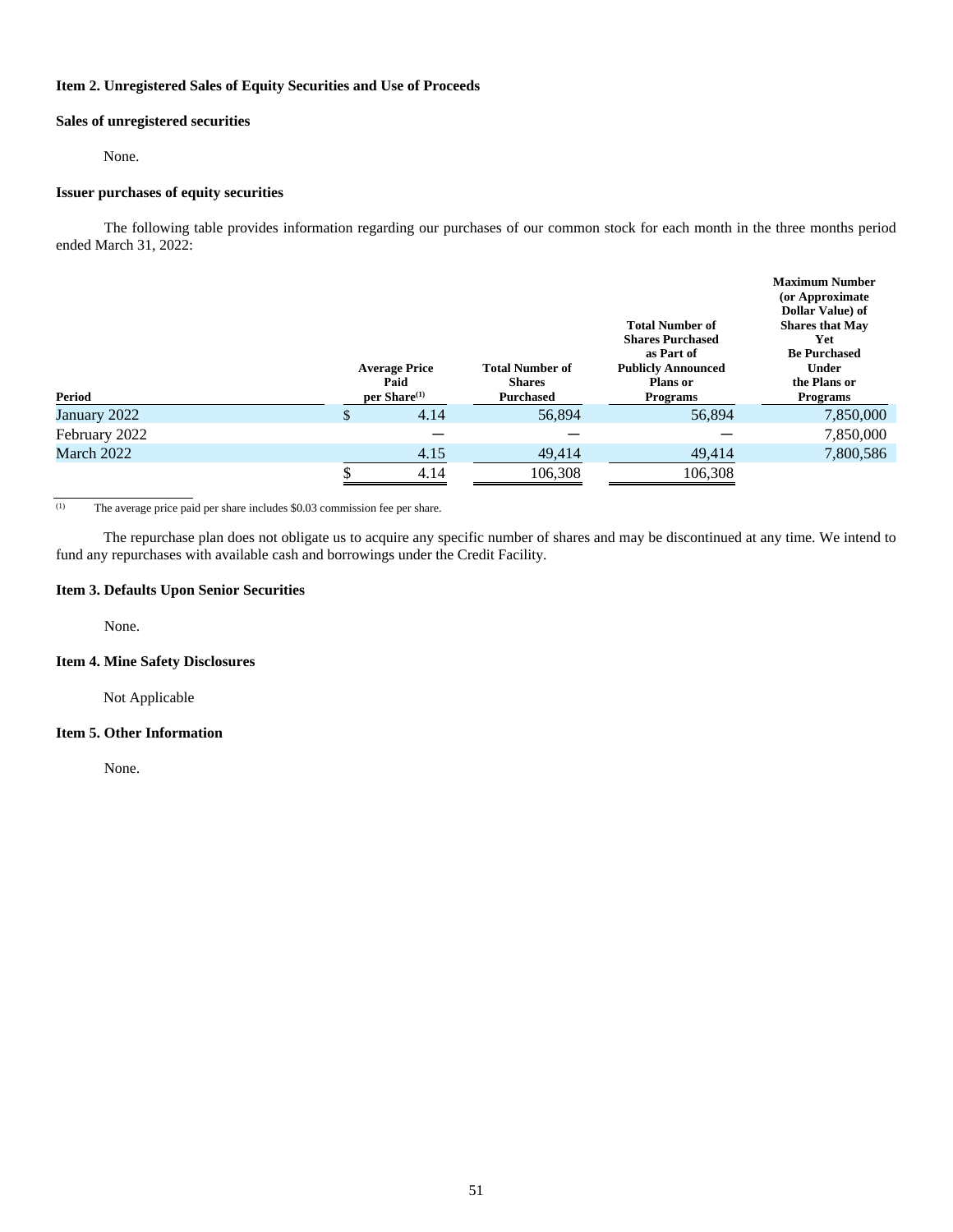### Item 2. Unregistered Sales of Equity Securities and Use of Proceeds

**Sales of unregistered securities**

None.

**Issuer purchases of equity securities**

The following table provides information regarding our purchases of our common stock for each month in the three months period ended March 31, 2022:

| Period | Average Price Paid per Share[(1)] | Total Number of Shares Purchased | Total Number of Shares Purchased as Part of Publicly Announced Plans or Programs | Maximum Number (or Approximate Dollar Value) of Shares that May Yet Be Purchased Under the Plans or Programs |
|---|---|---|---|---|
| January 2022 | $ 4.14 | 56,894 | 56,894 | 7,850,000 |
| February 2022 | — | — | — | 7,850,000 |
| March 2022 | 4.15 | 49,414 | 49,414 | 7,800,586 |
| | $ 4.14 | 106,308 | 106,308 | |

(1) The average price paid per share includes $0.03 commission fee per share.

The repurchase plan does not obligate us to acquire any specific number of shares and may be discontinued at any time. We intend to fund any repurchases with available cash and borrowings under the Credit Facility.

### Item 3. Defaults Upon Senior Securities

None.

### Item 4. Mine Safety Disclosures

Not Applicable

### Item 5. Other Information

None.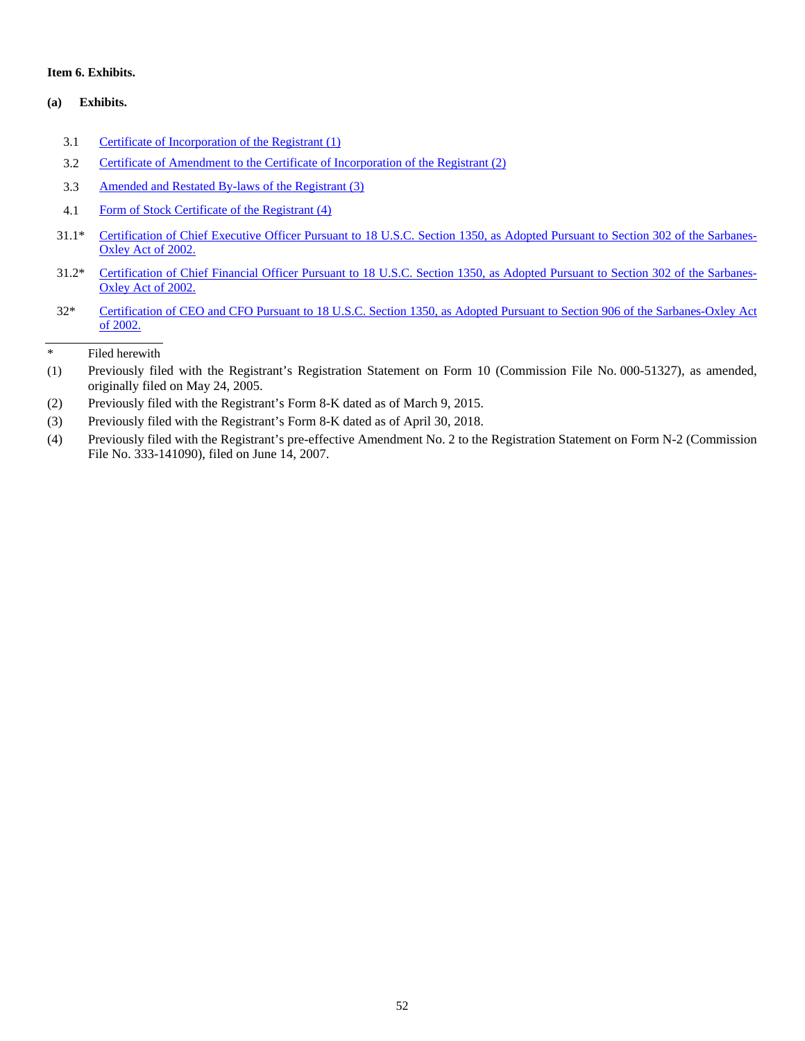**Item 6. Exhibits.**

**(a) Exhibits.**

| | |
|---|---|
| 3.1 | Certificate of Incorporation of the Registrant (1) |
| 3.2 | Certificate of Amendment to the Certificate of Incorporation of the Registrant (2) |
| 3.3 | Amended and Restated By-laws of the Registrant (3) |
| 4.1 | Form of Stock Certificate of the Registrant (4) |
| 31.1* | Certification of Chief Executive Officer Pursuant to 18 U.S.C. Section 1350, as Adopted Pursuant to Section 302 of the Sarbanes-Oxley Act of 2002. |
| 31.2* | Certification of Chief Financial Officer Pursuant to 18 U.S.C. Section 1350, as Adopted Pursuant to Section 302 of the Sarbanes-Oxley Act of 2002. |
| 32* | Certification of CEO and CFO Pursuant to 18 U.S.C. Section 1350, as Adopted Pursuant to Section 906 of the Sarbanes-Oxley Act of 2002. |

---

\* Filed herewith

(1) Previously filed with the Registrant's Registration Statement on Form 10 (Commission File No. 000-51327), as amended, originally filed on May 24, 2005.

(2) Previously filed with the Registrant's Form 8-K dated as of March 9, 2015.

(3) Previously filed with the Registrant's Form 8-K dated as of April 30, 2018.

(4) Previously filed with the Registrant's pre-effective Amendment No. 2 to the Registration Statement on Form N-2 (Commission File No. 333-141090), filed on June 14, 2007.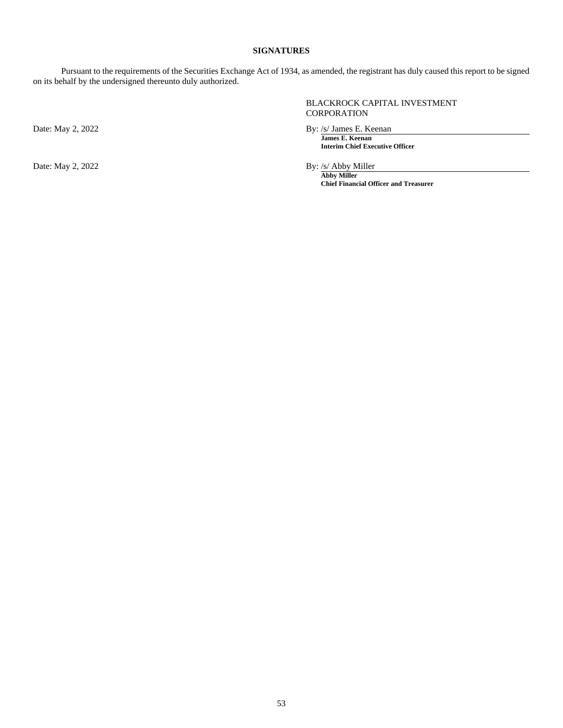## SIGNATURES

Pursuant to the requirements of the Securities Exchange Act of 1934, as amended, the registrant has duly caused this report to be signed on its behalf by the undersigned thereunto duly authorized.

BLACKROCK CAPITAL INVESTMENT CORPORATION

Date: May 2, 2022

By: /s/ James E. Keenan

**James E. Keenan**
**Interim Chief Executive Officer**

Date: May 2, 2022

By: /s/ Abby Miller

**Abby Miller**
**Chief Financial Officer and Treasurer**